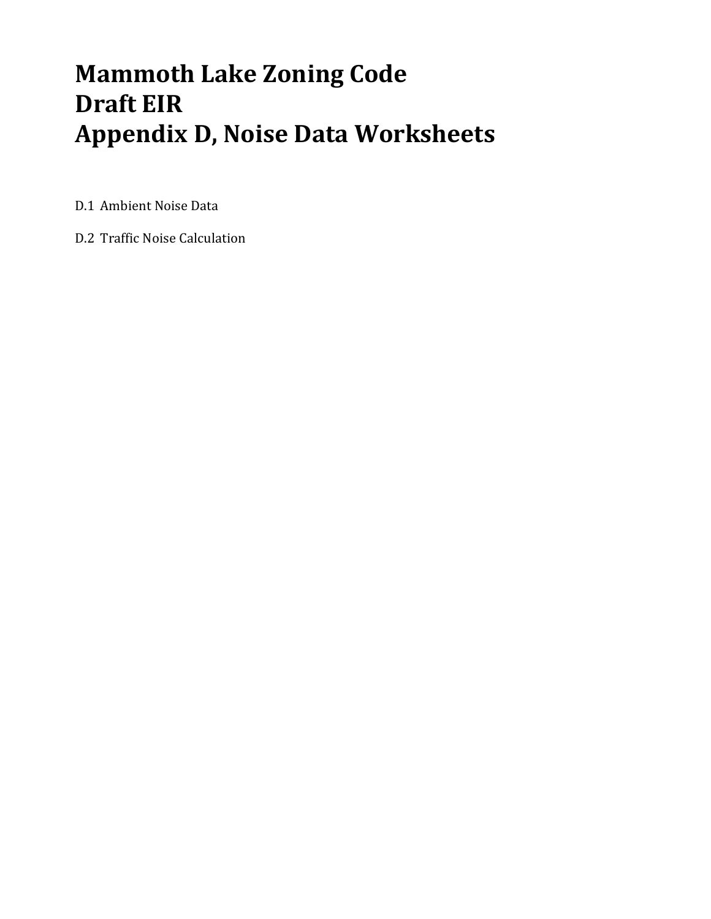# Mammoth Lake Zoning Code
# Draft EIR
# Appendix D, Noise Data Worksheets

D.1 Ambient Noise Data

D.2 Traffic Noise Calculation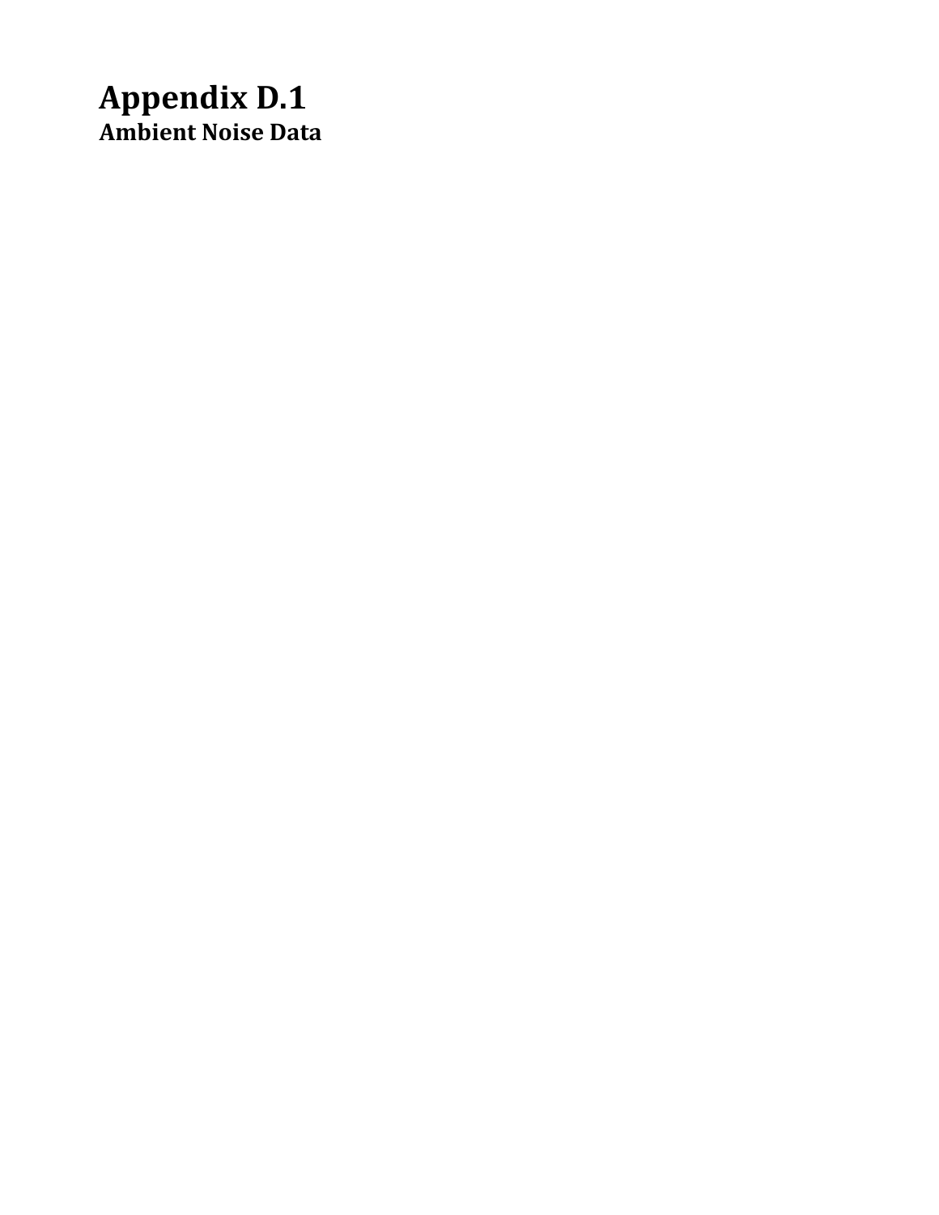# Appendix D.1

## Ambient Noise Data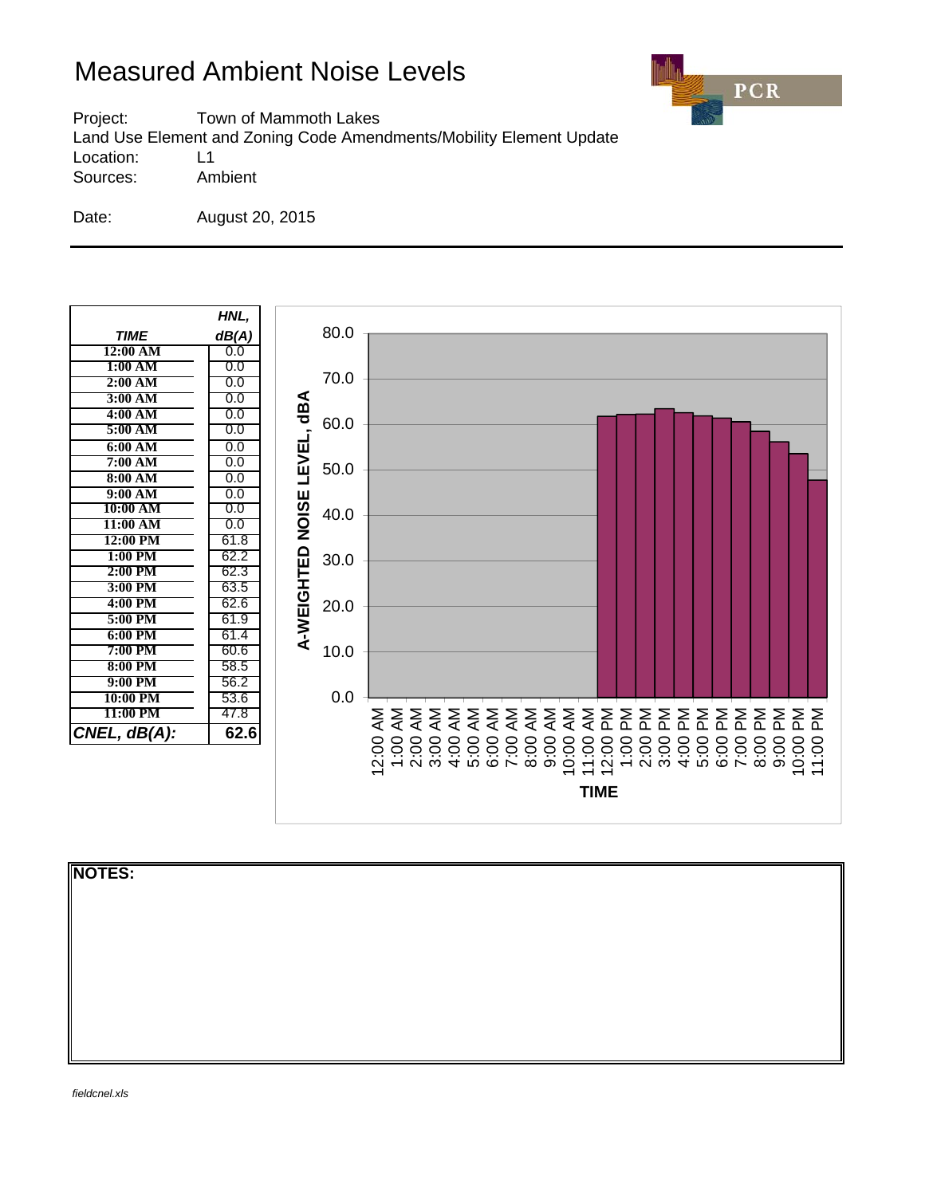# Measured Ambient Noise Levels

Project: Town of Mammoth Lakes
Land Use Element and Zoning Code Amendments/Mobility Element Update
Location: L1
Sources: Ambient

Date: August 20, 2015

| *TIME* | *HNL, dB(A)* |
|---|---|
| 12:00 AM | 0.0 |
| 1:00 AM | 0.0 |
| 2:00 AM | 0.0 |
| 3:00 AM | 0.0 |
| 4:00 AM | 0.0 |
| 5:00 AM | 0.0 |
| 6:00 AM | 0.0 |
| 7:00 AM | 0.0 |
| 8:00 AM | 0.0 |
| 9:00 AM | 0.0 |
| 10:00 AM | 0.0 |
| 11:00 AM | 0.0 |
| 12:00 PM | 61.8 |
| 1:00 PM | 62.2 |
| 2:00 PM | 62.3 |
| 3:00 PM | 63.5 |
| 4:00 PM | 62.6 |
| 5:00 PM | 61.9 |
| 6:00 PM | 61.4 |
| 7:00 PM | 60.6 |
| 8:00 PM | 58.5 |
| 9:00 PM | 56.2 |
| 10:00 PM | 53.6 |
| 11:00 PM | 47.8 |
| ***CNEL, dB(A):*** | **62.6** |

**NOTES:**

*fieldcnel.xls*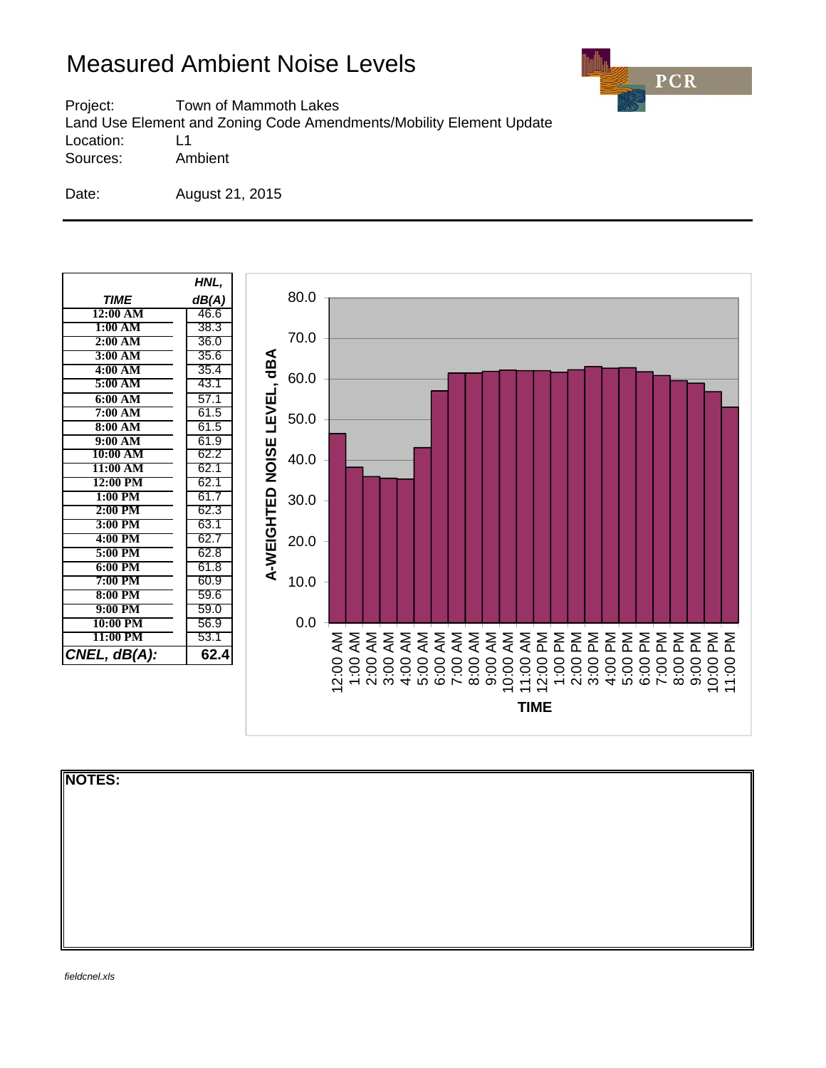# Measured Ambient Noise Levels

Project: Town of Mammoth Lakes
Land Use Element and Zoning Code Amendments/Mobility Element Update
Location: L1
Sources: Ambient

Date: August 21, 2015

| *TIME* | *HNL, dB(A)* |
|---|---|
| 12:00 AM | 46.6 |
| 1:00 AM | 38.3 |
| 2:00 AM | 36.0 |
| 3:00 AM | 35.6 |
| 4:00 AM | 35.4 |
| 5:00 AM | 43.1 |
| 6:00 AM | 57.1 |
| 7:00 AM | 61.5 |
| 8:00 AM | 61.5 |
| 9:00 AM | 61.9 |
| 10:00 AM | 62.2 |
| 11:00 AM | 62.1 |
| 12:00 PM | 62.1 |
| 1:00 PM | 61.7 |
| 2:00 PM | 62.3 |
| 3:00 PM | 63.1 |
| 4:00 PM | 62.7 |
| 5:00 PM | 62.8 |
| 6:00 PM | 61.8 |
| 7:00 PM | 60.9 |
| 8:00 PM | 59.6 |
| 9:00 PM | 59.0 |
| 10:00 PM | 56.9 |
| 11:00 PM | 53.1 |
| ***CNEL, dB(A):*** | **62.4** |

**NOTES:**

*fieldcnel.xls*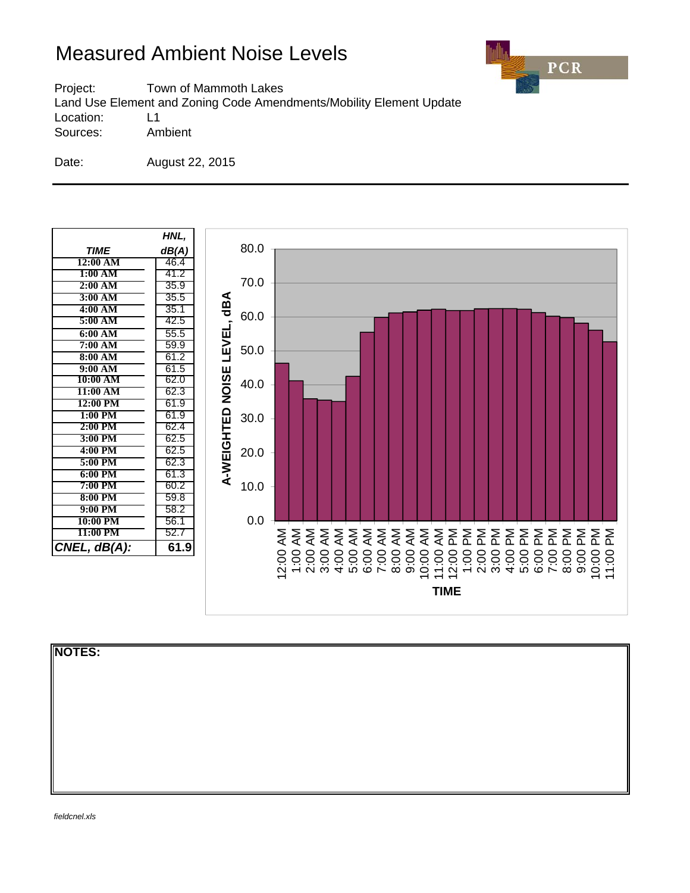# Measured Ambient Noise Levels

Project: Town of Mammoth Lakes
Land Use Element and Zoning Code Amendments/Mobility Element Update
Location: L1
Sources: Ambient

Date: August 22, 2015

| *TIME* | *HNL, dB(A)* |
|---|---|
| 12:00 AM | 46.4 |
| 1:00 AM | 41.2 |
| 2:00 AM | 35.9 |
| 3:00 AM | 35.5 |
| 4:00 AM | 35.1 |
| 5:00 AM | 42.5 |
| 6:00 AM | 55.5 |
| 7:00 AM | 59.9 |
| 8:00 AM | 61.2 |
| 9:00 AM | 61.5 |
| 10:00 AM | 62.0 |
| 11:00 AM | 62.3 |
| 12:00 PM | 61.9 |
| 1:00 PM | 61.9 |
| 2:00 PM | 62.4 |
| 3:00 PM | 62.5 |
| 4:00 PM | 62.5 |
| 5:00 PM | 62.3 |
| 6:00 PM | 61.3 |
| 7:00 PM | 60.2 |
| 8:00 PM | 59.8 |
| 9:00 PM | 58.2 |
| 10:00 PM | 56.1 |
| 11:00 PM | 52.7 |
| ***CNEL, dB(A):*** | **61.9** |

**NOTES:**

fieldcnel.xls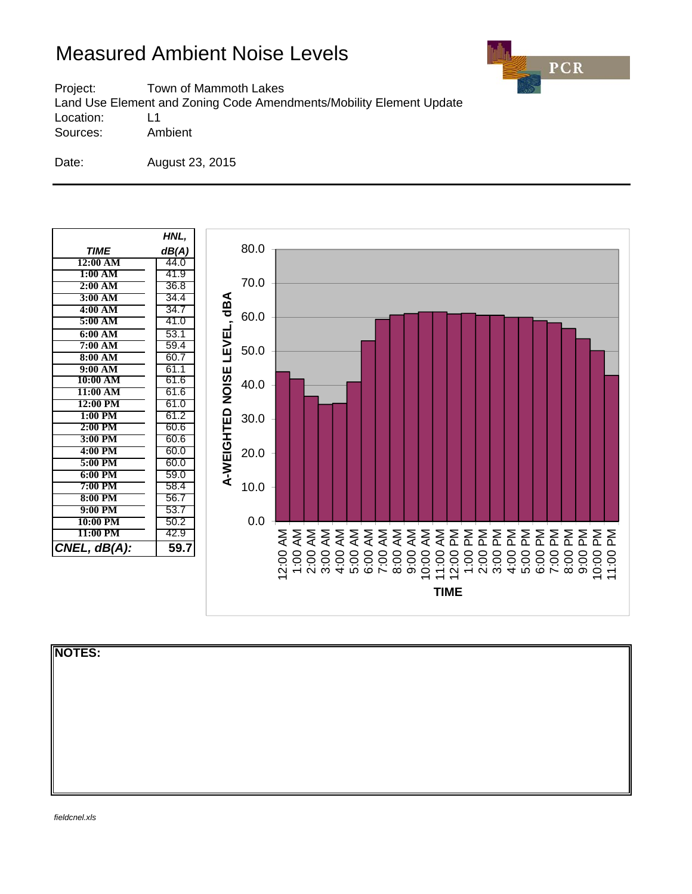# Measured Ambient Noise Levels

Project: Town of Mammoth Lakes
Land Use Element and Zoning Code Amendments/Mobility Element Update
Location: L1
Sources: Ambient

Date: August 23, 2015

| *TIME* | *HNL, dB(A)* |
|---|---|
| 12:00 AM | 44.0 |
| 1:00 AM | 41.9 |
| 2:00 AM | 36.8 |
| 3:00 AM | 34.4 |
| 4:00 AM | 34.7 |
| 5:00 AM | 41.0 |
| 6:00 AM | 53.1 |
| 7:00 AM | 59.4 |
| 8:00 AM | 60.7 |
| 9:00 AM | 61.1 |
| 10:00 AM | 61.6 |
| 11:00 AM | 61.6 |
| 12:00 PM | 61.0 |
| 1:00 PM | 61.2 |
| 2:00 PM | 60.6 |
| 3:00 PM | 60.6 |
| 4:00 PM | 60.0 |
| 5:00 PM | 60.0 |
| 6:00 PM | 59.0 |
| 7:00 PM | 58.4 |
| 8:00 PM | 56.7 |
| 9:00 PM | 53.7 |
| 10:00 PM | 50.2 |
| 11:00 PM | 42.9 |
| ***CNEL, dB(A):*** | **59.7** |

**NOTES:**

*fieldcnel.xls*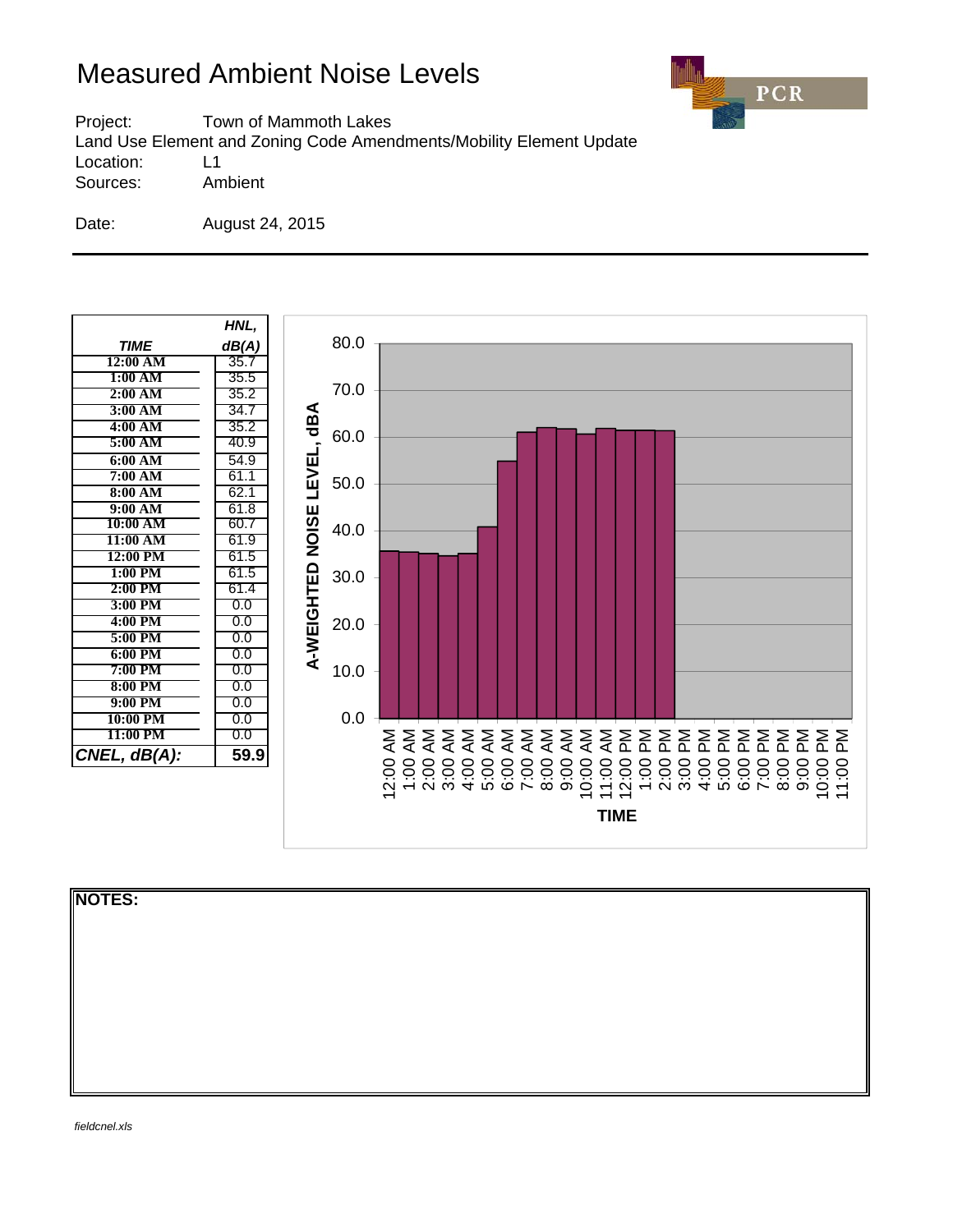# Measured Ambient Noise Levels

Project: Town of Mammoth Lakes
Land Use Element and Zoning Code Amendments/Mobility Element Update
Location: L1
Sources: Ambient

Date: August 24, 2015

| *TIME* | *HNL, dB(A)* |
|---|---|
| 12:00 AM | 35.7 |
| 1:00 AM | 35.5 |
| 2:00 AM | 35.2 |
| 3:00 AM | 34.7 |
| 4:00 AM | 35.2 |
| 5:00 AM | 40.9 |
| 6:00 AM | 54.9 |
| 7:00 AM | 61.1 |
| 8:00 AM | 62.1 |
| 9:00 AM | 61.8 |
| 10:00 AM | 60.7 |
| 11:00 AM | 61.9 |
| 12:00 PM | 61.5 |
| 1:00 PM | 61.5 |
| 2:00 PM | 61.4 |
| 3:00 PM | 0.0 |
| 4:00 PM | 0.0 |
| 5:00 PM | 0.0 |
| 6:00 PM | 0.0 |
| 7:00 PM | 0.0 |
| 8:00 PM | 0.0 |
| 9:00 PM | 0.0 |
| 10:00 PM | 0.0 |
| 11:00 PM | 0.0 |
| ***CNEL, dB(A):*** | **59.9** |

**NOTES:**

*fieldcnel.xls*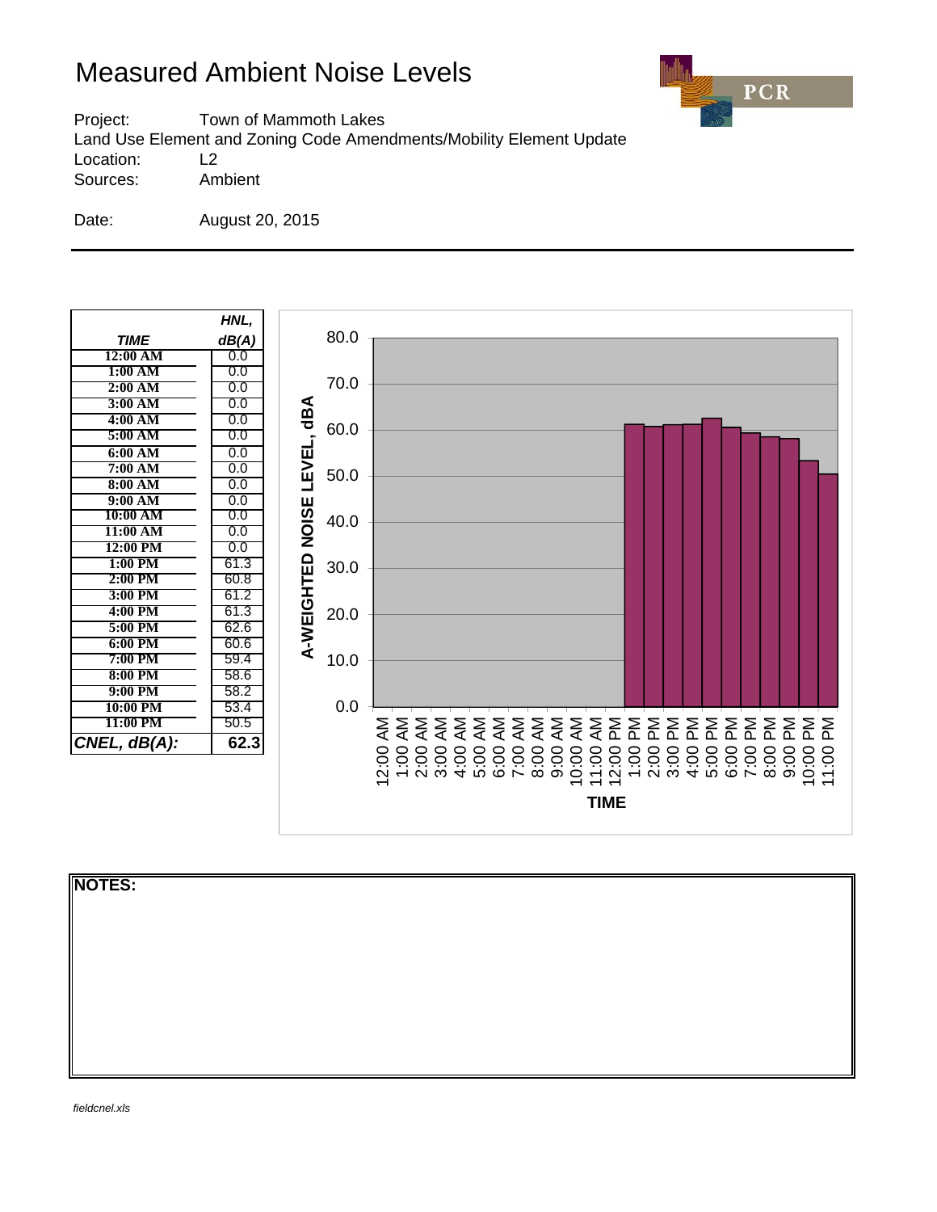# Measured Ambient Noise Levels

Project: Town of Mammoth Lakes
Land Use Element and Zoning Code Amendments/Mobility Element Update
Location: L2
Sources: Ambient

Date: August 20, 2015

| *TIME* | *HNL, dB(A)* |
|---|---|
| 12:00 AM | 0.0 |
| 1:00 AM | 0.0 |
| 2:00 AM | 0.0 |
| 3:00 AM | 0.0 |
| 4:00 AM | 0.0 |
| 5:00 AM | 0.0 |
| 6:00 AM | 0.0 |
| 7:00 AM | 0.0 |
| 8:00 AM | 0.0 |
| 9:00 AM | 0.0 |
| 10:00 AM | 0.0 |
| 11:00 AM | 0.0 |
| 12:00 PM | 0.0 |
| 1:00 PM | 61.3 |
| 2:00 PM | 60.8 |
| 3:00 PM | 61.2 |
| 4:00 PM | 61.3 |
| 5:00 PM | 62.6 |
| 6:00 PM | 60.6 |
| 7:00 PM | 59.4 |
| 8:00 PM | 58.6 |
| 9:00 PM | 58.2 |
| 10:00 PM | 53.4 |
| 11:00 PM | 50.5 |
| ***CNEL, dB(A):*** | **62.3** |

**NOTES:**

*fieldcnel.xls*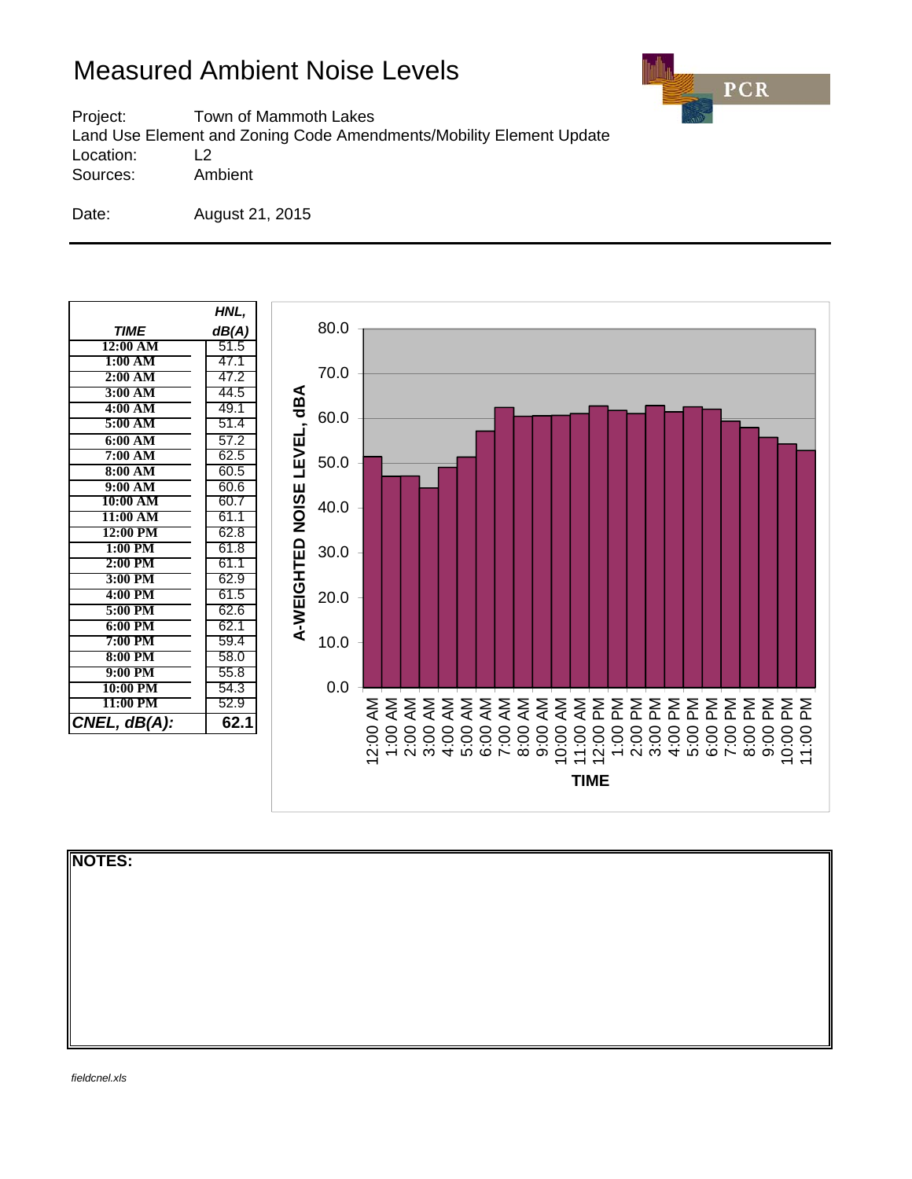# Measured Ambient Noise Levels

Project: Town of Mammoth Lakes
Land Use Element and Zoning Code Amendments/Mobility Element Update
Location: L2
Sources: Ambient

Date: August 21, 2015

| *TIME* | *HNL, dB(A)* |
|---|---|
| 12:00 AM | 51.5 |
| 1:00 AM | 47.1 |
| 2:00 AM | 47.2 |
| 3:00 AM | 44.5 |
| 4:00 AM | 49.1 |
| 5:00 AM | 51.4 |
| 6:00 AM | 57.2 |
| 7:00 AM | 62.5 |
| 8:00 AM | 60.5 |
| 9:00 AM | 60.6 |
| 10:00 AM | 60.7 |
| 11:00 AM | 61.1 |
| 12:00 PM | 62.8 |
| 1:00 PM | 61.8 |
| 2:00 PM | 61.1 |
| 3:00 PM | 62.9 |
| 4:00 PM | 61.5 |
| 5:00 PM | 62.6 |
| 6:00 PM | 62.1 |
| 7:00 PM | 59.4 |
| 8:00 PM | 58.0 |
| 9:00 PM | 55.8 |
| 10:00 PM | 54.3 |
| 11:00 PM | 52.9 |
| ***CNEL, dB(A):*** | **62.1** |

**NOTES:**

*fieldcnel.xls*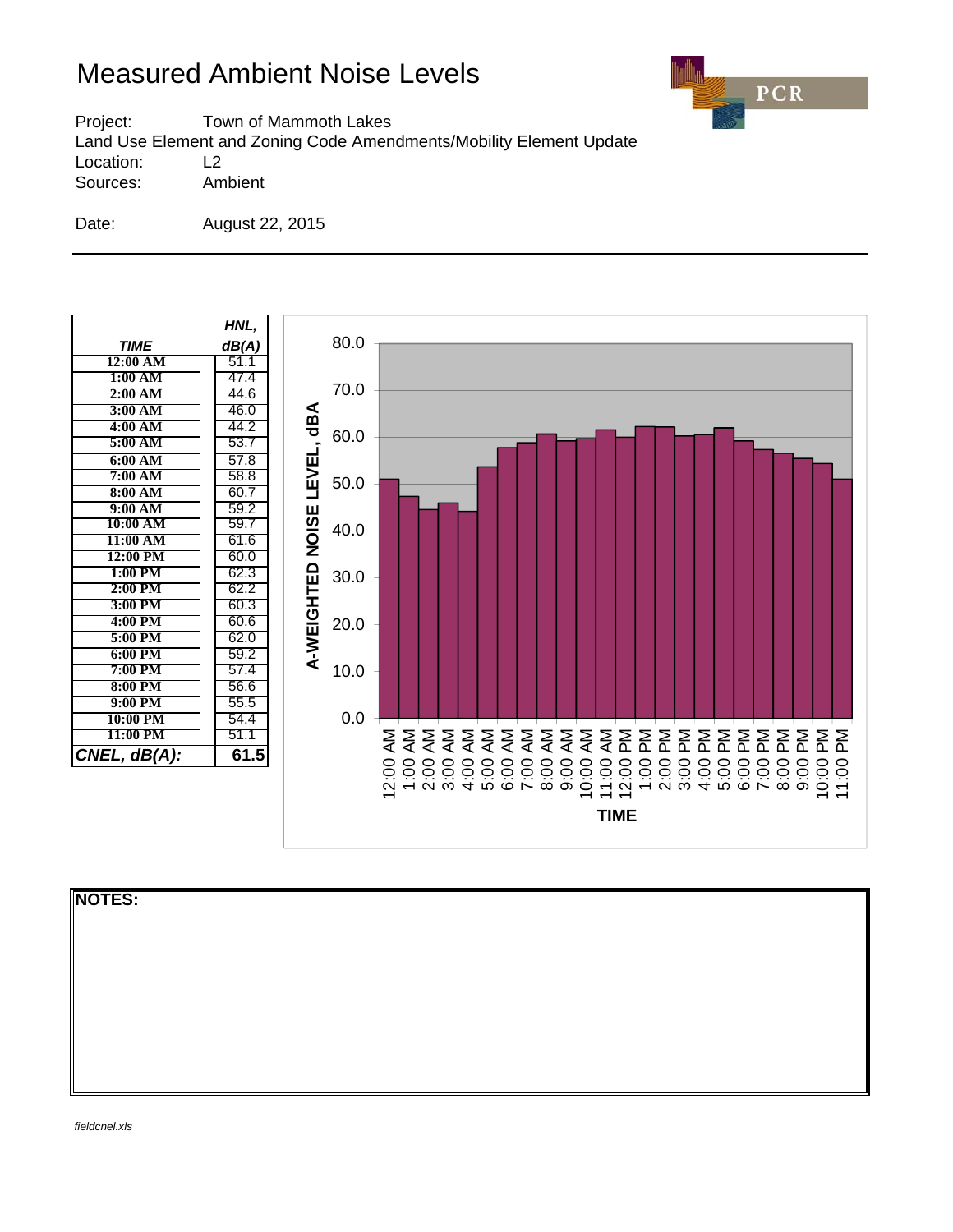# Measured Ambient Noise Levels

Project: Town of Mammoth Lakes
Land Use Element and Zoning Code Amendments/Mobility Element Update
Location: L2
Sources: Ambient

Date: August 22, 2015

| TIME | HNL, dB(A) |
|---|---|
| 12:00 AM | 51.1 |
| 1:00 AM | 47.4 |
| 2:00 AM | 44.6 |
| 3:00 AM | 46.0 |
| 4:00 AM | 44.2 |
| 5:00 AM | 53.7 |
| 6:00 AM | 57.8 |
| 7:00 AM | 58.8 |
| 8:00 AM | 60.7 |
| 9:00 AM | 59.2 |
| 10:00 AM | 59.7 |
| 11:00 AM | 61.6 |
| 12:00 PM | 60.0 |
| 1:00 PM | 62.3 |
| 2:00 PM | 62.2 |
| 3:00 PM | 60.3 |
| 4:00 PM | 60.6 |
| 5:00 PM | 62.0 |
| 6:00 PM | 59.2 |
| 7:00 PM | 57.4 |
| 8:00 PM | 56.6 |
| 9:00 PM | 55.5 |
| 10:00 PM | 54.4 |
| 11:00 PM | 51.1 |
| *CNEL, dB(A):* | **61.5** |

**NOTES:**

*fieldcnel.xls*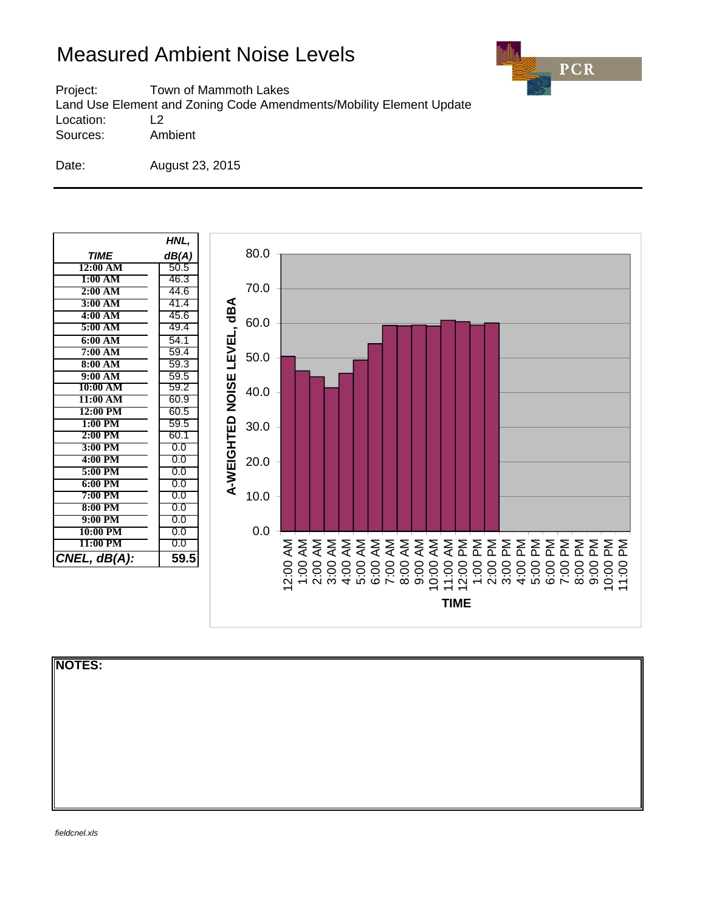# Measured Ambient Noise Levels

Project: Town of Mammoth Lakes
Land Use Element and Zoning Code Amendments/Mobility Element Update
Location: L2
Sources: Ambient

Date: August 23, 2015

| *TIME* | *HNL, dB(A)* |
|---|---|
| 12:00 AM | 50.5 |
| 1:00 AM | 46.3 |
| 2:00 AM | 44.6 |
| 3:00 AM | 41.4 |
| 4:00 AM | 45.6 |
| 5:00 AM | 49.4 |
| 6:00 AM | 54.1 |
| 7:00 AM | 59.4 |
| 8:00 AM | 59.3 |
| 9:00 AM | 59.5 |
| 10:00 AM | 59.2 |
| 11:00 AM | 60.9 |
| 12:00 PM | 60.5 |
| 1:00 PM | 59.5 |
| 2:00 PM | 60.1 |
| 3:00 PM | 0.0 |
| 4:00 PM | 0.0 |
| 5:00 PM | 0.0 |
| 6:00 PM | 0.0 |
| 7:00 PM | 0.0 |
| 8:00 PM | 0.0 |
| 9:00 PM | 0.0 |
| 10:00 PM | 0.0 |
| 11:00 PM | 0.0 |
| ***CNEL, dB(A):*** | **59.5** |

**NOTES:**

*fieldcnel.xls*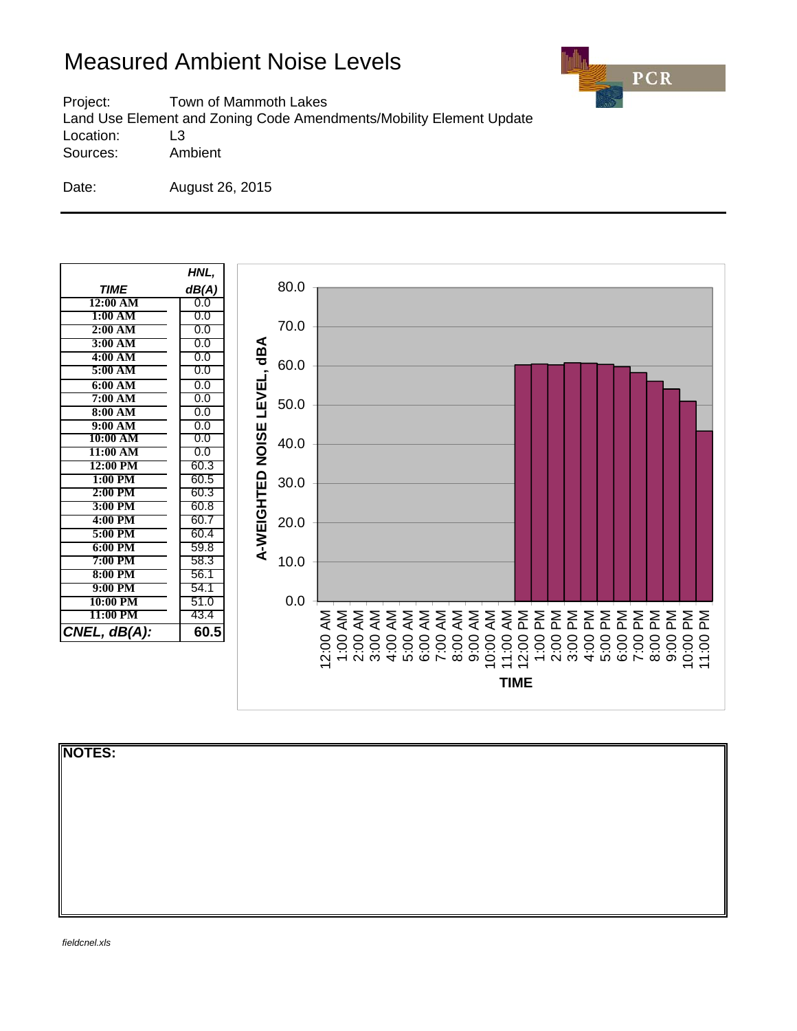# Measured Ambient Noise Levels

Project: Town of Mammoth Lakes
Land Use Element and Zoning Code Amendments/Mobility Element Update
Location: L3
Sources: Ambient

Date: August 26, 2015

| *TIME* | *HNL, dB(A)* |
|---|---|
| 12:00 AM | 0.0 |
| 1:00 AM | 0.0 |
| 2:00 AM | 0.0 |
| 3:00 AM | 0.0 |
| 4:00 AM | 0.0 |
| 5:00 AM | 0.0 |
| 6:00 AM | 0.0 |
| 7:00 AM | 0.0 |
| 8:00 AM | 0.0 |
| 9:00 AM | 0.0 |
| 10:00 AM | 0.0 |
| 11:00 AM | 0.0 |
| 12:00 PM | 60.3 |
| 1:00 PM | 60.5 |
| 2:00 PM | 60.3 |
| 3:00 PM | 60.8 |
| 4:00 PM | 60.7 |
| 5:00 PM | 60.4 |
| 6:00 PM | 59.8 |
| 7:00 PM | 58.3 |
| 8:00 PM | 56.1 |
| 9:00 PM | 54.1 |
| 10:00 PM | 51.0 |
| 11:00 PM | 43.4 |
| ***CNEL, dB(A):*** | **60.5** |

**NOTES:**

*fieldcnel.xls*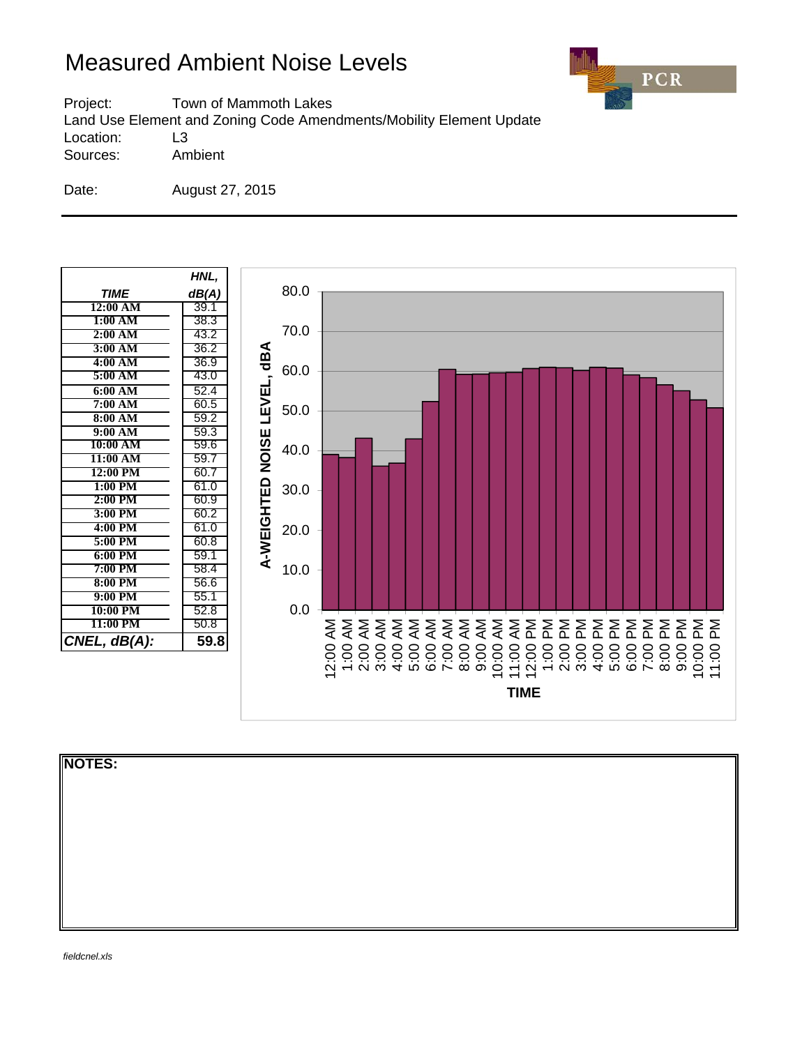# Measured Ambient Noise Levels

Project: Town of Mammoth Lakes
Land Use Element and Zoning Code Amendments/Mobility Element Update
Location: L3
Sources: Ambient

Date: August 27, 2015

| *TIME* | *HNL, dB(A)* |
|---|---|
| 12:00 AM | 39.1 |
| 1:00 AM | 38.3 |
| 2:00 AM | 43.2 |
| 3:00 AM | 36.2 |
| 4:00 AM | 36.9 |
| 5:00 AM | 43.0 |
| 6:00 AM | 52.4 |
| 7:00 AM | 60.5 |
| 8:00 AM | 59.2 |
| 9:00 AM | 59.3 |
| 10:00 AM | 59.6 |
| 11:00 AM | 59.7 |
| 12:00 PM | 60.7 |
| 1:00 PM | 61.0 |
| 2:00 PM | 60.9 |
| 3:00 PM | 60.2 |
| 4:00 PM | 61.0 |
| 5:00 PM | 60.8 |
| 6:00 PM | 59.1 |
| 7:00 PM | 58.4 |
| 8:00 PM | 56.6 |
| 9:00 PM | 55.1 |
| 10:00 PM | 52.8 |
| 11:00 PM | 50.8 |
| ***CNEL, dB(A):*** | **59.8** |

**NOTES:**

*fieldcnel.xls*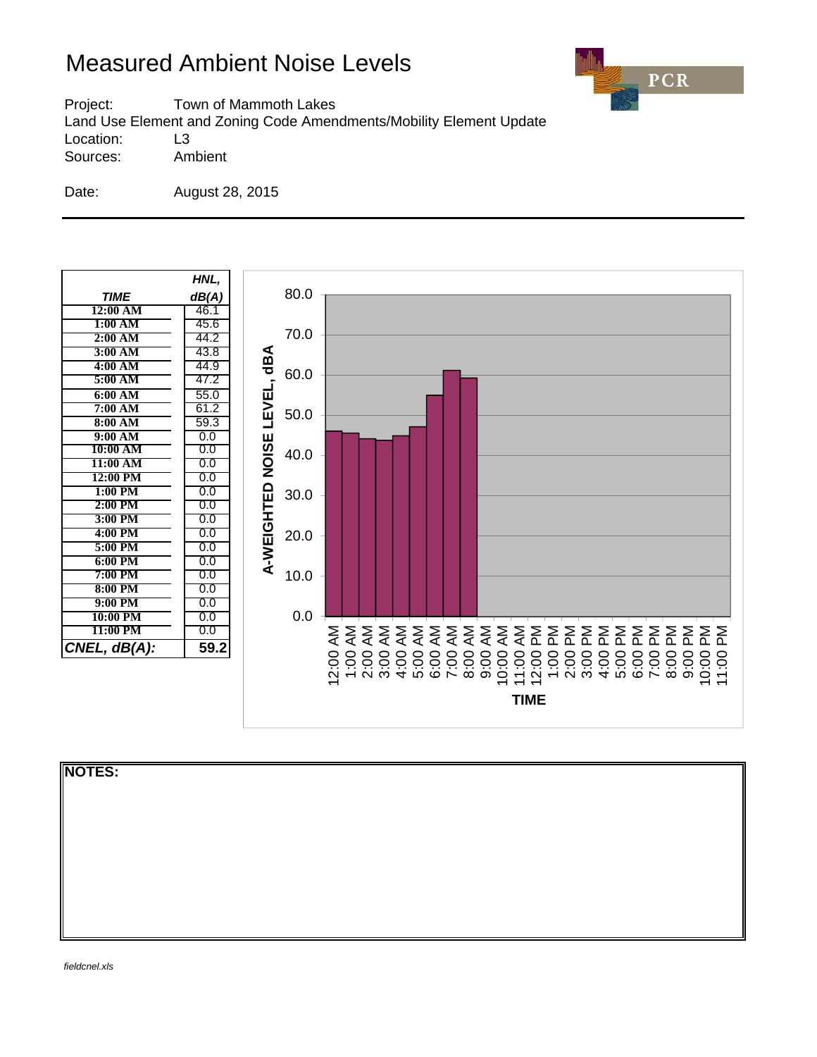# Measured Ambient Noise Levels

Project: Town of Mammoth Lakes
Land Use Element and Zoning Code Amendments/Mobility Element Update
Location: L3
Sources: Ambient

Date: August 28, 2015

| TIME | HNL, dB(A) |
|---|---|
| 12:00 AM | 46.1 |
| 1:00 AM | 45.6 |
| 2:00 AM | 44.2 |
| 3:00 AM | 43.8 |
| 4:00 AM | 44.9 |
| 5:00 AM | 47.2 |
| 6:00 AM | 55.0 |
| 7:00 AM | 61.2 |
| 8:00 AM | 59.3 |
| 9:00 AM | 0.0 |
| 10:00 AM | 0.0 |
| 11:00 AM | 0.0 |
| 12:00 PM | 0.0 |
| 1:00 PM | 0.0 |
| 2:00 PM | 0.0 |
| 3:00 PM | 0.0 |
| 4:00 PM | 0.0 |
| 5:00 PM | 0.0 |
| 6:00 PM | 0.0 |
| 7:00 PM | 0.0 |
| 8:00 PM | 0.0 |
| 9:00 PM | 0.0 |
| 10:00 PM | 0.0 |
| 11:00 PM | 0.0 |
| ***CNEL, dB(A):*** | **59.2** |

**NOTES:**

*fieldcnel.xls*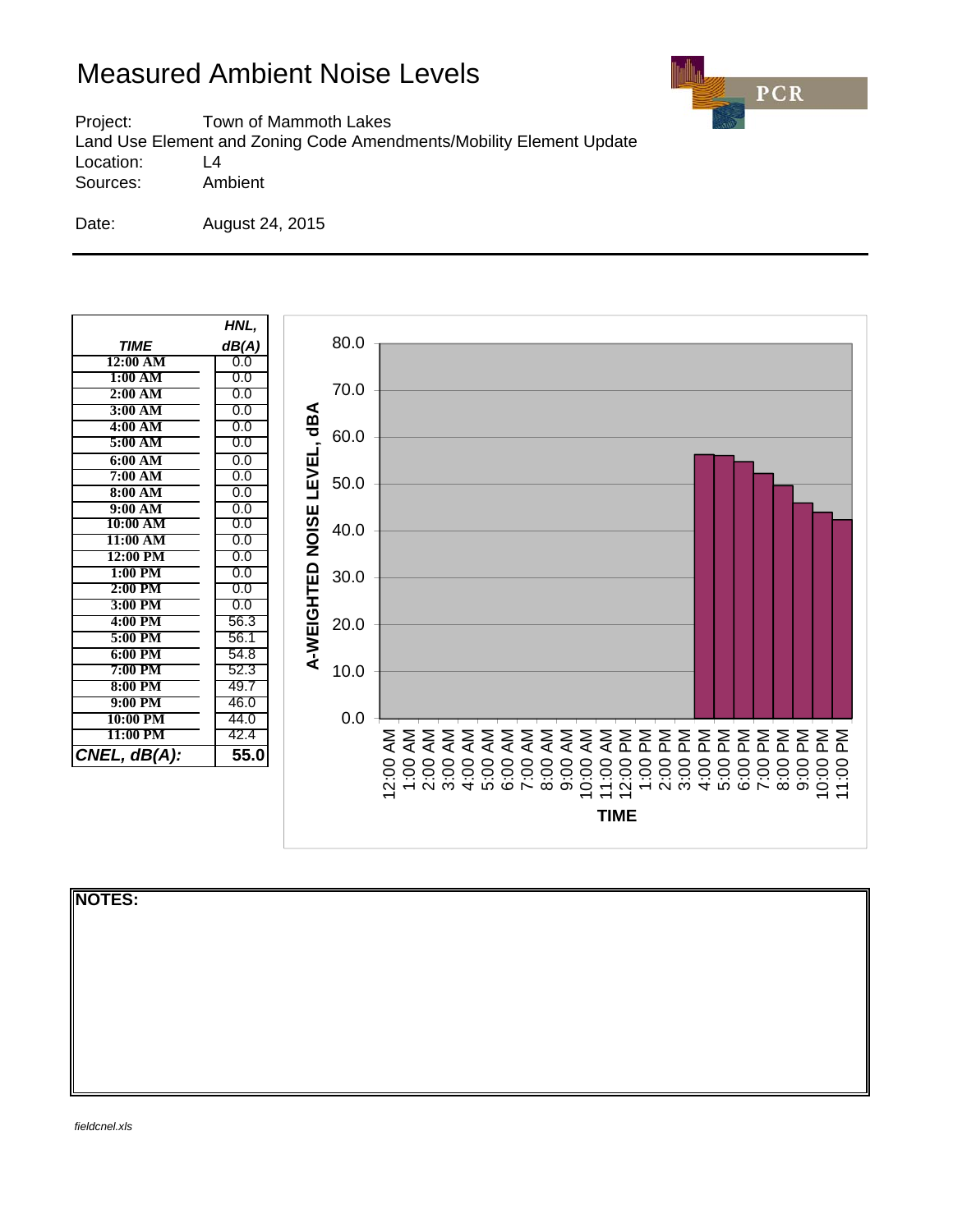# Measured Ambient Noise Levels

Project: Town of Mammoth Lakes
Land Use Element and Zoning Code Amendments/Mobility Element Update
Location: L4
Sources: Ambient

Date: August 24, 2015

| *TIME* | *HNL, dB(A)* |
|---|---|
| 12:00 AM | 0.0 |
| 1:00 AM | 0.0 |
| 2:00 AM | 0.0 |
| 3:00 AM | 0.0 |
| 4:00 AM | 0.0 |
| 5:00 AM | 0.0 |
| 6:00 AM | 0.0 |
| 7:00 AM | 0.0 |
| 8:00 AM | 0.0 |
| 9:00 AM | 0.0 |
| 10:00 AM | 0.0 |
| 11:00 AM | 0.0 |
| 12:00 PM | 0.0 |
| 1:00 PM | 0.0 |
| 2:00 PM | 0.0 |
| 3:00 PM | 0.0 |
| 4:00 PM | 56.3 |
| 5:00 PM | 56.1 |
| 6:00 PM | 54.8 |
| 7:00 PM | 52.3 |
| 8:00 PM | 49.7 |
| 9:00 PM | 46.0 |
| 10:00 PM | 44.0 |
| 11:00 PM | 42.4 |
| ***CNEL, dB(A):*** | **55.0** |

**NOTES:**

*fieldcnel.xls*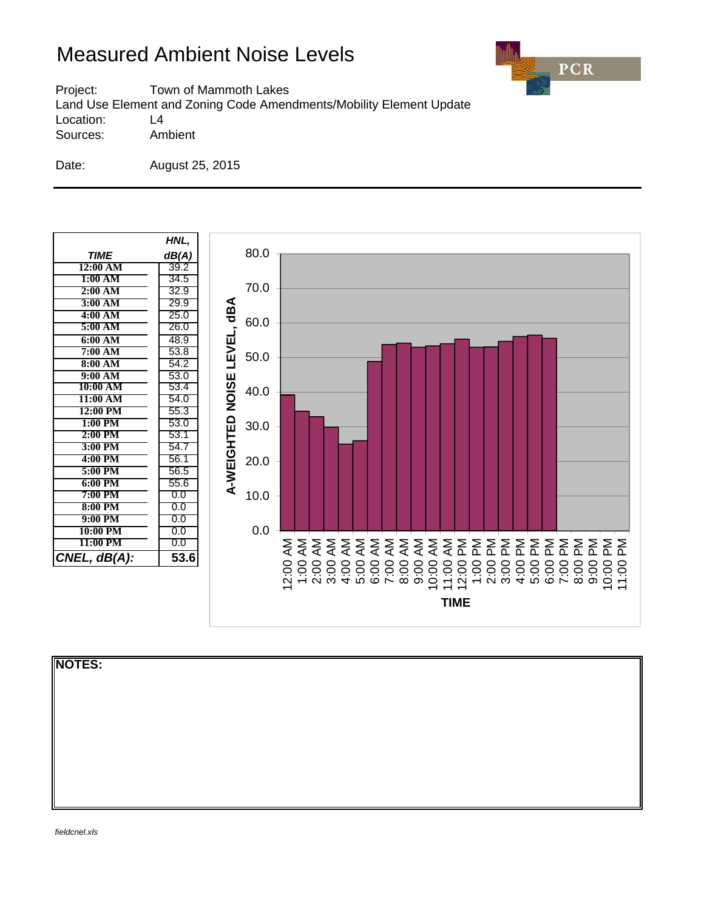# Measured Ambient Noise Levels

Project: Town of Mammoth Lakes
Land Use Element and Zoning Code Amendments/Mobility Element Update
Location: L4
Sources: Ambient

Date: August 25, 2015

| *TIME* | *HNL, dB(A)* |
|---|---|
| 12:00 AM | 39.2 |
| 1:00 AM | 34.5 |
| 2:00 AM | 32.9 |
| 3:00 AM | 29.9 |
| 4:00 AM | 25.0 |
| 5:00 AM | 26.0 |
| 6:00 AM | 48.9 |
| 7:00 AM | 53.8 |
| 8:00 AM | 54.2 |
| 9:00 AM | 53.0 |
| 10:00 AM | 53.4 |
| 11:00 AM | 54.0 |
| 12:00 PM | 55.3 |
| 1:00 PM | 53.0 |
| 2:00 PM | 53.1 |
| 3:00 PM | 54.7 |
| 4:00 PM | 56.1 |
| 5:00 PM | 56.5 |
| 6:00 PM | 55.6 |
| 7:00 PM | 0.0 |
| 8:00 PM | 0.0 |
| 9:00 PM | 0.0 |
| 10:00 PM | 0.0 |
| 11:00 PM | 0.0 |
| ***CNEL, dB(A):*** | **53.6** |

**NOTES:**

*fieldcnel.xls*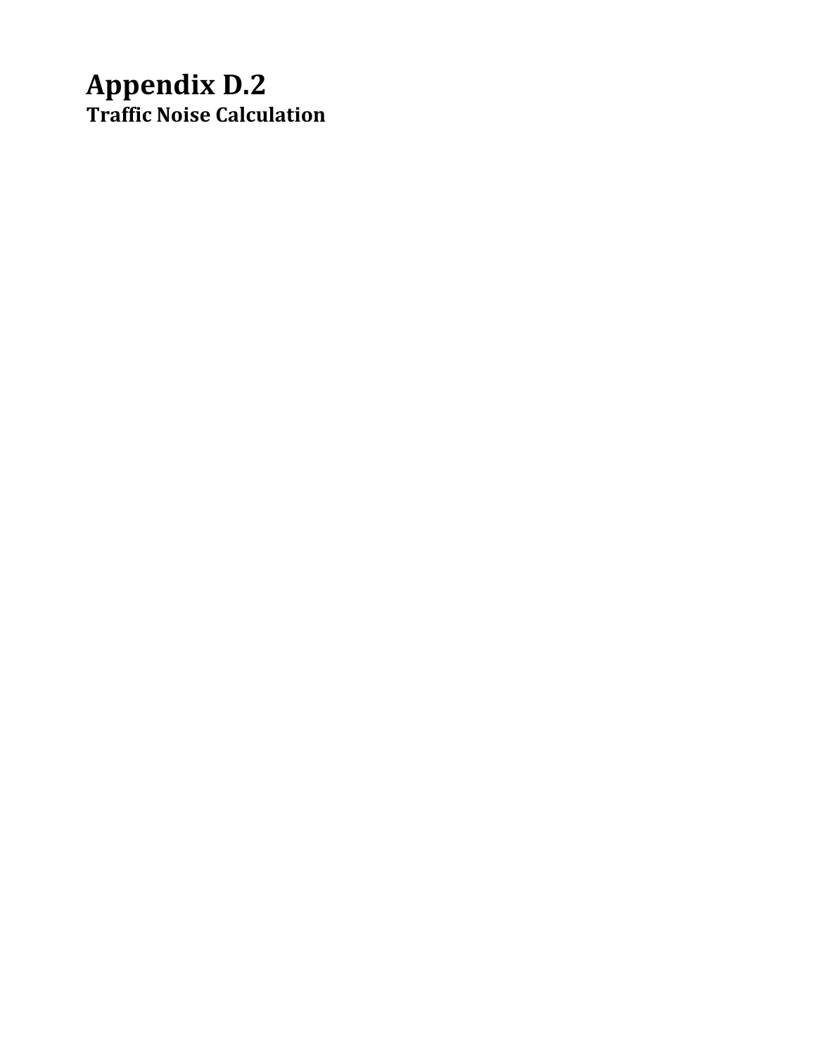# Appendix D.2

## Traffic Noise Calculation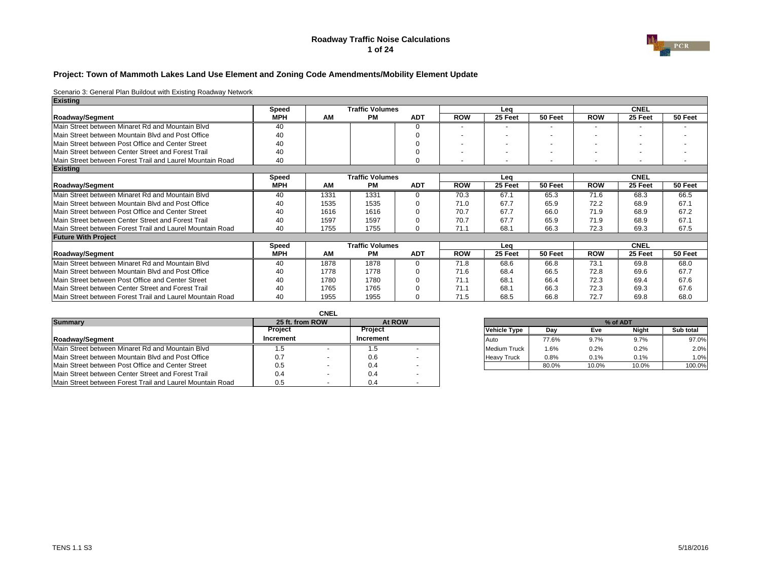## Roadway Traffic Noise Calculations

### Project: Town of Mammoth Lakes Land Use Element and Zoning Code Amendments/Mobility Element Update

Scenario 3: General Plan Buildout with Existing Roadway Network

| Existing | | | | | | | | | | |
|---|---|---|---|---|---|---|---|---|---|---|
| | Speed | Traffic Volumes | | | Leq | | | CNEL | | |
| Roadway/Segment | MPH | AM | PM | ADT | ROW | 25 Feet | 50 Feet | ROW | 25 Feet | 50 Feet |
| Main Street between Minaret Rd and Mountain Blvd | 40 | | | 0 | - | - | - | - | - | - |
| Main Street between Mountain Blvd and Post Office | 40 | | | 0 | - | - | - | - | - | - |
| Main Street between Post Office and Center Street | 40 | | | 0 | - | - | - | - | - | - |
| Main Street between Center Street and Forest Trail | 40 | | | 0 | - | - | - | - | - | - |
| Main Street between Forest Trail and Laurel Mountain Road | 40 | | | 0 | - | - | - | - | - | - |

| Existing | | | | | | | | | | |
|---|---|---|---|---|---|---|---|---|---|---|
| | Speed | Traffic Volumes | | | Leq | | | CNEL | | |
| Roadway/Segment | MPH | AM | PM | ADT | ROW | 25 Feet | 50 Feet | ROW | 25 Feet | 50 Feet |
| Main Street between Minaret Rd and Mountain Blvd | 40 | 1331 | 1331 | 0 | 70.3 | 67.1 | 65.3 | 71.6 | 68.3 | 66.5 |
| Main Street between Mountain Blvd and Post Office | 40 | 1535 | 1535 | 0 | 71.0 | 67.7 | 65.9 | 72.2 | 68.9 | 67.1 |
| Main Street between Post Office and Center Street | 40 | 1616 | 1616 | 0 | 70.7 | 67.7 | 66.0 | 71.9 | 68.9 | 67.2 |
| Main Street between Center Street and Forest Trail | 40 | 1597 | 1597 | 0 | 70.7 | 67.7 | 65.9 | 71.9 | 68.9 | 67.1 |
| Main Street between Forest Trail and Laurel Mountain Road | 40 | 1755 | 1755 | 0 | 71.1 | 68.1 | 66.3 | 72.3 | 69.3 | 67.5 |

| Future With Project | | | | | | | | | | |
|---|---|---|---|---|---|---|---|---|---|---|
| | Speed | Traffic Volumes | | | Leq | | | CNEL | | |
| Roadway/Segment | MPH | AM | PM | ADT | ROW | 25 Feet | 50 Feet | ROW | 25 Feet | 50 Feet |
| Main Street between Minaret Rd and Mountain Blvd | 40 | 1878 | 1878 | 0 | 71.8 | 68.6 | 66.8 | 73.1 | 69.8 | 68.0 |
| Main Street between Mountain Blvd and Post Office | 40 | 1778 | 1778 | 0 | 71.6 | 68.4 | 66.5 | 72.8 | 69.6 | 67.7 |
| Main Street between Post Office and Center Street | 40 | 1780 | 1780 | 0 | 71.1 | 68.1 | 66.4 | 72.3 | 69.4 | 67.6 |
| Main Street between Center Street and Forest Trail | 40 | 1765 | 1765 | 0 | 71.1 | 68.1 | 66.3 | 72.3 | 69.3 | 67.6 |
| Main Street between Forest Trail and Laurel Mountain Road | 40 | 1955 | 1955 | 0 | 71.5 | 68.5 | 66.8 | 72.7 | 69.8 | 68.0 |

| | CNEL | | | |
|---|---|---|---|---|
| Summary | 25 ft. from ROW | | At ROW | |
| Roadway/Segment | Project Increment | | Project Increment | |
| Main Street between Minaret Rd and Mountain Blvd | 1.5 | - | 1.5 | - |
| Main Street between Mountain Blvd and Post Office | 0.7 | - | 0.6 | - |
| Main Street between Post Office and Center Street | 0.5 | - | 0.4 | - |
| Main Street between Center Street and Forest Trail | 0.4 | - | 0.4 | - |
| Main Street between Forest Trail and Laurel Mountain Road | 0.5 | - | 0.4 | - |

| | % of ADT | | | |
|---|---|---|---|---|
| Vehicle Type | Day | Eve | Night | Sub total |
| Auto | 77.6% | 9.7% | 9.7% | 97.0% |
| Medium Truck | 1.6% | 0.2% | 0.2% | 2.0% |
| Heavy Truck | 0.8% | 0.1% | 0.1% | 1.0% |
| | 80.0% | 10.0% | 10.0% | 100.0% |

TENS 1.1 S3

5/18/2016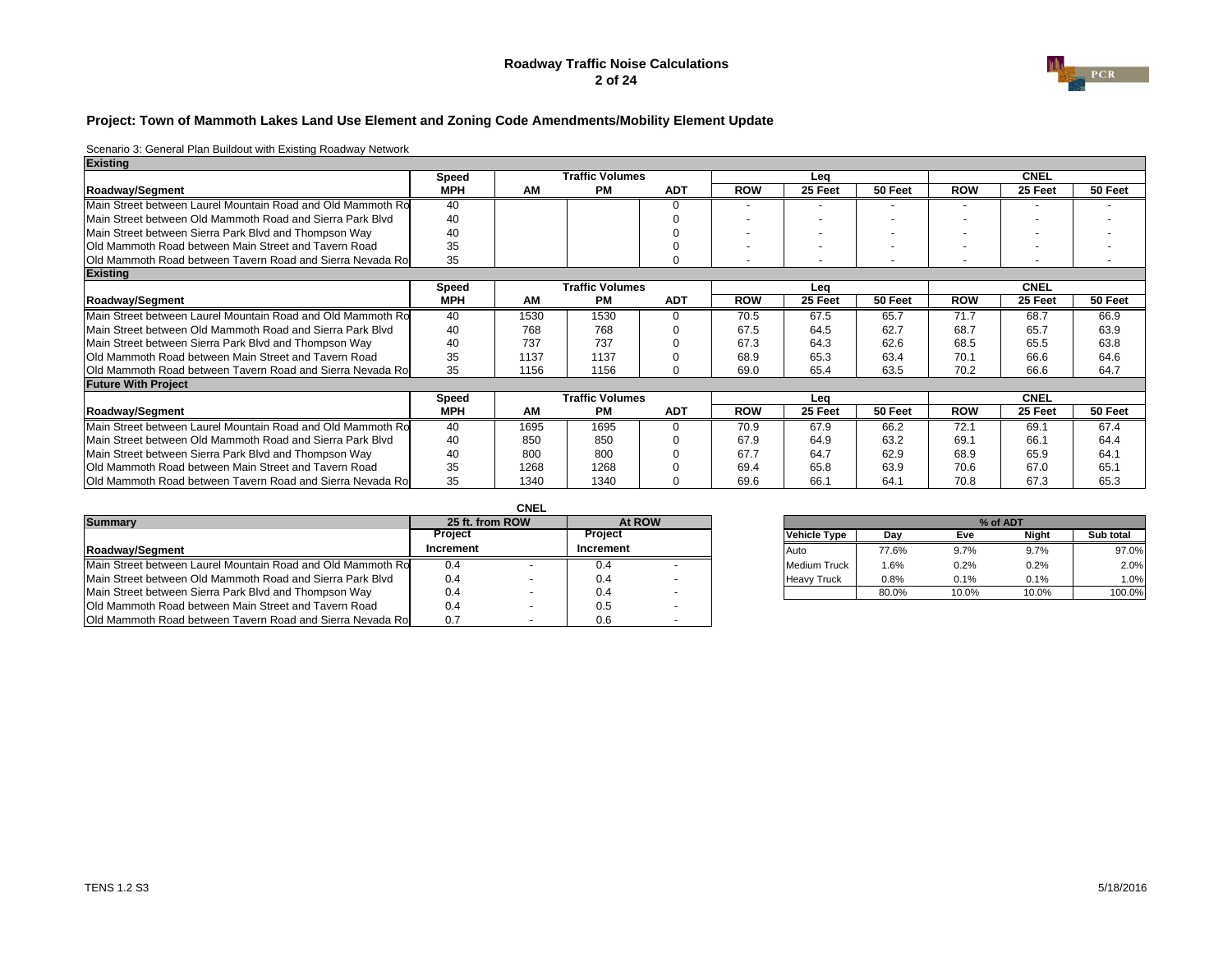# Roadway Traffic Noise Calculations

## Project: Town of Mammoth Lakes Land Use Element and Zoning Code Amendments/Mobility Element Update

Scenario 3: General Plan Buildout with Existing Roadway Network

| Existing | | | | | | | | | | |
|---|---|---|---|---|---|---|---|---|---|---|
| | Speed | Traffic Volumes | | | Leq | | | CNEL | | |
| Roadway/Segment | MPH | AM | PM | ADT | ROW | 25 Feet | 50 Feet | ROW | 25 Feet | 50 Feet |
| Main Street between Laurel Mountain Road and Old Mammoth Ro | 40 | | | 0 | - | - | - | - | - | - |
| Main Street between Old Mammoth Road and Sierra Park Blvd | 40 | | | 0 | - | - | - | - | - | - |
| Main Street between Sierra Park Blvd and Thompson Way | 40 | | | 0 | - | - | - | - | - | - |
| Old Mammoth Road between Main Street and Tavern Road | 35 | | | 0 | - | - | - | - | - | - |
| Old Mammoth Road between Tavern Road and Sierra Nevada Ro | 35 | | | 0 | - | - | - | - | - | - |
| **Existing** | | | | | | | | | | |
| | Speed | Traffic Volumes | | | Leq | | | CNEL | | |
| Roadway/Segment | MPH | AM | PM | ADT | ROW | 25 Feet | 50 Feet | ROW | 25 Feet | 50 Feet |
| Main Street between Laurel Mountain Road and Old Mammoth Ro | 40 | 1530 | 1530 | 0 | 70.5 | 67.5 | 65.7 | 71.7 | 68.7 | 66.9 |
| Main Street between Old Mammoth Road and Sierra Park Blvd | 40 | 768 | 768 | 0 | 67.5 | 64.5 | 62.7 | 68.7 | 65.7 | 63.9 |
| Main Street between Sierra Park Blvd and Thompson Way | 40 | 737 | 737 | 0 | 67.3 | 64.3 | 62.6 | 68.5 | 65.5 | 63.8 |
| Old Mammoth Road between Main Street and Tavern Road | 35 | 1137 | 1137 | 0 | 68.9 | 65.3 | 63.4 | 70.1 | 66.6 | 64.6 |
| Old Mammoth Road between Tavern Road and Sierra Nevada Ro | 35 | 1156 | 1156 | 0 | 69.0 | 65.4 | 63.5 | 70.2 | 66.6 | 64.7 |
| **Future With Project** | | | | | | | | | | |
| | Speed | Traffic Volumes | | | Leq | | | CNEL | | |
| Roadway/Segment | MPH | AM | PM | ADT | ROW | 25 Feet | 50 Feet | ROW | 25 Feet | 50 Feet |
| Main Street between Laurel Mountain Road and Old Mammoth Ro | 40 | 1695 | 1695 | 0 | 70.9 | 67.9 | 66.2 | 72.1 | 69.1 | 67.4 |
| Main Street between Old Mammoth Road and Sierra Park Blvd | 40 | 850 | 850 | 0 | 67.9 | 64.9 | 63.2 | 69.1 | 66.1 | 64.4 |
| Main Street between Sierra Park Blvd and Thompson Way | 40 | 800 | 800 | 0 | 67.7 | 64.7 | 62.9 | 68.9 | 65.9 | 64.1 |
| Old Mammoth Road between Main Street and Tavern Road | 35 | 1268 | 1268 | 0 | 69.4 | 65.8 | 63.9 | 70.6 | 67.0 | 65.1 |
| Old Mammoth Road between Tavern Road and Sierra Nevada Ro | 35 | 1340 | 1340 | 0 | 69.6 | 66.1 | 64.1 | 70.8 | 67.3 | 65.3 |

| Summary | CNEL 25 ft. from ROW | | At ROW | |
|---|---|---|---|---|
| | Project | | Project | |
| Roadway/Segment | Increment | | Increment | |
| Main Street between Laurel Mountain Road and Old Mammoth Ro | 0.4 | - | 0.4 | - |
| Main Street between Old Mammoth Road and Sierra Park Blvd | 0.4 | - | 0.4 | - |
| Main Street between Sierra Park Blvd and Thompson Way | 0.4 | - | 0.4 | - |
| Old Mammoth Road between Main Street and Tavern Road | 0.4 | - | 0.5 | - |
| Old Mammoth Road between Tavern Road and Sierra Nevada Ro | 0.7 | - | 0.6 | - |

| | % of ADT | | | |
|---|---|---|---|---|
| Vehicle Type | Day | Eve | Night | Sub total |
| Auto | 77.6% | 9.7% | 9.7% | 97.0% |
| Medium Truck | 1.6% | 0.2% | 0.2% | 2.0% |
| Heavy Truck | 0.8% | 0.1% | 0.1% | 1.0% |
| | 80.0% | 10.0% | 10.0% | 100.0% |

TENS 1.2 S3

5/18/2016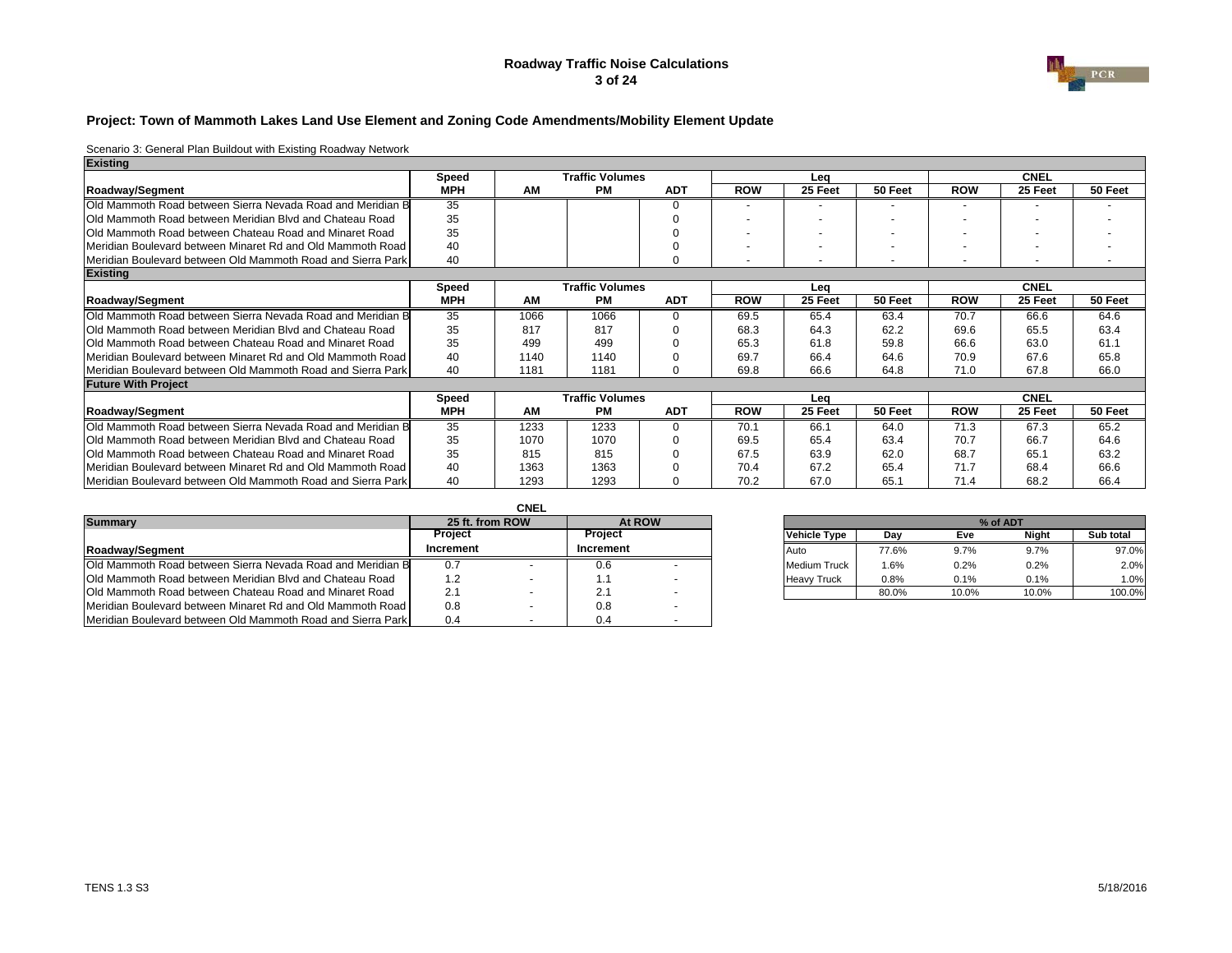## Roadway Traffic Noise Calculations

### Project: Town of Mammoth Lakes Land Use Element and Zoning Code Amendments/Mobility Element Update

Scenario 3: General Plan Buildout with Existing Roadway Network

| Existing | | | | | | | | | | |
|---|---|---|---|---|---|---|---|---|---|---|
| | Speed | Traffic Volumes | | | Leq | | | CNEL | | |
| Roadway/Segment | MPH | AM | PM | ADT | ROW | 25 Feet | 50 Feet | ROW | 25 Feet | 50 Feet |
| Old Mammoth Road between Sierra Nevada Road and Meridian B | 35 | | | 0 | - | - | - | - | - | - |
| Old Mammoth Road between Meridian Blvd and Chateau Road | 35 | | | 0 | - | - | - | - | - | - |
| Old Mammoth Road between Chateau Road and Minaret Road | 35 | | | 0 | - | - | - | - | - | - |
| Meridian Boulevard between Minaret Rd and Old Mammoth Road | 40 | | | 0 | - | - | - | - | - | - |
| Meridian Boulevard between Old Mammoth Road and Sierra Park | 40 | | | 0 | - | - | - | - | - | - |
| **Existing** | | | | | | | | | | |
| | Speed | Traffic Volumes | | | Leq | | | CNEL | | |
| Roadway/Segment | MPH | AM | PM | ADT | ROW | 25 Feet | 50 Feet | ROW | 25 Feet | 50 Feet |
| Old Mammoth Road between Sierra Nevada Road and Meridian B | 35 | 1066 | 1066 | 0 | 69.5 | 65.4 | 63.4 | 70.7 | 66.6 | 64.6 |
| Old Mammoth Road between Meridian Blvd and Chateau Road | 35 | 817 | 817 | 0 | 68.3 | 64.3 | 62.2 | 69.6 | 65.5 | 63.4 |
| Old Mammoth Road between Chateau Road and Minaret Road | 35 | 499 | 499 | 0 | 65.3 | 61.8 | 59.8 | 66.6 | 63.0 | 61.1 |
| Meridian Boulevard between Minaret Rd and Old Mammoth Road | 40 | 1140 | 1140 | 0 | 69.7 | 66.4 | 64.6 | 70.9 | 67.6 | 65.8 |
| Meridian Boulevard between Old Mammoth Road and Sierra Park | 40 | 1181 | 1181 | 0 | 69.8 | 66.6 | 64.8 | 71.0 | 67.8 | 66.0 |
| **Future With Project** | | | | | | | | | | |
| | Speed | Traffic Volumes | | | Leq | | | CNEL | | |
| Roadway/Segment | MPH | AM | PM | ADT | ROW | 25 Feet | 50 Feet | ROW | 25 Feet | 50 Feet |
| Old Mammoth Road between Sierra Nevada Road and Meridian B | 35 | 1233 | 1233 | 0 | 70.1 | 66.1 | 64.0 | 71.3 | 67.3 | 65.2 |
| Old Mammoth Road between Meridian Blvd and Chateau Road | 35 | 1070 | 1070 | 0 | 69.5 | 65.4 | 63.4 | 70.7 | 66.7 | 64.6 |
| Old Mammoth Road between Chateau Road and Minaret Road | 35 | 815 | 815 | 0 | 67.5 | 63.9 | 62.0 | 68.7 | 65.1 | 63.2 |
| Meridian Boulevard between Minaret Rd and Old Mammoth Road | 40 | 1363 | 1363 | 0 | 70.4 | 67.2 | 65.4 | 71.7 | 68.4 | 66.6 |
| Meridian Boulevard between Old Mammoth Road and Sierra Park | 40 | 1293 | 1293 | 0 | 70.2 | 67.0 | 65.1 | 71.4 | 68.2 | 66.4 |

| | CNEL | | | |
|---|---|---|---|---|
| Summary | 25 ft. from ROW | | At ROW | |
| Roadway/Segment | Project Increment | | Project Increment | |
| Old Mammoth Road between Sierra Nevada Road and Meridian B | 0.7 | - | 0.6 | - |
| Old Mammoth Road between Meridian Blvd and Chateau Road | 1.2 | - | 1.1 | - |
| Old Mammoth Road between Chateau Road and Minaret Road | 2.1 | - | 2.1 | - |
| Meridian Boulevard between Minaret Rd and Old Mammoth Road | 0.8 | - | 0.8 | - |
| Meridian Boulevard between Old Mammoth Road and Sierra Park | 0.4 | - | 0.4 | - |

| | % of ADT | | | |
|---|---|---|---|---|
| Vehicle Type | Day | Eve | Night | Sub total |
| Auto | 77.6% | 9.7% | 9.7% | 97.0% |
| Medium Truck | 1.6% | 0.2% | 0.2% | 2.0% |
| Heavy Truck | 0.8% | 0.1% | 0.1% | 1.0% |
| | 80.0% | 10.0% | 10.0% | 100.0% |

TENS 1.3 S3

5/18/2016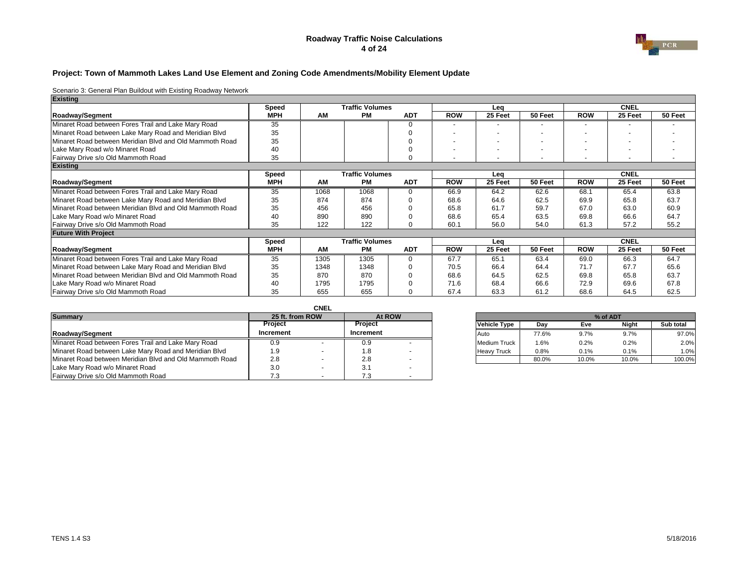# Roadway Traffic Noise Calculations

## Project: Town of Mammoth Lakes Land Use Element and Zoning Code Amendments/Mobility Element Update

Scenario 3: General Plan Buildout with Existing Roadway Network

**Existing**

| | Speed | Traffic Volumes | | | Leq | | | CNEL | | |
|---|---|---|---|---|---|---|---|---|---|---|
| **Roadway/Segment** | **MPH** | **AM** | **PM** | **ADT** | **ROW** | **25 Feet** | **50 Feet** | **ROW** | **25 Feet** | **50 Feet** |
| Minaret Road between Fores Trail and Lake Mary Road | 35 | | | 0 | - | - | - | - | - | - |
| Minaret Road between Lake Mary Road and Meridian Blvd | 35 | | | 0 | - | - | - | - | - | - |
| Minaret Road between Meridian Blvd and Old Mammoth Road | 35 | | | 0 | - | - | - | - | - | - |
| Lake Mary Road w/o Minaret Road | 40 | | | 0 | - | - | - | - | - | - |
| Fairway Drive s/o Old Mammoth Road | 35 | | | 0 | - | - | - | - | - | - |

**Existing**

| | Speed | Traffic Volumes | | | Leq | | | CNEL | | |
|---|---|---|---|---|---|---|---|---|---|---|
| **Roadway/Segment** | **MPH** | **AM** | **PM** | **ADT** | **ROW** | **25 Feet** | **50 Feet** | **ROW** | **25 Feet** | **50 Feet** |
| Minaret Road between Fores Trail and Lake Mary Road | 35 | 1068 | 1068 | 0 | 66.9 | 64.2 | 62.6 | 68.1 | 65.4 | 63.8 |
| Minaret Road between Lake Mary Road and Meridian Blvd | 35 | 874 | 874 | 0 | 68.6 | 64.6 | 62.5 | 69.9 | 65.8 | 63.7 |
| Minaret Road between Meridian Blvd and Old Mammoth Road | 35 | 456 | 456 | 0 | 65.8 | 61.7 | 59.7 | 67.0 | 63.0 | 60.9 |
| Lake Mary Road w/o Minaret Road | 40 | 890 | 890 | 0 | 68.6 | 65.4 | 63.5 | 69.8 | 66.6 | 64.7 |
| Fairway Drive s/o Old Mammoth Road | 35 | 122 | 122 | 0 | 60.1 | 56.0 | 54.0 | 61.3 | 57.2 | 55.2 |

**Future With Project**

| | Speed | Traffic Volumes | | | Leq | | | CNEL | | |
|---|---|---|---|---|---|---|---|---|---|---|
| **Roadway/Segment** | **MPH** | **AM** | **PM** | **ADT** | **ROW** | **25 Feet** | **50 Feet** | **ROW** | **25 Feet** | **50 Feet** |
| Minaret Road between Fores Trail and Lake Mary Road | 35 | 1305 | 1305 | 0 | 67.7 | 65.1 | 63.4 | 69.0 | 66.3 | 64.7 |
| Minaret Road between Lake Mary Road and Meridian Blvd | 35 | 1348 | 1348 | 0 | 70.5 | 66.4 | 64.4 | 71.7 | 67.7 | 65.6 |
| Minaret Road between Meridian Blvd and Old Mammoth Road | 35 | 870 | 870 | 0 | 68.6 | 64.5 | 62.5 | 69.8 | 65.8 | 63.7 |
| Lake Mary Road w/o Minaret Road | 40 | 1795 | 1795 | 0 | 71.6 | 68.4 | 66.6 | 72.9 | 69.6 | 67.8 |
| Fairway Drive s/o Old Mammoth Road | 35 | 655 | 655 | 0 | 67.4 | 63.3 | 61.2 | 68.6 | 64.5 | 62.5 |

| **Summary** | CNEL 25 ft. from ROW | | At ROW | |
|---|---|---|---|---|
| **Roadway/Segment** | **Project Increment** | | **Project Increment** | |
| Minaret Road between Fores Trail and Lake Mary Road | 0.9 | - | 0.9 | - |
| Minaret Road between Lake Mary Road and Meridian Blvd | 1.9 | - | 1.8 | - |
| Minaret Road between Meridian Blvd and Old Mammoth Road | 2.8 | - | 2.8 | - |
| Lake Mary Road w/o Minaret Road | 3.0 | - | 3.1 | - |
| Fairway Drive s/o Old Mammoth Road | 7.3 | - | 7.3 | - |

| | % of ADT | | | |
|---|---|---|---|---|
| **Vehicle Type** | **Day** | **Eve** | **Night** | **Sub total** |
| Auto | 77.6% | 9.7% | 9.7% | 97.0% |
| Medium Truck | 1.6% | 0.2% | 0.2% | 2.0% |
| Heavy Truck | 0.8% | 0.1% | 0.1% | 1.0% |
| | 80.0% | 10.0% | 10.0% | 100.0% |

TENS 1.4 S3

5/18/2016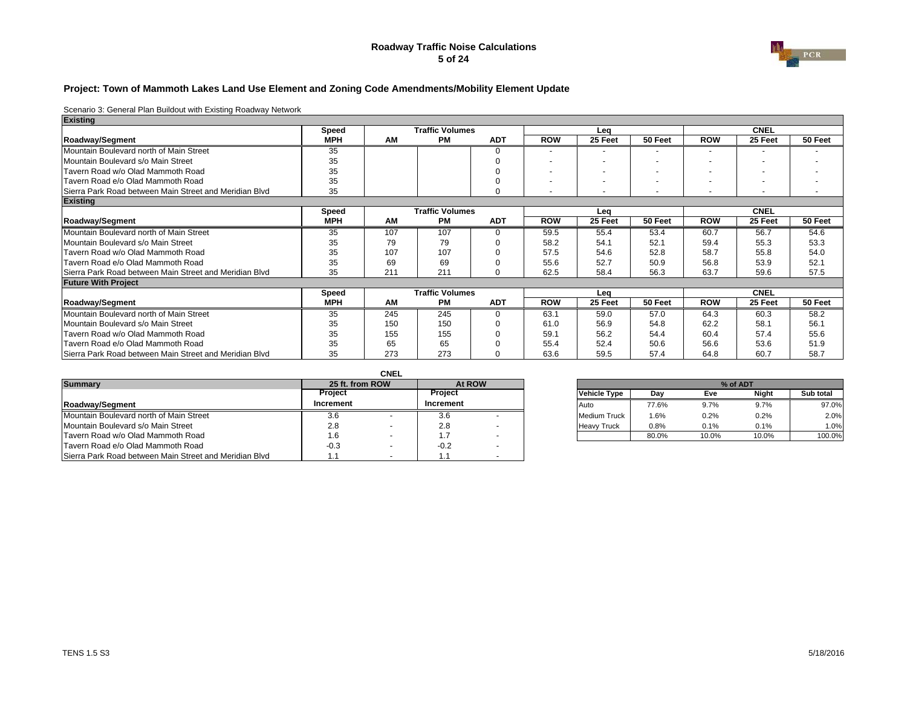# Roadway Traffic Noise Calculations

## Project: Town of Mammoth Lakes Land Use Element and Zoning Code Amendments/Mobility Element Update

Scenario 3: General Plan Buildout with Existing Roadway Network

| Existing | Speed | Traffic Volumes | | | Leq | | | CNEL | | |
|---|---|---|---|---|---|---|---|---|---|---|
| Roadway/Segment | MPH | AM | PM | ADT | ROW | 25 Feet | 50 Feet | ROW | 25 Feet | 50 Feet |
| Mountain Boulevard north of Main Street | 35 | | | 0 | - | - | - | - | - | - |
| Mountain Boulevard s/o Main Street | 35 | | | 0 | - | - | - | - | - | - |
| Tavern Road w/o Olad Mammoth Road | 35 | | | 0 | - | - | - | - | - | - |
| Tavern Road e/o Olad Mammoth Road | 35 | | | 0 | - | - | - | - | - | - |
| Sierra Park Road between Main Street and Meridian Blvd | 35 | | | 0 | - | - | - | - | - | - |

| Existing | Speed | Traffic Volumes | | | Leq | | | CNEL | | |
|---|---|---|---|---|---|---|---|---|---|---|
| Roadway/Segment | MPH | AM | PM | ADT | ROW | 25 Feet | 50 Feet | ROW | 25 Feet | 50 Feet |
| Mountain Boulevard north of Main Street | 35 | 107 | 107 | 0 | 59.5 | 55.4 | 53.4 | 60.7 | 56.7 | 54.6 |
| Mountain Boulevard s/o Main Street | 35 | 79 | 79 | 0 | 58.2 | 54.1 | 52.1 | 59.4 | 55.3 | 53.3 |
| Tavern Road w/o Olad Mammoth Road | 35 | 107 | 107 | 0 | 57.5 | 54.6 | 52.8 | 58.7 | 55.8 | 54.0 |
| Tavern Road e/o Olad Mammoth Road | 35 | 69 | 69 | 0 | 55.6 | 52.7 | 50.9 | 56.8 | 53.9 | 52.1 |
| Sierra Park Road between Main Street and Meridian Blvd | 35 | 211 | 211 | 0 | 62.5 | 58.4 | 56.3 | 63.7 | 59.6 | 57.5 |

| Future With Project | Speed | Traffic Volumes | | | Leq | | | CNEL | | |
|---|---|---|---|---|---|---|---|---|---|---|
| Roadway/Segment | MPH | AM | PM | ADT | ROW | 25 Feet | 50 Feet | ROW | 25 Feet | 50 Feet |
| Mountain Boulevard north of Main Street | 35 | 245 | 245 | 0 | 63.1 | 59.0 | 57.0 | 64.3 | 60.3 | 58.2 |
| Mountain Boulevard s/o Main Street | 35 | 150 | 150 | 0 | 61.0 | 56.9 | 54.8 | 62.2 | 58.1 | 56.1 |
| Tavern Road w/o Olad Mammoth Road | 35 | 155 | 155 | 0 | 59.1 | 56.2 | 54.4 | 60.4 | 57.4 | 55.6 |
| Tavern Road e/o Olad Mammoth Road | 35 | 65 | 65 | 0 | 55.4 | 52.4 | 50.6 | 56.6 | 53.6 | 51.9 |
| Sierra Park Road between Main Street and Meridian Blvd | 35 | 273 | 273 | 0 | 63.6 | 59.5 | 57.4 | 64.8 | 60.7 | 58.7 |

| Summary | CNEL 25 ft. from ROW | | At ROW | |
|---|---|---|---|---|
| Roadway/Segment | Project Increment | | Project Increment | |
| Mountain Boulevard north of Main Street | 3.6 | - | 3.6 | - |
| Mountain Boulevard s/o Main Street | 2.8 | - | 2.8 | - |
| Tavern Road w/o Olad Mammoth Road | 1.6 | - | 1.7 | - |
| Tavern Road e/o Olad Mammoth Road | -0.3 | - | -0.2 | - |
| Sierra Park Road between Main Street and Meridian Blvd | 1.1 | - | 1.1 | - |

| Vehicle Type | % of ADT Day | Eve | Night | Sub total |
|---|---|---|---|---|
| Auto | 77.6% | 9.7% | 9.7% | 97.0% |
| Medium Truck | 1.6% | 0.2% | 0.2% | 2.0% |
| Heavy Truck | 0.8% | 0.1% | 0.1% | 1.0% |
| | 80.0% | 10.0% | 10.0% | 100.0% |

TENS 1.5 S3

5/18/2016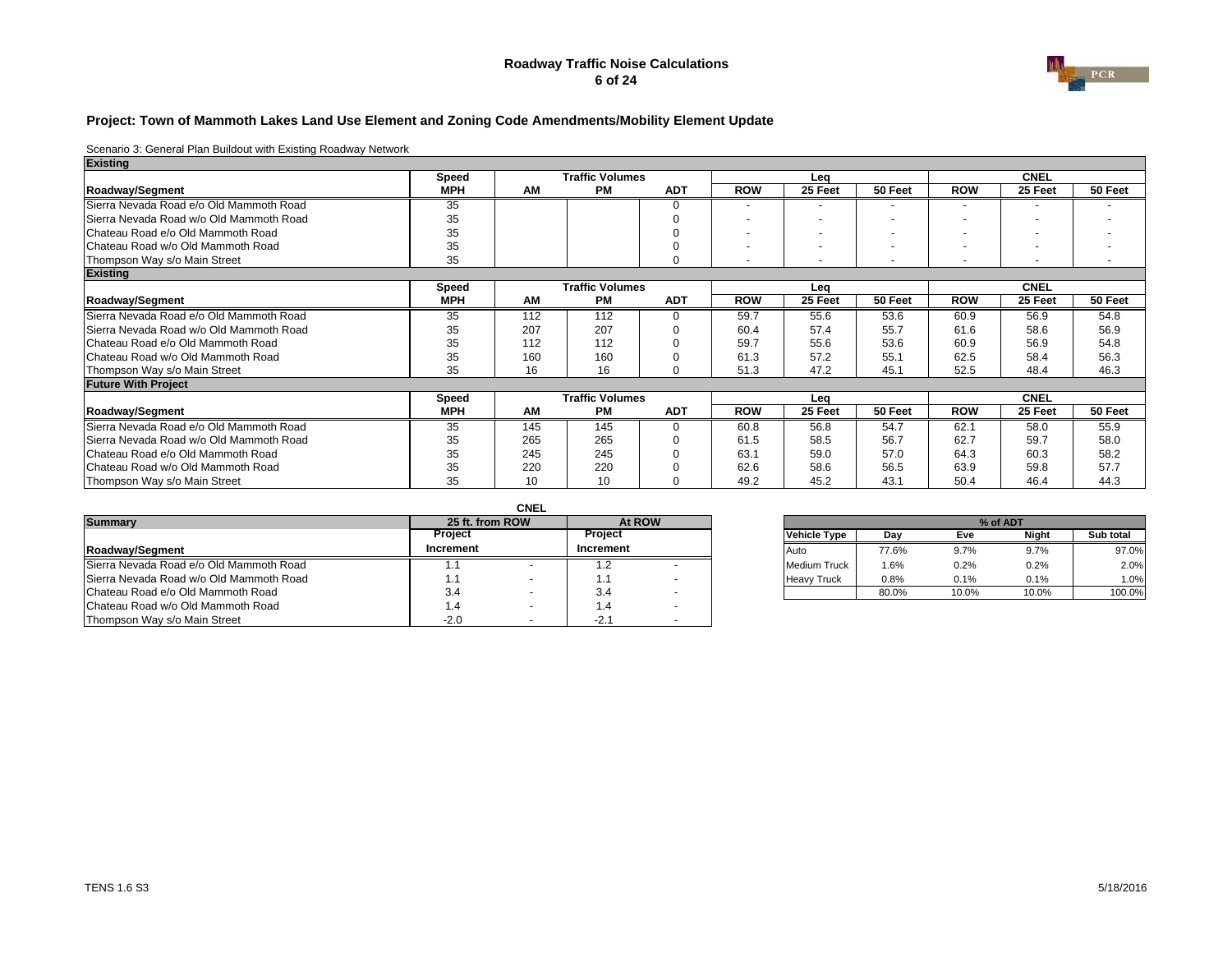**Roadway Traffic Noise Calculations**

## Project: Town of Mammoth Lakes Land Use Element and Zoning Code Amendments/Mobility Element Update

Scenario 3: General Plan Buildout with Existing Roadway Network

| **Existing** | | | | | | | | | | |
|---|---|---|---|---|---|---|---|---|---|---|
| | **Speed** | **Traffic Volumes** | | | **Leq** | | | **CNEL** | | |
| **Roadway/Segment** | **MPH** | **AM** | **PM** | **ADT** | **ROW** | **25 Feet** | **50 Feet** | **ROW** | **25 Feet** | **50 Feet** |
| Sierra Nevada Road e/o Old Mammoth Road | 35 | | | 0 | - | - | - | - | - | - |
| Sierra Nevada Road w/o Old Mammoth Road | 35 | | | 0 | - | - | - | - | - | - |
| Chateau Road e/o Old Mammoth Road | 35 | | | 0 | - | - | - | - | - | - |
| Chateau Road w/o Old Mammoth Road | 35 | | | 0 | - | - | - | - | - | - |
| Thompson Way s/o Main Street | 35 | | | 0 | - | - | - | - | - | - |
| **Existing** | | | | | | | | | | |
| | **Speed** | **Traffic Volumes** | | | **Leq** | | | **CNEL** | | |
| **Roadway/Segment** | **MPH** | **AM** | **PM** | **ADT** | **ROW** | **25 Feet** | **50 Feet** | **ROW** | **25 Feet** | **50 Feet** |
| Sierra Nevada Road e/o Old Mammoth Road | 35 | 112 | 112 | 0 | 59.7 | 55.6 | 53.6 | 60.9 | 56.9 | 54.8 |
| Sierra Nevada Road w/o Old Mammoth Road | 35 | 207 | 207 | 0 | 60.4 | 57.4 | 55.7 | 61.6 | 58.6 | 56.9 |
| Chateau Road e/o Old Mammoth Road | 35 | 112 | 112 | 0 | 59.7 | 55.6 | 53.6 | 60.9 | 56.9 | 54.8 |
| Chateau Road w/o Old Mammoth Road | 35 | 160 | 160 | 0 | 61.3 | 57.2 | 55.1 | 62.5 | 58.4 | 56.3 |
| Thompson Way s/o Main Street | 35 | 16 | 16 | 0 | 51.3 | 47.2 | 45.1 | 52.5 | 48.4 | 46.3 |
| **Future With Project** | | | | | | | | | | |
| | **Speed** | **Traffic Volumes** | | | **Leq** | | | **CNEL** | | |
| **Roadway/Segment** | **MPH** | **AM** | **PM** | **ADT** | **ROW** | **25 Feet** | **50 Feet** | **ROW** | **25 Feet** | **50 Feet** |
| Sierra Nevada Road e/o Old Mammoth Road | 35 | 145 | 145 | 0 | 60.8 | 56.8 | 54.7 | 62.1 | 58.0 | 55.9 |
| Sierra Nevada Road w/o Old Mammoth Road | 35 | 265 | 265 | 0 | 61.5 | 58.5 | 56.7 | 62.7 | 59.7 | 58.0 |
| Chateau Road e/o Old Mammoth Road | 35 | 245 | 245 | 0 | 63.1 | 59.0 | 57.0 | 64.3 | 60.3 | 58.2 |
| Chateau Road w/o Old Mammoth Road | 35 | 220 | 220 | 0 | 62.6 | 58.6 | 56.5 | 63.9 | 59.8 | 57.7 |
| Thompson Way s/o Main Street | 35 | 10 | 10 | 0 | 49.2 | 45.2 | 43.1 | 50.4 | 46.4 | 44.3 |

| | **CNEL** | | | |
|---|---|---|---|---|
| **Summary** | **25 ft. from ROW** | | **At ROW** | |
| **Roadway/Segment** | **Project Increment** | | **Project Increment** | |
| Sierra Nevada Road e/o Old Mammoth Road | 1.1 | - | 1.2 | - |
| Sierra Nevada Road w/o Old Mammoth Road | 1.1 | - | 1.1 | - |
| Chateau Road e/o Old Mammoth Road | 3.4 | - | 3.4 | - |
| Chateau Road w/o Old Mammoth Road | 1.4 | - | 1.4 | - |
| Thompson Way s/o Main Street | -2.0 | - | -2.1 | - |

| | **% of ADT** | | | |
|---|---|---|---|---|
| **Vehicle Type** | **Day** | **Eve** | **Night** | **Sub total** |
| Auto | 77.6% | 9.7% | 9.7% | 97.0% |
| Medium Truck | 1.6% | 0.2% | 0.2% | 2.0% |
| Heavy Truck | 0.8% | 0.1% | 0.1% | 1.0% |
| | 80.0% | 10.0% | 10.0% | 100.0% |

TENS 1.6 S3

5/18/2016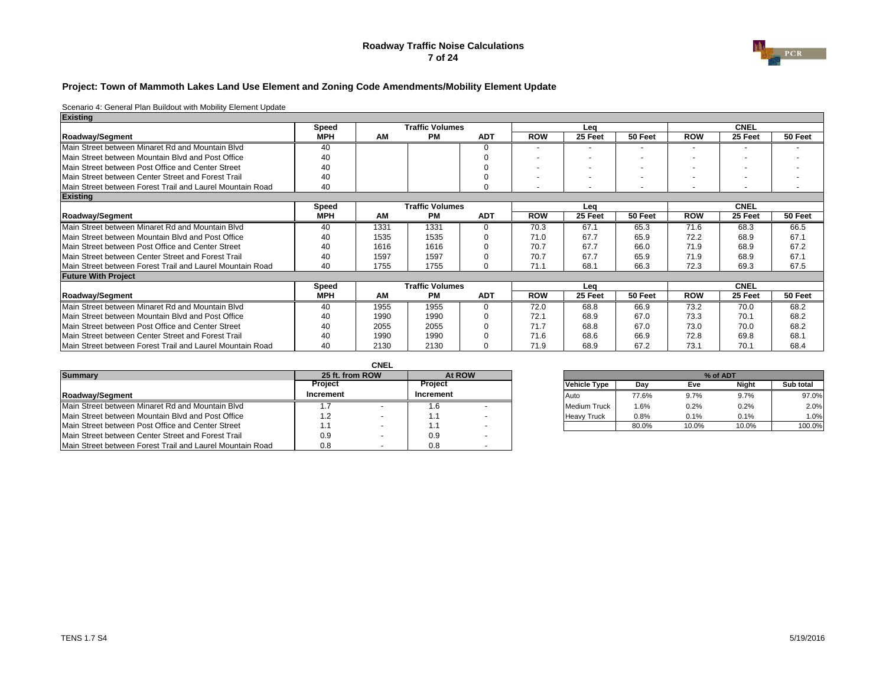# Roadway Traffic Noise Calculations

## Project: Town of Mammoth Lakes Land Use Element and Zoning Code Amendments/Mobility Element Update

Scenario 4: General Plan Buildout with Mobility Element Update

| **Existing** | | | | | | | | | | |
|---|---|---|---|---|---|---|---|---|---|---|
| | **Speed** | **Traffic Volumes** | | | **Leq** | | | **CNEL** | | |
| **Roadway/Segment** | **MPH** | **AM** | **PM** | **ADT** | **ROW** | **25 Feet** | **50 Feet** | **ROW** | **25 Feet** | **50 Feet** |
| Main Street between Minaret Rd and Mountain Blvd | 40 | | | 0 | - | - | - | - | - | - |
| Main Street between Mountain Blvd and Post Office | 40 | | | 0 | - | - | - | - | - | - |
| Main Street between Post Office and Center Street | 40 | | | 0 | - | - | - | - | - | - |
| Main Street between Center Street and Forest Trail | 40 | | | 0 | - | - | - | - | - | - |
| Main Street between Forest Trail and Laurel Mountain Road | 40 | | | 0 | - | - | - | - | - | - |

| **Existing** | | | | | | | | | | |
|---|---|---|---|---|---|---|---|---|---|---|
| | **Speed** | **Traffic Volumes** | | | **Leq** | | | **CNEL** | | |
| **Roadway/Segment** | **MPH** | **AM** | **PM** | **ADT** | **ROW** | **25 Feet** | **50 Feet** | **ROW** | **25 Feet** | **50 Feet** |
| Main Street between Minaret Rd and Mountain Blvd | 40 | 1331 | 1331 | 0 | 70.3 | 67.1 | 65.3 | 71.6 | 68.3 | 66.5 |
| Main Street between Mountain Blvd and Post Office | 40 | 1535 | 1535 | 0 | 71.0 | 67.7 | 65.9 | 72.2 | 68.9 | 67.1 |
| Main Street between Post Office and Center Street | 40 | 1616 | 1616 | 0 | 70.7 | 67.7 | 66.0 | 71.9 | 68.9 | 67.2 |
| Main Street between Center Street and Forest Trail | 40 | 1597 | 1597 | 0 | 70.7 | 67.7 | 65.9 | 71.9 | 68.9 | 67.1 |
| Main Street between Forest Trail and Laurel Mountain Road | 40 | 1755 | 1755 | 0 | 71.1 | 68.1 | 66.3 | 72.3 | 69.3 | 67.5 |

| **Future With Project** | | | | | | | | | | |
|---|---|---|---|---|---|---|---|---|---|---|
| | **Speed** | **Traffic Volumes** | | | **Leq** | | | **CNEL** | | |
| **Roadway/Segment** | **MPH** | **AM** | **PM** | **ADT** | **ROW** | **25 Feet** | **50 Feet** | **ROW** | **25 Feet** | **50 Feet** |
| Main Street between Minaret Rd and Mountain Blvd | 40 | 1955 | 1955 | 0 | 72.0 | 68.8 | 66.9 | 73.2 | 70.0 | 68.2 |
| Main Street between Mountain Blvd and Post Office | 40 | 1990 | 1990 | 0 | 72.1 | 68.9 | 67.0 | 73.3 | 70.1 | 68.2 |
| Main Street between Post Office and Center Street | 40 | 2055 | 2055 | 0 | 71.7 | 68.8 | 67.0 | 73.0 | 70.0 | 68.2 |
| Main Street between Center Street and Forest Trail | 40 | 1990 | 1990 | 0 | 71.6 | 68.6 | 66.9 | 72.8 | 69.8 | 68.1 |
| Main Street between Forest Trail and Laurel Mountain Road | 40 | 2130 | 2130 | 0 | 71.9 | 68.9 | 67.2 | 73.1 | 70.1 | 68.4 |

| | **CNEL** | | | |
|---|---|---|---|---|
| **Summary** | **25 ft. from ROW** | | **At ROW** | |
| | **Project** | | **Project** | |
| **Roadway/Segment** | **Increment** | | **Increment** | |
| Main Street between Minaret Rd and Mountain Blvd | 1.7 | - | 1.6 | - |
| Main Street between Mountain Blvd and Post Office | 1.2 | - | 1.1 | - |
| Main Street between Post Office and Center Street | 1.1 | - | 1.1 | - |
| Main Street between Center Street and Forest Trail | 0.9 | - | 0.9 | - |
| Main Street between Forest Trail and Laurel Mountain Road | 0.8 | - | 0.8 | - |

| | **% of ADT** | | | |
|---|---|---|---|---|
| **Vehicle Type** | **Day** | **Eve** | **Night** | **Sub total** |
| Auto | 77.6% | 9.7% | 9.7% | 97.0% |
| Medium Truck | 1.6% | 0.2% | 0.2% | 2.0% |
| Heavy Truck | 0.8% | 0.1% | 0.1% | 1.0% |
| | 80.0% | 10.0% | 10.0% | 100.0% |

TENS 1.7 S4

5/19/2016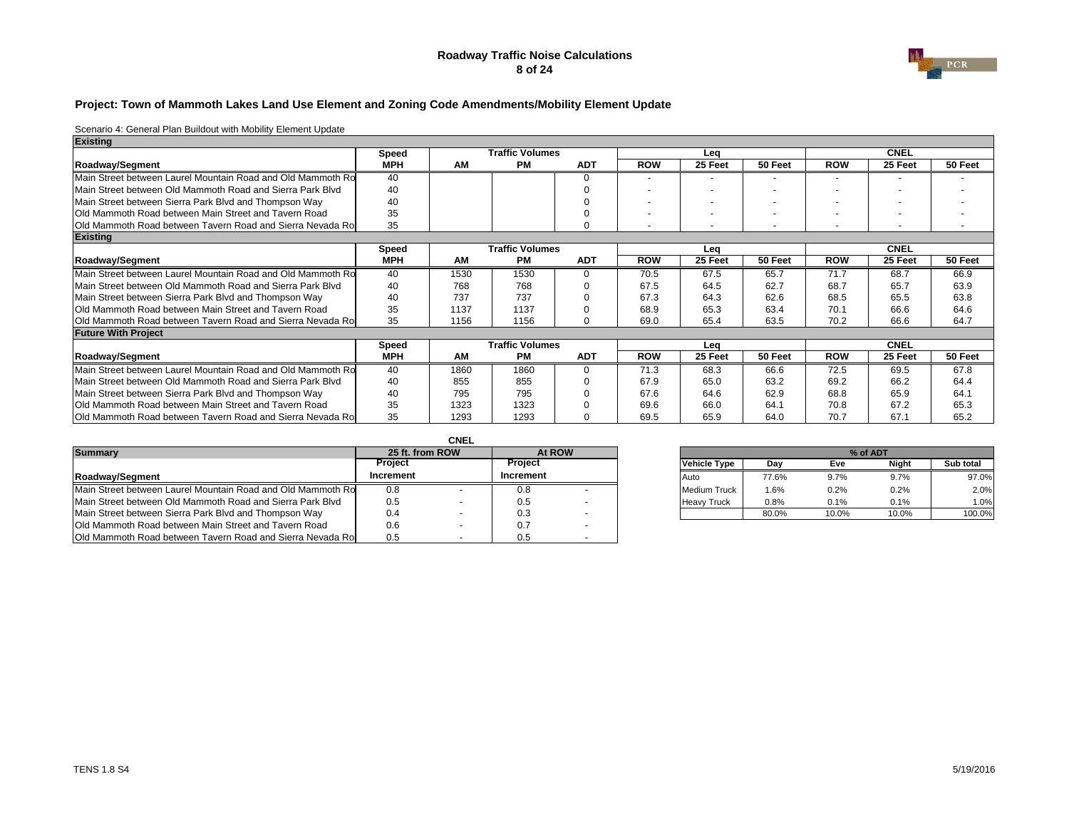# Roadway Traffic Noise Calculations

## Project: Town of Mammoth Lakes Land Use Element and Zoning Code Amendments/Mobility Element Update

Scenario 4: General Plan Buildout with Mobility Element Update

| Existing | | | | | | | | | | |
|---|---|---|---|---|---|---|---|---|---|---|
| | Speed | Traffic Volumes | | | Leq | | | CNEL | | |
| Roadway/Segment | MPH | AM | PM | ADT | ROW | 25 Feet | 50 Feet | ROW | 25 Feet | 50 Feet |
| Main Street between Laurel Mountain Road and Old Mammoth Ro | 40 | | | 0 | - | - | - | - | - | - |
| Main Street between Old Mammoth Road and Sierra Park Blvd | 40 | | | 0 | - | - | - | - | - | - |
| Main Street between Sierra Park Blvd and Thompson Way | 40 | | | 0 | - | - | - | - | - | - |
| Old Mammoth Road between Main Street and Tavern Road | 35 | | | 0 | - | - | - | - | - | - |
| Old Mammoth Road between Tavern Road and Sierra Nevada Ro | 35 | | | 0 | - | - | - | - | - | - |

| Existing | | | | | | | | | | |
|---|---|---|---|---|---|---|---|---|---|---|
| | Speed | Traffic Volumes | | | Leq | | | CNEL | | |
| Roadway/Segment | MPH | AM | PM | ADT | ROW | 25 Feet | 50 Feet | ROW | 25 Feet | 50 Feet |
| Main Street between Laurel Mountain Road and Old Mammoth Ro | 40 | 1530 | 1530 | 0 | 70.5 | 67.5 | 65.7 | 71.7 | 68.7 | 66.9 |
| Main Street between Old Mammoth Road and Sierra Park Blvd | 40 | 768 | 768 | 0 | 67.5 | 64.5 | 62.7 | 68.7 | 65.7 | 63.9 |
| Main Street between Sierra Park Blvd and Thompson Way | 40 | 737 | 737 | 0 | 67.3 | 64.3 | 62.6 | 68.5 | 65.5 | 63.8 |
| Old Mammoth Road between Main Street and Tavern Road | 35 | 1137 | 1137 | 0 | 68.9 | 65.3 | 63.4 | 70.1 | 66.6 | 64.6 |
| Old Mammoth Road between Tavern Road and Sierra Nevada Ro | 35 | 1156 | 1156 | 0 | 69.0 | 65.4 | 63.5 | 70.2 | 66.6 | 64.7 |

| Future With Project | | | | | | | | | | |
|---|---|---|---|---|---|---|---|---|---|---|
| | Speed | Traffic Volumes | | | Leq | | | CNEL | | |
| Roadway/Segment | MPH | AM | PM | ADT | ROW | 25 Feet | 50 Feet | ROW | 25 Feet | 50 Feet |
| Main Street between Laurel Mountain Road and Old Mammoth Ro | 40 | 1860 | 1860 | 0 | 71.3 | 68.3 | 66.6 | 72.5 | 69.5 | 67.8 |
| Main Street between Old Mammoth Road and Sierra Park Blvd | 40 | 855 | 855 | 0 | 67.9 | 65.0 | 63.2 | 69.2 | 66.2 | 64.4 |
| Main Street between Sierra Park Blvd and Thompson Way | 40 | 795 | 795 | 0 | 67.6 | 64.6 | 62.9 | 68.8 | 65.9 | 64.1 |
| Old Mammoth Road between Main Street and Tavern Road | 35 | 1323 | 1323 | 0 | 69.6 | 66.0 | 64.1 | 70.8 | 67.2 | 65.3 |
| Old Mammoth Road between Tavern Road and Sierra Nevada Ro | 35 | 1293 | 1293 | 0 | 69.5 | 65.9 | 64.0 | 70.7 | 67.1 | 65.2 |

| | CNEL | | | |
|---|---|---|---|---|
| Summary | 25 ft. from ROW | | At ROW | |
| | Project | | Project | |
| Roadway/Segment | Increment | | Increment | |
| Main Street between Laurel Mountain Road and Old Mammoth Ro | 0.8 | - | 0.8 | - |
| Main Street between Old Mammoth Road and Sierra Park Blvd | 0.5 | - | 0.5 | - |
| Main Street between Sierra Park Blvd and Thompson Way | 0.4 | - | 0.3 | - |
| Old Mammoth Road between Main Street and Tavern Road | 0.6 | - | 0.7 | - |
| Old Mammoth Road between Tavern Road and Sierra Nevada Ro | 0.5 | - | 0.5 | - |

| | % of ADT | | | |
|---|---|---|---|---|
| Vehicle Type | Day | Eve | Night | Sub total |
| Auto | 77.6% | 9.7% | 9.7% | 97.0% |
| Medium Truck | 1.6% | 0.2% | 0.2% | 2.0% |
| Heavy Truck | 0.8% | 0.1% | 0.1% | 1.0% |
| | 80.0% | 10.0% | 10.0% | 100.0% |

TENS 1.8 S4

5/19/2016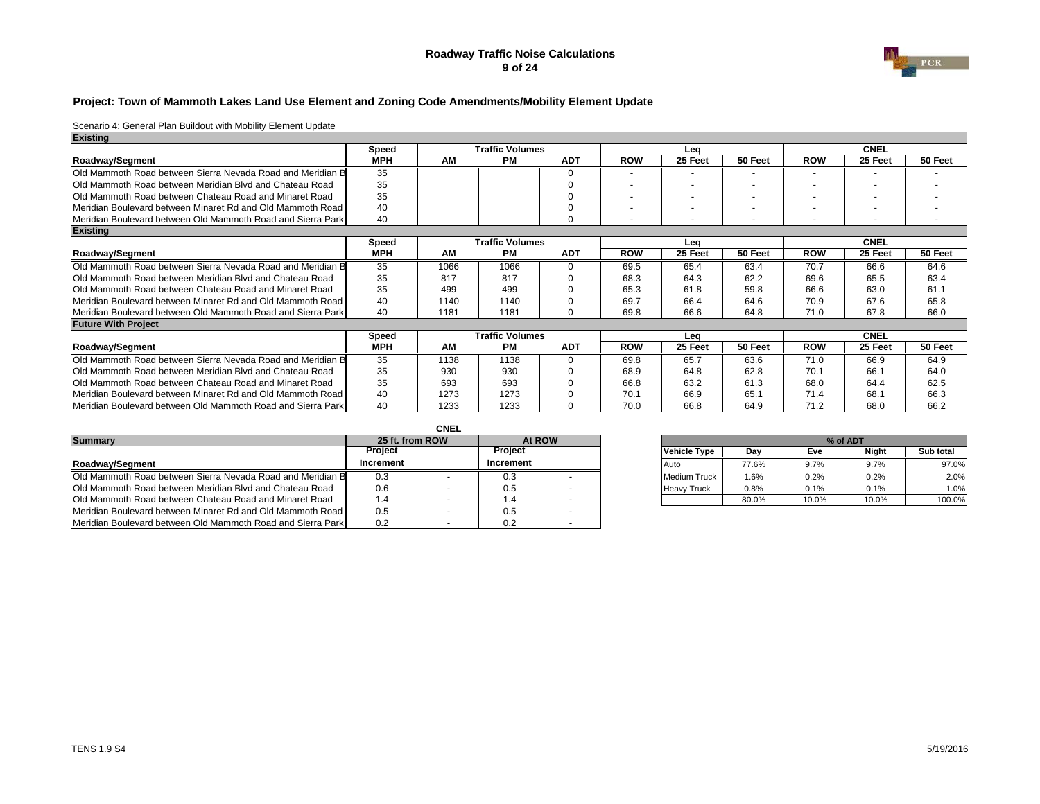## Roadway Traffic Noise Calculations

### Project: Town of Mammoth Lakes Land Use Element and Zoning Code Amendments/Mobility Element Update

Scenario 4: General Plan Buildout with Mobility Element Update

| **Existing** | | | | | | | | | | |
|---|---|---|---|---|---|---|---|---|---|---|
| | **Speed** | **Traffic Volumes** | | | **Leq** | | | **CNEL** | | |
| **Roadway/Segment** | **MPH** | **AM** | **PM** | **ADT** | **ROW** | **25 Feet** | **50 Feet** | **ROW** | **25 Feet** | **50 Feet** |
| Old Mammoth Road between Sierra Nevada Road and Meridian B | 35 | | | 0 | - | - | - | - | - | - |
| Old Mammoth Road between Meridian Blvd and Chateau Road | 35 | | | 0 | - | - | - | - | - | - |
| Old Mammoth Road between Chateau Road and Minaret Road | 35 | | | 0 | - | - | - | - | - | - |
| Meridian Boulevard between Minaret Rd and Old Mammoth Road | 40 | | | 0 | - | - | - | - | - | - |
| Meridian Boulevard between Old Mammoth Road and Sierra Park | 40 | | | 0 | - | - | - | - | - | - |
| **Existing** | | | | | | | | | | |
| | **Speed** | **Traffic Volumes** | | | **Leq** | | | **CNEL** | | |
| **Roadway/Segment** | **MPH** | **AM** | **PM** | **ADT** | **ROW** | **25 Feet** | **50 Feet** | **ROW** | **25 Feet** | **50 Feet** |
| Old Mammoth Road between Sierra Nevada Road and Meridian B | 35 | 1066 | 1066 | 0 | 69.5 | 65.4 | 63.4 | 70.7 | 66.6 | 64.6 |
| Old Mammoth Road between Meridian Blvd and Chateau Road | 35 | 817 | 817 | 0 | 68.3 | 64.3 | 62.2 | 69.6 | 65.5 | 63.4 |
| Old Mammoth Road between Chateau Road and Minaret Road | 35 | 499 | 499 | 0 | 65.3 | 61.8 | 59.8 | 66.6 | 63.0 | 61.1 |
| Meridian Boulevard between Minaret Rd and Old Mammoth Road | 40 | 1140 | 1140 | 0 | 69.7 | 66.4 | 64.6 | 70.9 | 67.6 | 65.8 |
| Meridian Boulevard between Old Mammoth Road and Sierra Park | 40 | 1181 | 1181 | 0 | 69.8 | 66.6 | 64.8 | 71.0 | 67.8 | 66.0 |
| **Future With Project** | | | | | | | | | | |
| | **Speed** | **Traffic Volumes** | | | **Leq** | | | **CNEL** | | |
| **Roadway/Segment** | **MPH** | **AM** | **PM** | **ADT** | **ROW** | **25 Feet** | **50 Feet** | **ROW** | **25 Feet** | **50 Feet** |
| Old Mammoth Road between Sierra Nevada Road and Meridian B | 35 | 1138 | 1138 | 0 | 69.8 | 65.7 | 63.6 | 71.0 | 66.9 | 64.9 |
| Old Mammoth Road between Meridian Blvd and Chateau Road | 35 | 930 | 930 | 0 | 68.9 | 64.8 | 62.8 | 70.1 | 66.1 | 64.0 |
| Old Mammoth Road between Chateau Road and Minaret Road | 35 | 693 | 693 | 0 | 66.8 | 63.2 | 61.3 | 68.0 | 64.4 | 62.5 |
| Meridian Boulevard between Minaret Rd and Old Mammoth Road | 40 | 1273 | 1273 | 0 | 70.1 | 66.9 | 65.1 | 71.4 | 68.1 | 66.3 |
| Meridian Boulevard between Old Mammoth Road and Sierra Park | 40 | 1233 | 1233 | 0 | 70.0 | 66.8 | 64.9 | 71.2 | 68.0 | 66.2 |

| | **CNEL** | | | |
|---|---|---|---|---|
| **Summary** | **25 ft. from ROW** | | **At ROW** | |
| | **Project** | | **Project** | |
| **Roadway/Segment** | **Increment** | | **Increment** | |
| Old Mammoth Road between Sierra Nevada Road and Meridian B | 0.3 | - | 0.3 | - |
| Old Mammoth Road between Meridian Blvd and Chateau Road | 0.6 | - | 0.5 | - |
| Old Mammoth Road between Chateau Road and Minaret Road | 1.4 | - | 1.4 | - |
| Meridian Boulevard between Minaret Rd and Old Mammoth Road | 0.5 | - | 0.5 | - |
| Meridian Boulevard between Old Mammoth Road and Sierra Park | 0.2 | - | 0.2 | - |

| | **% of ADT** | | | |
|---|---|---|---|---|
| **Vehicle Type** | **Day** | **Eve** | **Night** | **Sub total** |
| Auto | 77.6% | 9.7% | 9.7% | 97.0% |
| Medium Truck | 1.6% | 0.2% | 0.2% | 2.0% |
| Heavy Truck | 0.8% | 0.1% | 0.1% | 1.0% |
| | 80.0% | 10.0% | 10.0% | 100.0% |

TENS 1.9 S4

5/19/2016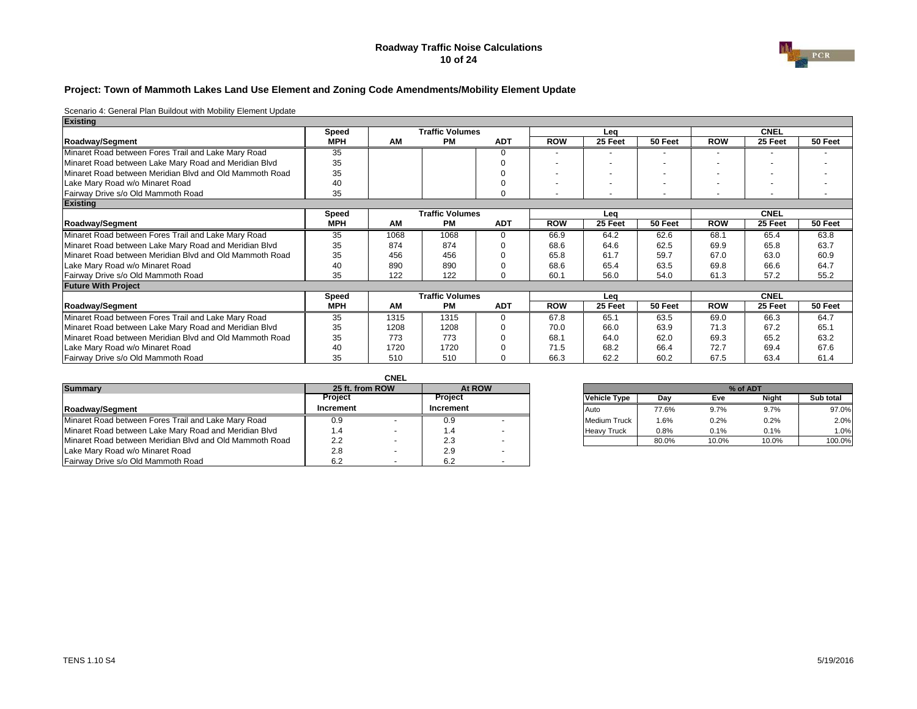# Roadway Traffic Noise Calculations

## Project: Town of Mammoth Lakes Land Use Element and Zoning Code Amendments/Mobility Element Update

Scenario 4: General Plan Buildout with Mobility Element Update

| Existing | | | | | | | | | | |
|---|---|---|---|---|---|---|---|---|---|---|
| | Speed | Traffic Volumes | | | Leq | | | CNEL | | |
| Roadway/Segment | MPH | AM | PM | ADT | ROW | 25 Feet | 50 Feet | ROW | 25 Feet | 50 Feet |
| Minaret Road between Fores Trail and Lake Mary Road | 35 | | | 0 | - | - | - | - | - | - |
| Minaret Road between Lake Mary Road and Meridian Blvd | 35 | | | 0 | - | - | - | - | - | - |
| Minaret Road between Meridian Blvd and Old Mammoth Road | 35 | | | 0 | - | - | - | - | - | - |
| Lake Mary Road w/o Minaret Road | 40 | | | 0 | - | - | - | - | - | - |
| Fairway Drive s/o Old Mammoth Road | 35 | | | 0 | - | - | - | - | - | - |
| **Existing** | | | | | | | | | | |
| | Speed | Traffic Volumes | | | Leq | | | CNEL | | |
| Roadway/Segment | MPH | AM | PM | ADT | ROW | 25 Feet | 50 Feet | ROW | 25 Feet | 50 Feet |
| Minaret Road between Fores Trail and Lake Mary Road | 35 | 1068 | 1068 | 0 | 66.9 | 64.2 | 62.6 | 68.1 | 65.4 | 63.8 |
| Minaret Road between Lake Mary Road and Meridian Blvd | 35 | 874 | 874 | 0 | 68.6 | 64.6 | 62.5 | 69.9 | 65.8 | 63.7 |
| Minaret Road between Meridian Blvd and Old Mammoth Road | 35 | 456 | 456 | 0 | 65.8 | 61.7 | 59.7 | 67.0 | 63.0 | 60.9 |
| Lake Mary Road w/o Minaret Road | 40 | 890 | 890 | 0 | 68.6 | 65.4 | 63.5 | 69.8 | 66.6 | 64.7 |
| Fairway Drive s/o Old Mammoth Road | 35 | 122 | 122 | 0 | 60.1 | 56.0 | 54.0 | 61.3 | 57.2 | 55.2 |
| **Future With Project** | | | | | | | | | | |
| | Speed | Traffic Volumes | | | Leq | | | CNEL | | |
| Roadway/Segment | MPH | AM | PM | ADT | ROW | 25 Feet | 50 Feet | ROW | 25 Feet | 50 Feet |
| Minaret Road between Fores Trail and Lake Mary Road | 35 | 1315 | 1315 | 0 | 67.8 | 65.1 | 63.5 | 69.0 | 66.3 | 64.7 |
| Minaret Road between Lake Mary Road and Meridian Blvd | 35 | 1208 | 1208 | 0 | 70.0 | 66.0 | 63.9 | 71.3 | 67.2 | 65.1 |
| Minaret Road between Meridian Blvd and Old Mammoth Road | 35 | 773 | 773 | 0 | 68.1 | 64.0 | 62.0 | 69.3 | 65.2 | 63.2 |
| Lake Mary Road w/o Minaret Road | 40 | 1720 | 1720 | 0 | 71.5 | 68.2 | 66.4 | 72.7 | 69.4 | 67.6 |
| Fairway Drive s/o Old Mammoth Road | 35 | 510 | 510 | 0 | 66.3 | 62.2 | 60.2 | 67.5 | 63.4 | 61.4 |

| | CNEL | | | |
|---|---|---|---|---|
| Summary | 25 ft. from ROW | | At ROW | |
| | Project | | Project | |
| Roadway/Segment | Increment | | Increment | |
| Minaret Road between Fores Trail and Lake Mary Road | 0.9 | - | 0.9 | - |
| Minaret Road between Lake Mary Road and Meridian Blvd | 1.4 | - | 1.4 | - |
| Minaret Road between Meridian Blvd and Old Mammoth Road | 2.2 | - | 2.3 | - |
| Lake Mary Road w/o Minaret Road | 2.8 | - | 2.9 | - |
| Fairway Drive s/o Old Mammoth Road | 6.2 | - | 6.2 | - |

| | % of ADT | | | |
|---|---|---|---|---|
| Vehicle Type | Day | Eve | Night | Sub total |
| Auto | 77.6% | 9.7% | 9.7% | 97.0% |
| Medium Truck | 1.6% | 0.2% | 0.2% | 2.0% |
| Heavy Truck | 0.8% | 0.1% | 0.1% | 1.0% |
| | 80.0% | 10.0% | 10.0% | 100.0% |

TENS 1.10 S4 5/19/2016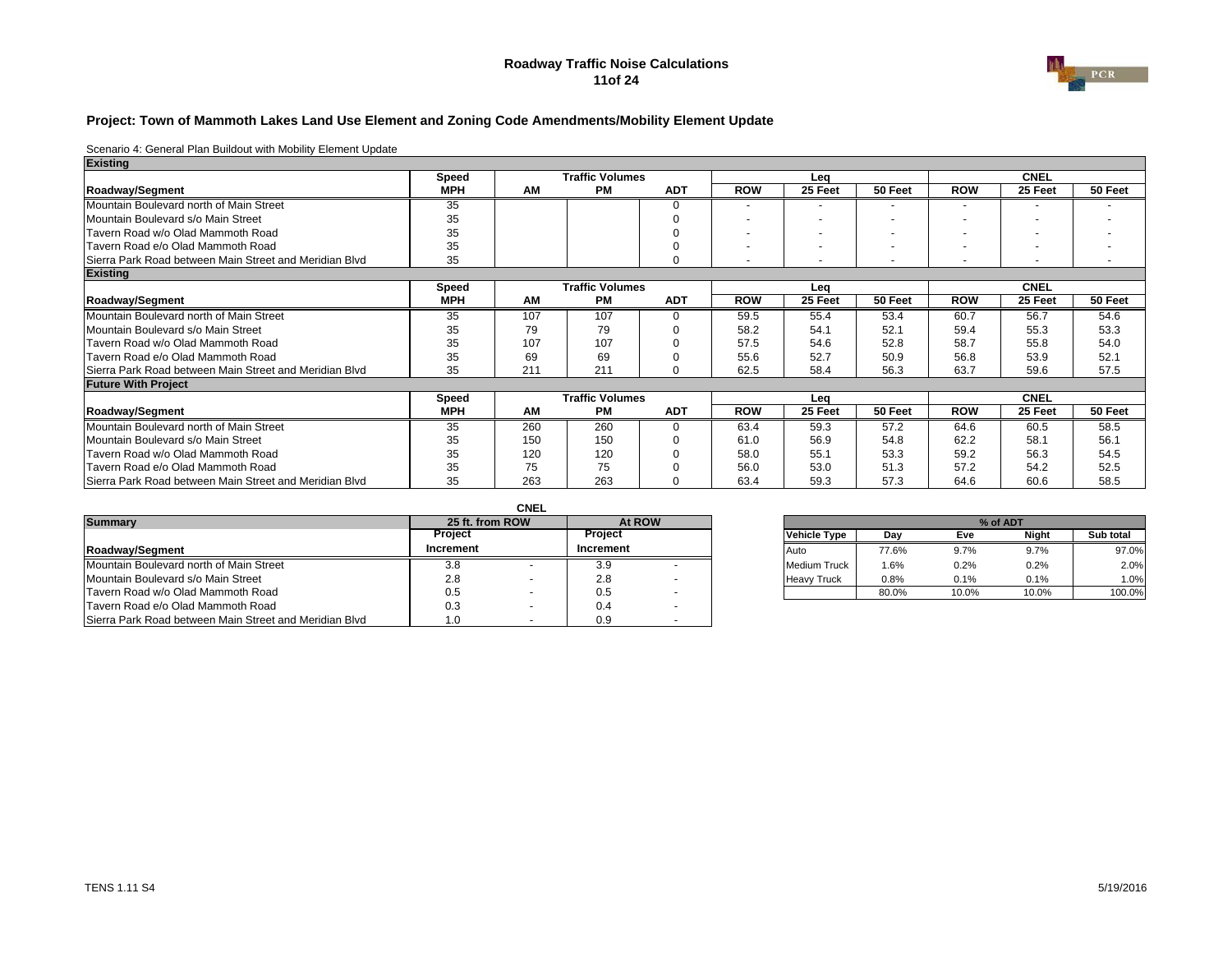# Roadway Traffic Noise Calculations

## Project: Town of Mammoth Lakes Land Use Element and Zoning Code Amendments/Mobility Element Update

Scenario 4: General Plan Buildout with Mobility Element Update

**Existing**

| | Speed | Traffic Volumes | | | Leq | | | CNEL | | |
|---|---|---|---|---|---|---|---|---|---|---|
| **Roadway/Segment** | **MPH** | **AM** | **PM** | **ADT** | **ROW** | **25 Feet** | **50 Feet** | **ROW** | **25 Feet** | **50 Feet** |
| Mountain Boulevard north of Main Street | 35 | | | 0 | - | - | - | - | - | - |
| Mountain Boulevard s/o Main Street | 35 | | | 0 | - | - | - | - | - | - |
| Tavern Road w/o Olad Mammoth Road | 35 | | | 0 | - | - | - | - | - | - |
| Tavern Road e/o Olad Mammoth Road | 35 | | | 0 | - | - | - | - | - | - |
| Sierra Park Road between Main Street and Meridian Blvd | 35 | | | 0 | - | - | - | - | - | - |

**Existing**

| | Speed | Traffic Volumes | | | Leq | | | CNEL | | |
|---|---|---|---|---|---|---|---|---|---|---|
| **Roadway/Segment** | **MPH** | **AM** | **PM** | **ADT** | **ROW** | **25 Feet** | **50 Feet** | **ROW** | **25 Feet** | **50 Feet** |
| Mountain Boulevard north of Main Street | 35 | 107 | 107 | 0 | 59.5 | 55.4 | 53.4 | 60.7 | 56.7 | 54.6 |
| Mountain Boulevard s/o Main Street | 35 | 79 | 79 | 0 | 58.2 | 54.1 | 52.1 | 59.4 | 55.3 | 53.3 |
| Tavern Road w/o Olad Mammoth Road | 35 | 107 | 107 | 0 | 57.5 | 54.6 | 52.8 | 58.7 | 55.8 | 54.0 |
| Tavern Road e/o Olad Mammoth Road | 35 | 69 | 69 | 0 | 55.6 | 52.7 | 50.9 | 56.8 | 53.9 | 52.1 |
| Sierra Park Road between Main Street and Meridian Blvd | 35 | 211 | 211 | 0 | 62.5 | 58.4 | 56.3 | 63.7 | 59.6 | 57.5 |

**Future With Project**

| | Speed | Traffic Volumes | | | Leq | | | CNEL | | |
|---|---|---|---|---|---|---|---|---|---|---|
| **Roadway/Segment** | **MPH** | **AM** | **PM** | **ADT** | **ROW** | **25 Feet** | **50 Feet** | **ROW** | **25 Feet** | **50 Feet** |
| Mountain Boulevard north of Main Street | 35 | 260 | 260 | 0 | 63.4 | 59.3 | 57.2 | 64.6 | 60.5 | 58.5 |
| Mountain Boulevard s/o Main Street | 35 | 150 | 150 | 0 | 61.0 | 56.9 | 54.8 | 62.2 | 58.1 | 56.1 |
| Tavern Road w/o Olad Mammoth Road | 35 | 120 | 120 | 0 | 58.0 | 55.1 | 53.3 | 59.2 | 56.3 | 54.5 |
| Tavern Road e/o Olad Mammoth Road | 35 | 75 | 75 | 0 | 56.0 | 53.0 | 51.3 | 57.2 | 54.2 | 52.5 |
| Sierra Park Road between Main Street and Meridian Blvd | 35 | 263 | 263 | 0 | 63.4 | 59.3 | 57.3 | 64.6 | 60.6 | 58.5 |

**CNEL**

| **Summary** | 25 ft. from ROW | | At ROW | |
|---|---|---|---|---|
| | **Project** | | **Project** | |
| **Roadway/Segment** | **Increment** | | **Increment** | |
| Mountain Boulevard north of Main Street | 3.8 | - | 3.9 | - |
| Mountain Boulevard s/o Main Street | 2.8 | - | 2.8 | - |
| Tavern Road w/o Olad Mammoth Road | 0.5 | - | 0.5 | - |
| Tavern Road e/o Olad Mammoth Road | 0.3 | - | 0.4 | - |
| Sierra Park Road between Main Street and Meridian Blvd | 1.0 | - | 0.9 | - |

| | % of ADT | | | |
|---|---|---|---|---|
| **Vehicle Type** | **Day** | **Eve** | **Night** | **Sub total** |
| Auto | 77.6% | 9.7% | 9.7% | 97.0% |
| Medium Truck | 1.6% | 0.2% | 0.2% | 2.0% |
| Heavy Truck | 0.8% | 0.1% | 0.1% | 1.0% |
| | 80.0% | 10.0% | 10.0% | 100.0% |

TENS 1.11 S4

5/19/2016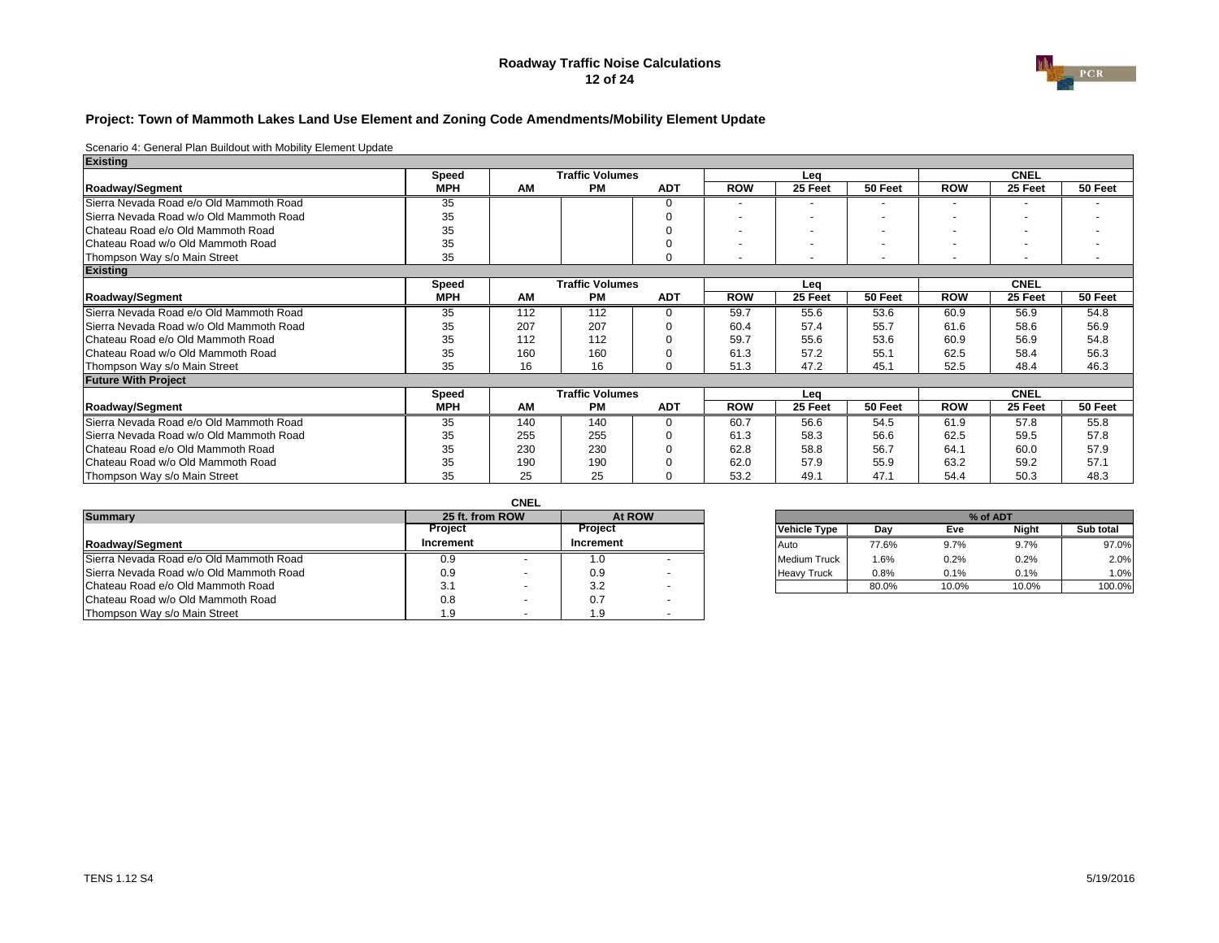# Roadway Traffic Noise Calculations

## Project: Town of Mammoth Lakes Land Use Element and Zoning Code Amendments/Mobility Element Update

Scenario 4: General Plan Buildout with Mobility Element Update

| Existing | | | | | | | | | | |
|---|---|---|---|---|---|---|---|---|---|---|
| | Speed | Traffic Volumes | | | Leq | | | CNEL | | |
| Roadway/Segment | MPH | AM | PM | ADT | ROW | 25 Feet | 50 Feet | ROW | 25 Feet | 50 Feet |
| Sierra Nevada Road e/o Old Mammoth Road | 35 | | | 0 | - | - | - | - | - | - |
| Sierra Nevada Road w/o Old Mammoth Road | 35 | | | 0 | - | - | - | - | - | - |
| Chateau Road e/o Old Mammoth Road | 35 | | | 0 | - | - | - | - | - | - |
| Chateau Road w/o Old Mammoth Road | 35 | | | 0 | - | - | - | - | - | - |
| Thompson Way s/o Main Street | 35 | | | 0 | - | - | - | - | - | - |

| Existing | | | | | | | | | | |
|---|---|---|---|---|---|---|---|---|---|---|
| | Speed | Traffic Volumes | | | Leq | | | CNEL | | |
| Roadway/Segment | MPH | AM | PM | ADT | ROW | 25 Feet | 50 Feet | ROW | 25 Feet | 50 Feet |
| Sierra Nevada Road e/o Old Mammoth Road | 35 | 112 | 112 | 0 | 59.7 | 55.6 | 53.6 | 60.9 | 56.9 | 54.8 |
| Sierra Nevada Road w/o Old Mammoth Road | 35 | 207 | 207 | 0 | 60.4 | 57.4 | 55.7 | 61.6 | 58.6 | 56.9 |
| Chateau Road e/o Old Mammoth Road | 35 | 112 | 112 | 0 | 59.7 | 55.6 | 53.6 | 60.9 | 56.9 | 54.8 |
| Chateau Road w/o Old Mammoth Road | 35 | 160 | 160 | 0 | 61.3 | 57.2 | 55.1 | 62.5 | 58.4 | 56.3 |
| Thompson Way s/o Main Street | 35 | 16 | 16 | 0 | 51.3 | 47.2 | 45.1 | 52.5 | 48.4 | 46.3 |

| Future With Project | | | | | | | | | | |
|---|---|---|---|---|---|---|---|---|---|---|
| | Speed | Traffic Volumes | | | Leq | | | CNEL | | |
| Roadway/Segment | MPH | AM | PM | ADT | ROW | 25 Feet | 50 Feet | ROW | 25 Feet | 50 Feet |
| Sierra Nevada Road e/o Old Mammoth Road | 35 | 140 | 140 | 0 | 60.7 | 56.6 | 54.5 | 61.9 | 57.8 | 55.8 |
| Sierra Nevada Road w/o Old Mammoth Road | 35 | 255 | 255 | 0 | 61.3 | 58.3 | 56.6 | 62.5 | 59.5 | 57.8 |
| Chateau Road e/o Old Mammoth Road | 35 | 230 | 230 | 0 | 62.8 | 58.8 | 56.7 | 64.1 | 60.0 | 57.9 |
| Chateau Road w/o Old Mammoth Road | 35 | 190 | 190 | 0 | 62.0 | 57.9 | 55.9 | 63.2 | 59.2 | 57.1 |
| Thompson Way s/o Main Street | 35 | 25 | 25 | 0 | 53.2 | 49.1 | 47.1 | 54.4 | 50.3 | 48.3 |

| | CNEL | | | |
|---|---|---|---|---|
| Summary | 25 ft. from ROW | | At ROW | |
| | Project | | Project | |
| Roadway/Segment | Increment | | Increment | |
| Sierra Nevada Road e/o Old Mammoth Road | 0.9 | - | 1.0 | - |
| Sierra Nevada Road w/o Old Mammoth Road | 0.9 | - | 0.9 | - |
| Chateau Road e/o Old Mammoth Road | 3.1 | - | 3.2 | - |
| Chateau Road w/o Old Mammoth Road | 0.8 | - | 0.7 | - |
| Thompson Way s/o Main Street | 1.9 | - | 1.9 | - |

| | % of ADT | | | |
|---|---|---|---|---|
| Vehicle Type | Day | Eve | Night | Sub total |
| Auto | 77.6% | 9.7% | 9.7% | 97.0% |
| Medium Truck | 1.6% | 0.2% | 0.2% | 2.0% |
| Heavy Truck | 0.8% | 0.1% | 0.1% | 1.0% |
| | 80.0% | 10.0% | 10.0% | 100.0% |

TENS 1.12 S4

5/19/2016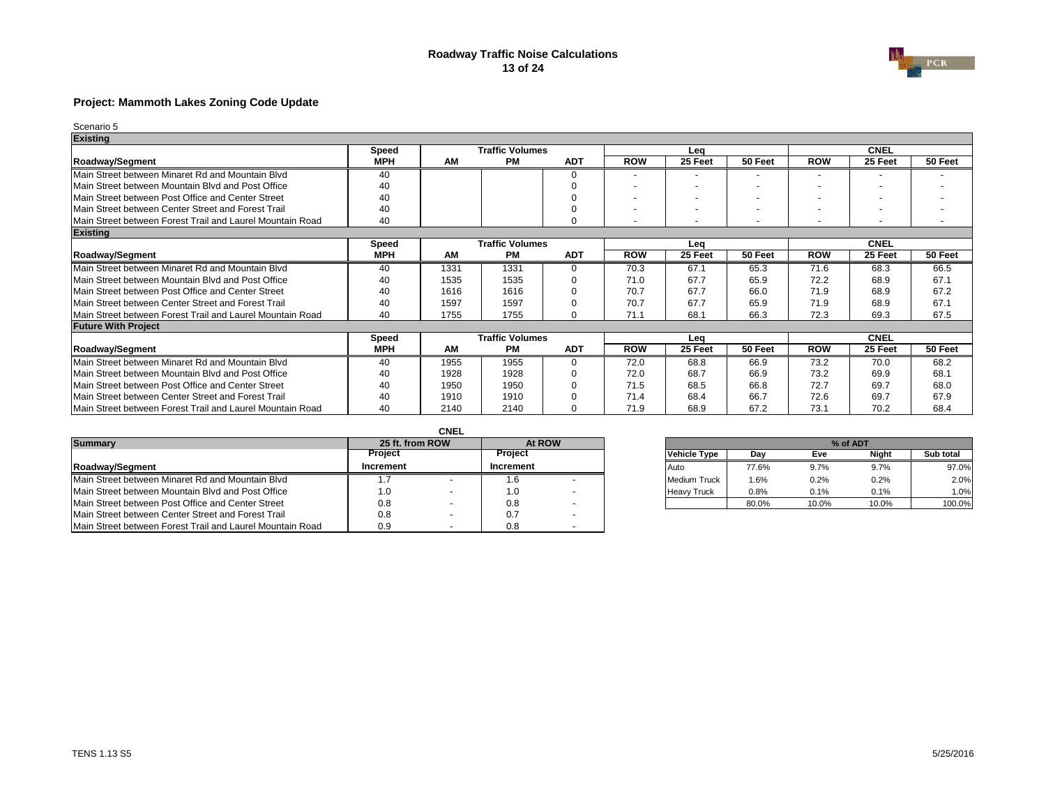# Roadway Traffic Noise Calculations

## Project: Mammoth Lakes Zoning Code Update

Scenario 5

**Existing**

| Roadway/Segment | Speed MPH | Traffic Volumes AM | PM | ADT | Leq ROW | 25 Feet | 50 Feet | CNEL ROW | 25 Feet | 50 Feet |
|---|---|---|---|---|---|---|---|---|---|---|
| Main Street between Minaret Rd and Mountain Blvd | 40 | | | 0 | - | - | - | - | - | - |
| Main Street between Mountain Blvd and Post Office | 40 | | | 0 | - | - | - | - | - | - |
| Main Street between Post Office and Center Street | 40 | | | 0 | - | - | - | - | - | - |
| Main Street between Center Street and Forest Trail | 40 | | | 0 | - | - | - | - | - | - |
| Main Street between Forest Trail and Laurel Mountain Road | 40 | | | 0 | - | - | - | - | - | - |

**Existing**

| Roadway/Segment | Speed MPH | Traffic Volumes AM | PM | ADT | Leq ROW | 25 Feet | 50 Feet | CNEL ROW | 25 Feet | 50 Feet |
|---|---|---|---|---|---|---|---|---|---|---|
| Main Street between Minaret Rd and Mountain Blvd | 40 | 1331 | 1331 | 0 | 70.3 | 67.1 | 65.3 | 71.6 | 68.3 | 66.5 |
| Main Street between Mountain Blvd and Post Office | 40 | 1535 | 1535 | 0 | 71.0 | 67.7 | 65.9 | 72.2 | 68.9 | 67.1 |
| Main Street between Post Office and Center Street | 40 | 1616 | 1616 | 0 | 70.7 | 67.7 | 66.0 | 71.9 | 68.9 | 67.2 |
| Main Street between Center Street and Forest Trail | 40 | 1597 | 1597 | 0 | 70.7 | 67.7 | 65.9 | 71.9 | 68.9 | 67.1 |
| Main Street between Forest Trail and Laurel Mountain Road | 40 | 1755 | 1755 | 0 | 71.1 | 68.1 | 66.3 | 72.3 | 69.3 | 67.5 |

**Future With Project**

| Roadway/Segment | Speed MPH | Traffic Volumes AM | PM | ADT | Leq ROW | 25 Feet | 50 Feet | CNEL ROW | 25 Feet | 50 Feet |
|---|---|---|---|---|---|---|---|---|---|---|
| Main Street between Minaret Rd and Mountain Blvd | 40 | 1955 | 1955 | 0 | 72.0 | 68.8 | 66.9 | 73.2 | 70.0 | 68.2 |
| Main Street between Mountain Blvd and Post Office | 40 | 1928 | 1928 | 0 | 72.0 | 68.7 | 66.9 | 73.2 | 69.9 | 68.1 |
| Main Street between Post Office and Center Street | 40 | 1950 | 1950 | 0 | 71.5 | 68.5 | 66.8 | 72.7 | 69.7 | 68.0 |
| Main Street between Center Street and Forest Trail | 40 | 1910 | 1910 | 0 | 71.4 | 68.4 | 66.7 | 72.6 | 69.7 | 67.9 |
| Main Street between Forest Trail and Laurel Mountain Road | 40 | 2140 | 2140 | 0 | 71.9 | 68.9 | 67.2 | 73.1 | 70.2 | 68.4 |

**Summary (CNEL)**

| Roadway/Segment | 25 ft. from ROW Project Increment | | At ROW Project Increment | |
|---|---|---|---|---|
| Main Street between Minaret Rd and Mountain Blvd | 1.7 | - | 1.6 | - |
| Main Street between Mountain Blvd and Post Office | 1.0 | - | 1.0 | - |
| Main Street between Post Office and Center Street | 0.8 | - | 0.8 | - |
| Main Street between Center Street and Forest Trail | 0.8 | - | 0.7 | - |
| Main Street between Forest Trail and Laurel Mountain Road | 0.9 | - | 0.8 | - |

**% of ADT**

| Vehicle Type | Day | Eve | Night | Sub total |
|---|---|---|---|---|
| Auto | 77.6% | 9.7% | 9.7% | 97.0% |
| Medium Truck | 1.6% | 0.2% | 0.2% | 2.0% |
| Heavy Truck | 0.8% | 0.1% | 0.1% | 1.0% |
| | 80.0% | 10.0% | 10.0% | 100.0% |

TENS 1.13 S5

5/25/2016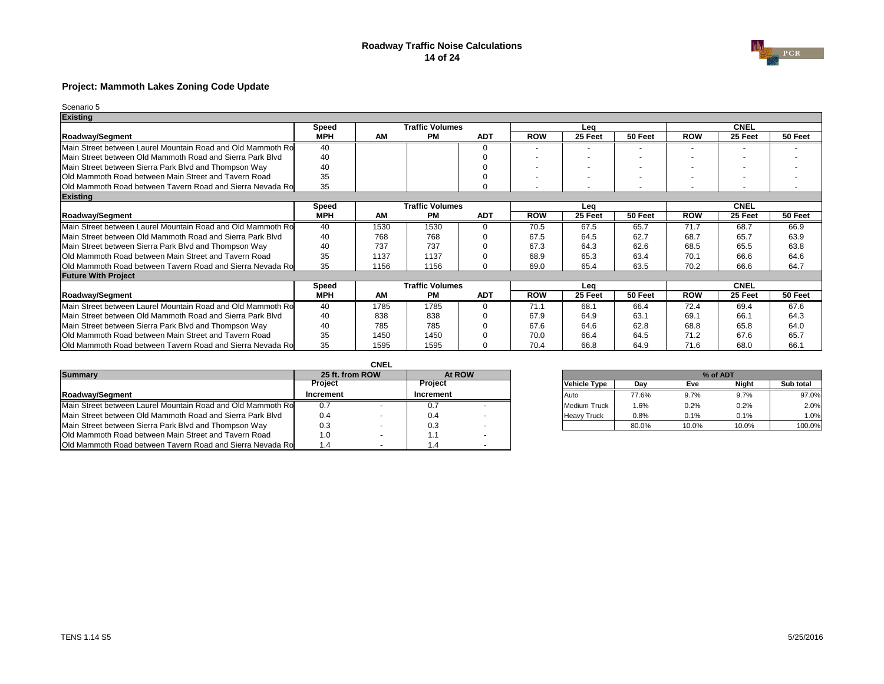## Roadway Traffic Noise Calculations

### Project: Mammoth Lakes Zoning Code Update

Scenario 5

**Existing**

| | Speed | Traffic Volumes | | | Leq | | | CNEL | | |
|---|---|---|---|---|---|---|---|---|---|---|
| **Roadway/Segment** | **MPH** | **AM** | **PM** | **ADT** | **ROW** | **25 Feet** | **50 Feet** | **ROW** | **25 Feet** | **50 Feet** |
| Main Street between Laurel Mountain Road and Old Mammoth Ro | 40 | | | 0 | - | - | - | - | - | - |
| Main Street between Old Mammoth Road and Sierra Park Blvd | 40 | | | 0 | - | - | - | - | - | - |
| Main Street between Sierra Park Blvd and Thompson Way | 40 | | | 0 | - | - | - | - | - | - |
| Old Mammoth Road between Main Street and Tavern Road | 35 | | | 0 | - | - | - | - | - | - |
| Old Mammoth Road between Tavern Road and Sierra Nevada Ro | 35 | | | 0 | - | - | - | - | - | - |

**Existing**

| | Speed | Traffic Volumes | | | Leq | | | CNEL | | |
|---|---|---|---|---|---|---|---|---|---|---|
| **Roadway/Segment** | **MPH** | **AM** | **PM** | **ADT** | **ROW** | **25 Feet** | **50 Feet** | **ROW** | **25 Feet** | **50 Feet** |
| Main Street between Laurel Mountain Road and Old Mammoth Ro | 40 | 1530 | 1530 | 0 | 70.5 | 67.5 | 65.7 | 71.7 | 68.7 | 66.9 |
| Main Street between Old Mammoth Road and Sierra Park Blvd | 40 | 768 | 768 | 0 | 67.5 | 64.5 | 62.7 | 68.7 | 65.7 | 63.9 |
| Main Street between Sierra Park Blvd and Thompson Way | 40 | 737 | 737 | 0 | 67.3 | 64.3 | 62.6 | 68.5 | 65.5 | 63.8 |
| Old Mammoth Road between Main Street and Tavern Road | 35 | 1137 | 1137 | 0 | 68.9 | 65.3 | 63.4 | 70.1 | 66.6 | 64.6 |
| Old Mammoth Road between Tavern Road and Sierra Nevada Ro | 35 | 1156 | 1156 | 0 | 69.0 | 65.4 | 63.5 | 70.2 | 66.6 | 64.7 |

**Future With Project**

| | Speed | Traffic Volumes | | | Leq | | | CNEL | | |
|---|---|---|---|---|---|---|---|---|---|---|
| **Roadway/Segment** | **MPH** | **AM** | **PM** | **ADT** | **ROW** | **25 Feet** | **50 Feet** | **ROW** | **25 Feet** | **50 Feet** |
| Main Street between Laurel Mountain Road and Old Mammoth Ro | 40 | 1785 | 1785 | 0 | 71.1 | 68.1 | 66.4 | 72.4 | 69.4 | 67.6 |
| Main Street between Old Mammoth Road and Sierra Park Blvd | 40 | 838 | 838 | 0 | 67.9 | 64.9 | 63.1 | 69.1 | 66.1 | 64.3 |
| Main Street between Sierra Park Blvd and Thompson Way | 40 | 785 | 785 | 0 | 67.6 | 64.6 | 62.8 | 68.8 | 65.8 | 64.0 |
| Old Mammoth Road between Main Street and Tavern Road | 35 | 1450 | 1450 | 0 | 70.0 | 66.4 | 64.5 | 71.2 | 67.6 | 65.7 |
| Old Mammoth Road between Tavern Road and Sierra Nevada Ro | 35 | 1595 | 1595 | 0 | 70.4 | 66.8 | 64.9 | 71.6 | 68.0 | 66.1 |

| | CNEL | | | |
|---|---|---|---|---|
| **Summary** | **25 ft. from ROW** | | **At ROW** | |
| | **Project** | | **Project** | |
| **Roadway/Segment** | **Increment** | | **Increment** | |
| Main Street between Laurel Mountain Road and Old Mammoth Ro | 0.7 | - | 0.7 | - |
| Main Street between Old Mammoth Road and Sierra Park Blvd | 0.4 | - | 0.4 | - |
| Main Street between Sierra Park Blvd and Thompson Way | 0.3 | - | 0.3 | - |
| Old Mammoth Road between Main Street and Tavern Road | 1.0 | - | 1.1 | - |
| Old Mammoth Road between Tavern Road and Sierra Nevada Ro | 1.4 | - | 1.4 | - |

| | % of ADT | | | |
|---|---|---|---|---|
| **Vehicle Type** | **Day** | **Eve** | **Night** | **Sub total** |
| Auto | 77.6% | 9.7% | 9.7% | 97.0% |
| Medium Truck | 1.6% | 0.2% | 0.2% | 2.0% |
| Heavy Truck | 0.8% | 0.1% | 0.1% | 1.0% |
| | 80.0% | 10.0% | 10.0% | 100.0% |

TENS 1.14 S5

5/25/2016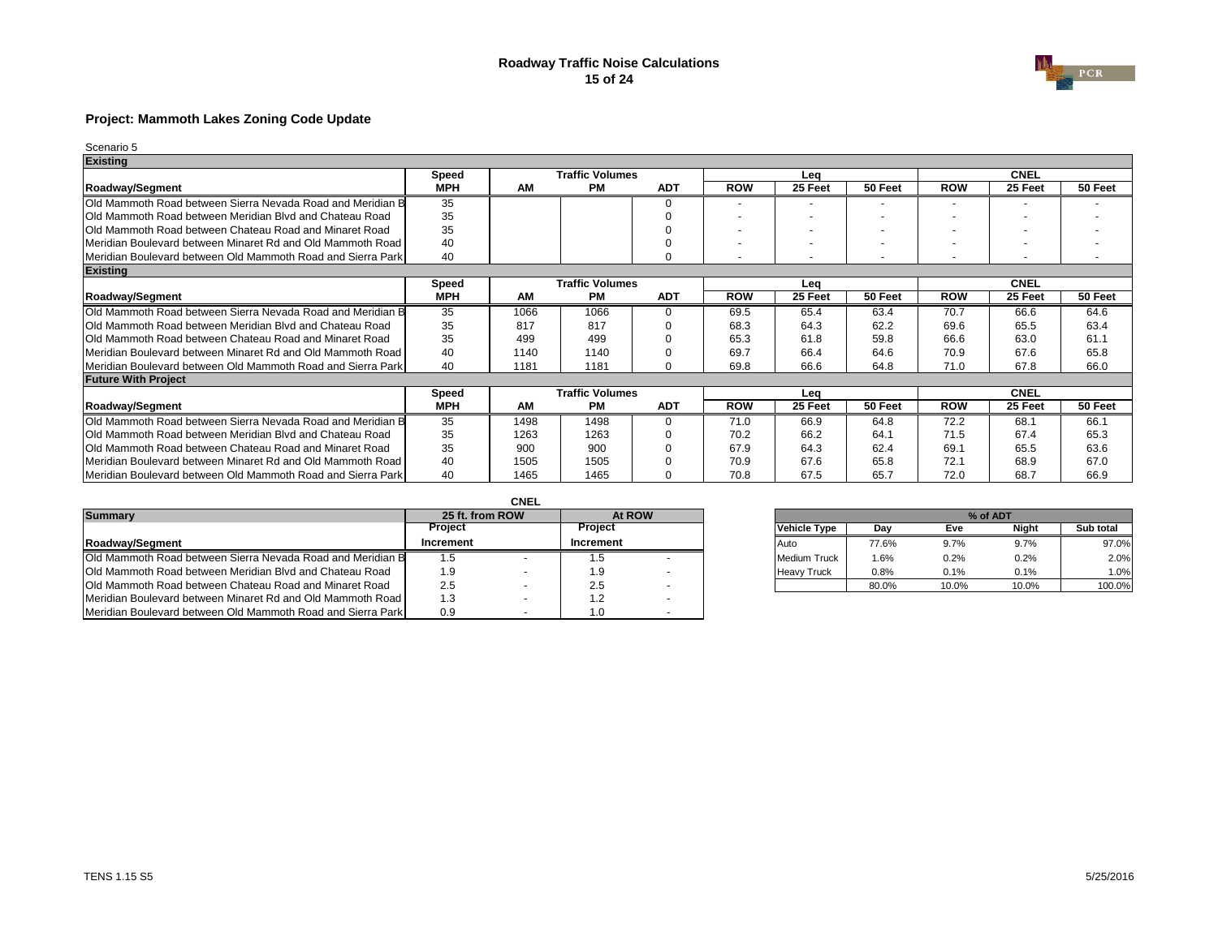## Roadway Traffic Noise Calculations

### Project: Mammoth Lakes Zoning Code Update

Scenario 5

| Existing | | | | | | | | | | |
|---|---|---|---|---|---|---|---|---|---|---|
| | Speed | Traffic Volumes | | | Leq | | | CNEL | | |
| Roadway/Segment | MPH | AM | PM | ADT | ROW | 25 Feet | 50 Feet | ROW | 25 Feet | 50 Feet |
| Old Mammoth Road between Sierra Nevada Road and Meridian B | 35 | | | 0 | - | - | - | - | - | - |
| Old Mammoth Road between Meridian Blvd and Chateau Road | 35 | | | 0 | - | - | - | - | - | - |
| Old Mammoth Road between Chateau Road and Minaret Road | 35 | | | 0 | - | - | - | - | - | - |
| Meridian Boulevard between Minaret Rd and Old Mammoth Road | 40 | | | 0 | - | - | - | - | - | - |
| Meridian Boulevard between Old Mammoth Road and Sierra Park | 40 | | | 0 | - | - | - | - | - | - |

| Existing | | | | | | | | | | |
|---|---|---|---|---|---|---|---|---|---|---|
| | Speed | Traffic Volumes | | | Leq | | | CNEL | | |
| Roadway/Segment | MPH | AM | PM | ADT | ROW | 25 Feet | 50 Feet | ROW | 25 Feet | 50 Feet |
| Old Mammoth Road between Sierra Nevada Road and Meridian B | 35 | 1066 | 1066 | 0 | 69.5 | 65.4 | 63.4 | 70.7 | 66.6 | 64.6 |
| Old Mammoth Road between Meridian Blvd and Chateau Road | 35 | 817 | 817 | 0 | 68.3 | 64.3 | 62.2 | 69.6 | 65.5 | 63.4 |
| Old Mammoth Road between Chateau Road and Minaret Road | 35 | 499 | 499 | 0 | 65.3 | 61.8 | 59.8 | 66.6 | 63.0 | 61.1 |
| Meridian Boulevard between Minaret Rd and Old Mammoth Road | 40 | 1140 | 1140 | 0 | 69.7 | 66.4 | 64.6 | 70.9 | 67.6 | 65.8 |
| Meridian Boulevard between Old Mammoth Road and Sierra Park | 40 | 1181 | 1181 | 0 | 69.8 | 66.6 | 64.8 | 71.0 | 67.8 | 66.0 |

| Future With Project | | | | | | | | | | |
|---|---|---|---|---|---|---|---|---|---|---|
| | Speed | Traffic Volumes | | | Leq | | | CNEL | | |
| Roadway/Segment | MPH | AM | PM | ADT | ROW | 25 Feet | 50 Feet | ROW | 25 Feet | 50 Feet |
| Old Mammoth Road between Sierra Nevada Road and Meridian B | 35 | 1498 | 1498 | 0 | 71.0 | 66.9 | 64.8 | 72.2 | 68.1 | 66.1 |
| Old Mammoth Road between Meridian Blvd and Chateau Road | 35 | 1263 | 1263 | 0 | 70.2 | 66.2 | 64.1 | 71.5 | 67.4 | 65.3 |
| Old Mammoth Road between Chateau Road and Minaret Road | 35 | 900 | 900 | 0 | 67.9 | 64.3 | 62.4 | 69.1 | 65.5 | 63.6 |
| Meridian Boulevard between Minaret Rd and Old Mammoth Road | 40 | 1505 | 1505 | 0 | 70.9 | 67.6 | 65.8 | 72.1 | 68.9 | 67.0 |
| Meridian Boulevard between Old Mammoth Road and Sierra Park | 40 | 1465 | 1465 | 0 | 70.8 | 67.5 | 65.7 | 72.0 | 68.7 | 66.9 |

| | CNEL | | | |
|---|---|---|---|---|
| Summary | 25 ft. from ROW | | At ROW | |
| | Project | | Project | |
| Roadway/Segment | Increment | | Increment | |
| Old Mammoth Road between Sierra Nevada Road and Meridian B | 1.5 | - | 1.5 | - |
| Old Mammoth Road between Meridian Blvd and Chateau Road | 1.9 | - | 1.9 | - |
| Old Mammoth Road between Chateau Road and Minaret Road | 2.5 | - | 2.5 | - |
| Meridian Boulevard between Minaret Rd and Old Mammoth Road | 1.3 | - | 1.2 | - |
| Meridian Boulevard between Old Mammoth Road and Sierra Park | 0.9 | - | 1.0 | - |

| | % of ADT | | | |
|---|---|---|---|---|
| Vehicle Type | Day | Eve | Night | Sub total |
| Auto | 77.6% | 9.7% | 9.7% | 97.0% |
| Medium Truck | 1.6% | 0.2% | 0.2% | 2.0% |
| Heavy Truck | 0.8% | 0.1% | 0.1% | 1.0% |
| | 80.0% | 10.0% | 10.0% | 100.0% |

TENS 1.15 S5

5/25/2016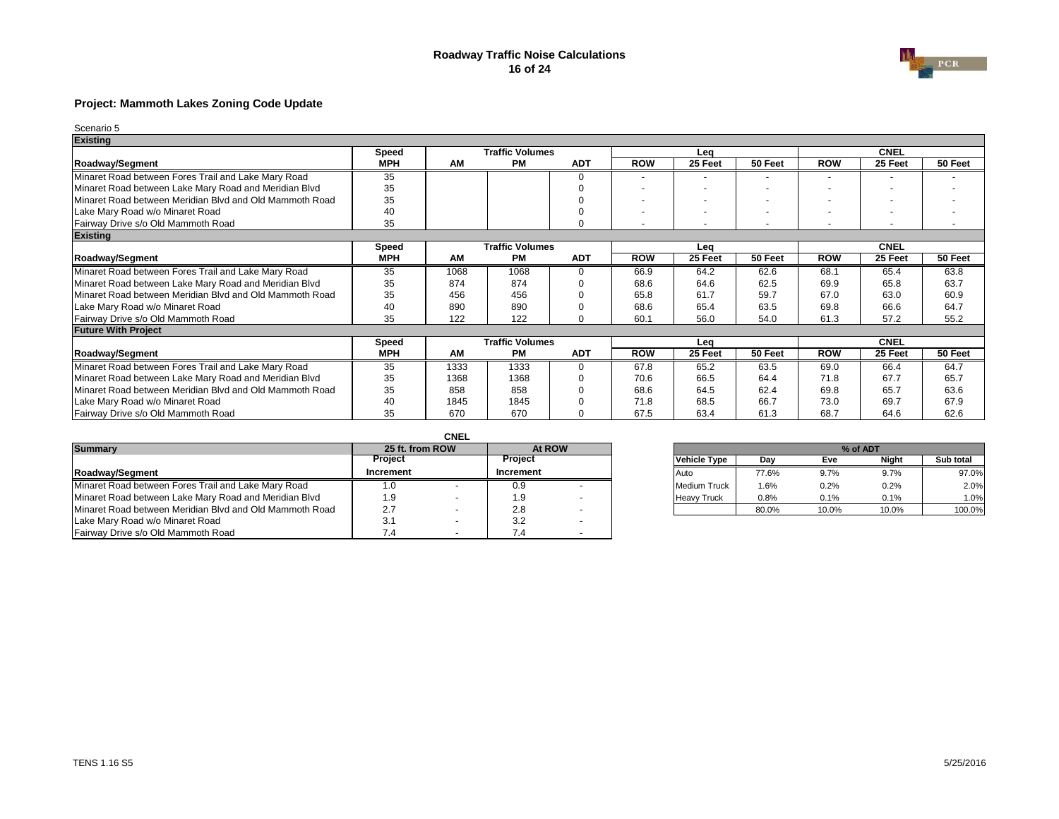# Roadway Traffic Noise Calculations

## Project: Mammoth Lakes Zoning Code Update

Scenario 5

| Existing | | | | | | | | | | |
|---|---|---|---|---|---|---|---|---|---|---|
| | Speed | Traffic Volumes | | | Leq | | | CNEL | | |
| Roadway/Segment | MPH | AM | PM | ADT | ROW | 25 Feet | 50 Feet | ROW | 25 Feet | 50 Feet |
| Minaret Road between Fores Trail and Lake Mary Road | 35 | | | 0 | - | - | - | - | - | - |
| Minaret Road between Lake Mary Road and Meridian Blvd | 35 | | | 0 | - | - | - | - | - | - |
| Minaret Road between Meridian Blvd and Old Mammoth Road | 35 | | | 0 | - | - | - | - | - | - |
| Lake Mary Road w/o Minaret Road | 40 | | | 0 | - | - | - | - | - | - |
| Fairway Drive s/o Old Mammoth Road | 35 | | | 0 | - | - | - | - | - | - |

| Existing | | | | | | | | | | |
|---|---|---|---|---|---|---|---|---|---|---|
| | Speed | Traffic Volumes | | | Leq | | | CNEL | | |
| Roadway/Segment | MPH | AM | PM | ADT | ROW | 25 Feet | 50 Feet | ROW | 25 Feet | 50 Feet |
| Minaret Road between Fores Trail and Lake Mary Road | 35 | 1068 | 1068 | 0 | 66.9 | 64.2 | 62.6 | 68.1 | 65.4 | 63.8 |
| Minaret Road between Lake Mary Road and Meridian Blvd | 35 | 874 | 874 | 0 | 68.6 | 64.6 | 62.5 | 69.9 | 65.8 | 63.7 |
| Minaret Road between Meridian Blvd and Old Mammoth Road | 35 | 456 | 456 | 0 | 65.8 | 61.7 | 59.7 | 67.0 | 63.0 | 60.9 |
| Lake Mary Road w/o Minaret Road | 40 | 890 | 890 | 0 | 68.6 | 65.4 | 63.5 | 69.8 | 66.6 | 64.7 |
| Fairway Drive s/o Old Mammoth Road | 35 | 122 | 122 | 0 | 60.1 | 56.0 | 54.0 | 61.3 | 57.2 | 55.2 |

| Future With Project | | | | | | | | | | |
|---|---|---|---|---|---|---|---|---|---|---|
| | Speed | Traffic Volumes | | | Leq | | | CNEL | | |
| Roadway/Segment | MPH | AM | PM | ADT | ROW | 25 Feet | 50 Feet | ROW | 25 Feet | 50 Feet |
| Minaret Road between Fores Trail and Lake Mary Road | 35 | 1333 | 1333 | 0 | 67.8 | 65.2 | 63.5 | 69.0 | 66.4 | 64.7 |
| Minaret Road between Lake Mary Road and Meridian Blvd | 35 | 1368 | 1368 | 0 | 70.6 | 66.5 | 64.4 | 71.8 | 67.7 | 65.7 |
| Minaret Road between Meridian Blvd and Old Mammoth Road | 35 | 858 | 858 | 0 | 68.6 | 64.5 | 62.4 | 69.8 | 65.7 | 63.6 |
| Lake Mary Road w/o Minaret Road | 40 | 1845 | 1845 | 0 | 71.8 | 68.5 | 66.7 | 73.0 | 69.7 | 67.9 |
| Fairway Drive s/o Old Mammoth Road | 35 | 670 | 670 | 0 | 67.5 | 63.4 | 61.3 | 68.7 | 64.6 | 62.6 |

| | CNEL | | | |
|---|---|---|---|---|
| Summary | 25 ft. from ROW | | At ROW | |
| | Project | | Project | |
| Roadway/Segment | Increment | | Increment | |
| Minaret Road between Fores Trail and Lake Mary Road | 1.0 | - | 0.9 | - |
| Minaret Road between Lake Mary Road and Meridian Blvd | 1.9 | - | 1.9 | - |
| Minaret Road between Meridian Blvd and Old Mammoth Road | 2.7 | - | 2.8 | - |
| Lake Mary Road w/o Minaret Road | 3.1 | - | 3.2 | - |
| Fairway Drive s/o Old Mammoth Road | 7.4 | - | 7.4 | - |

| | % of ADT | | | |
|---|---|---|---|---|
| Vehicle Type | Day | Eve | Night | Sub total |
| Auto | 77.6% | 9.7% | 9.7% | 97.0% |
| Medium Truck | 1.6% | 0.2% | 0.2% | 2.0% |
| Heavy Truck | 0.8% | 0.1% | 0.1% | 1.0% |
| | 80.0% | 10.0% | 10.0% | 100.0% |

TENS 1.16 S5

5/25/2016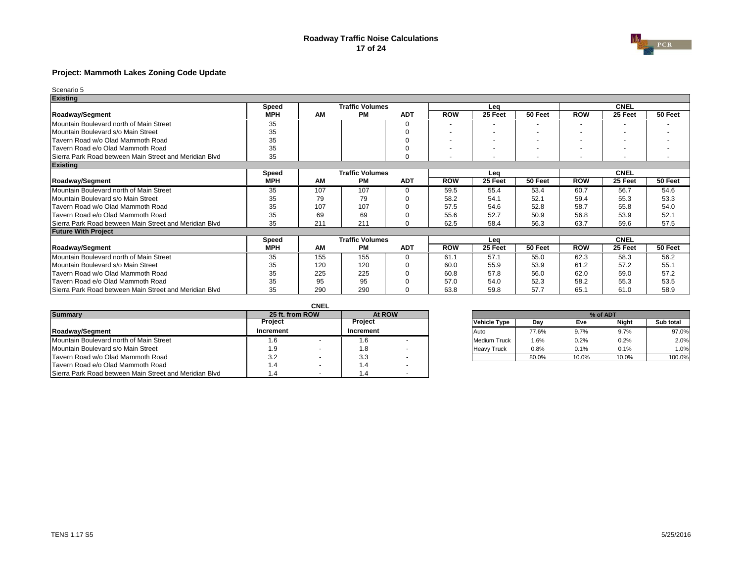# Roadway Traffic Noise Calculations

## Project: Mammoth Lakes Zoning Code Update

Scenario 5

| Existing | | | | | | | | | | |
|---|---|---|---|---|---|---|---|---|---|---|
| | Speed | Traffic Volumes | | | Leq | | | CNEL | | |
| Roadway/Segment | MPH | AM | PM | ADT | ROW | 25 Feet | 50 Feet | ROW | 25 Feet | 50 Feet |
| Mountain Boulevard north of Main Street | 35 | | | 0 | - | - | - | - | - | - |
| Mountain Boulevard s/o Main Street | 35 | | | 0 | - | - | - | - | - | - |
| Tavern Road w/o Olad Mammoth Road | 35 | | | 0 | - | - | - | - | - | - |
| Tavern Road e/o Olad Mammoth Road | 35 | | | 0 | - | - | - | - | - | - |
| Sierra Park Road between Main Street and Meridian Blvd | 35 | | | 0 | - | - | - | - | - | - |

| Existing | | | | | | | | | | |
|---|---|---|---|---|---|---|---|---|---|---|
| | Speed | Traffic Volumes | | | Leq | | | CNEL | | |
| Roadway/Segment | MPH | AM | PM | ADT | ROW | 25 Feet | 50 Feet | ROW | 25 Feet | 50 Feet |
| Mountain Boulevard north of Main Street | 35 | 107 | 107 | 0 | 59.5 | 55.4 | 53.4 | 60.7 | 56.7 | 54.6 |
| Mountain Boulevard s/o Main Street | 35 | 79 | 79 | 0 | 58.2 | 54.1 | 52.1 | 59.4 | 55.3 | 53.3 |
| Tavern Road w/o Olad Mammoth Road | 35 | 107 | 107 | 0 | 57.5 | 54.6 | 52.8 | 58.7 | 55.8 | 54.0 |
| Tavern Road e/o Olad Mammoth Road | 35 | 69 | 69 | 0 | 55.6 | 52.7 | 50.9 | 56.8 | 53.9 | 52.1 |
| Sierra Park Road between Main Street and Meridian Blvd | 35 | 211 | 211 | 0 | 62.5 | 58.4 | 56.3 | 63.7 | 59.6 | 57.5 |

| Future With Project | | | | | | | | | | |
|---|---|---|---|---|---|---|---|---|---|---|
| | Speed | Traffic Volumes | | | Leq | | | CNEL | | |
| Roadway/Segment | MPH | AM | PM | ADT | ROW | 25 Feet | 50 Feet | ROW | 25 Feet | 50 Feet |
| Mountain Boulevard north of Main Street | 35 | 155 | 155 | 0 | 61.1 | 57.1 | 55.0 | 62.3 | 58.3 | 56.2 |
| Mountain Boulevard s/o Main Street | 35 | 120 | 120 | 0 | 60.0 | 55.9 | 53.9 | 61.2 | 57.2 | 55.1 |
| Tavern Road w/o Olad Mammoth Road | 35 | 225 | 225 | 0 | 60.8 | 57.8 | 56.0 | 62.0 | 59.0 | 57.2 |
| Tavern Road e/o Olad Mammoth Road | 35 | 95 | 95 | 0 | 57.0 | 54.0 | 52.3 | 58.2 | 55.3 | 53.5 |
| Sierra Park Road between Main Street and Meridian Blvd | 35 | 290 | 290 | 0 | 63.8 | 59.8 | 57.7 | 65.1 | 61.0 | 58.9 |

| | CNEL | | | |
|---|---|---|---|---|
| Summary | 25 ft. from ROW | | At ROW | |
| | Project | | Project | |
| Roadway/Segment | Increment | | Increment | |
| Mountain Boulevard north of Main Street | 1.6 | - | 1.6 | - |
| Mountain Boulevard s/o Main Street | 1.9 | - | 1.8 | - |
| Tavern Road w/o Olad Mammoth Road | 3.2 | - | 3.3 | - |
| Tavern Road e/o Olad Mammoth Road | 1.4 | - | 1.4 | - |
| Sierra Park Road between Main Street and Meridian Blvd | 1.4 | - | 1.4 | - |

| | % of ADT | | | |
|---|---|---|---|---|
| Vehicle Type | Day | Eve | Night | Sub total |
| Auto | 77.6% | 9.7% | 9.7% | 97.0% |
| Medium Truck | 1.6% | 0.2% | 0.2% | 2.0% |
| Heavy Truck | 0.8% | 0.1% | 0.1% | 1.0% |
| | 80.0% | 10.0% | 10.0% | 100.0% |

TENS 1.17 S5

5/25/2016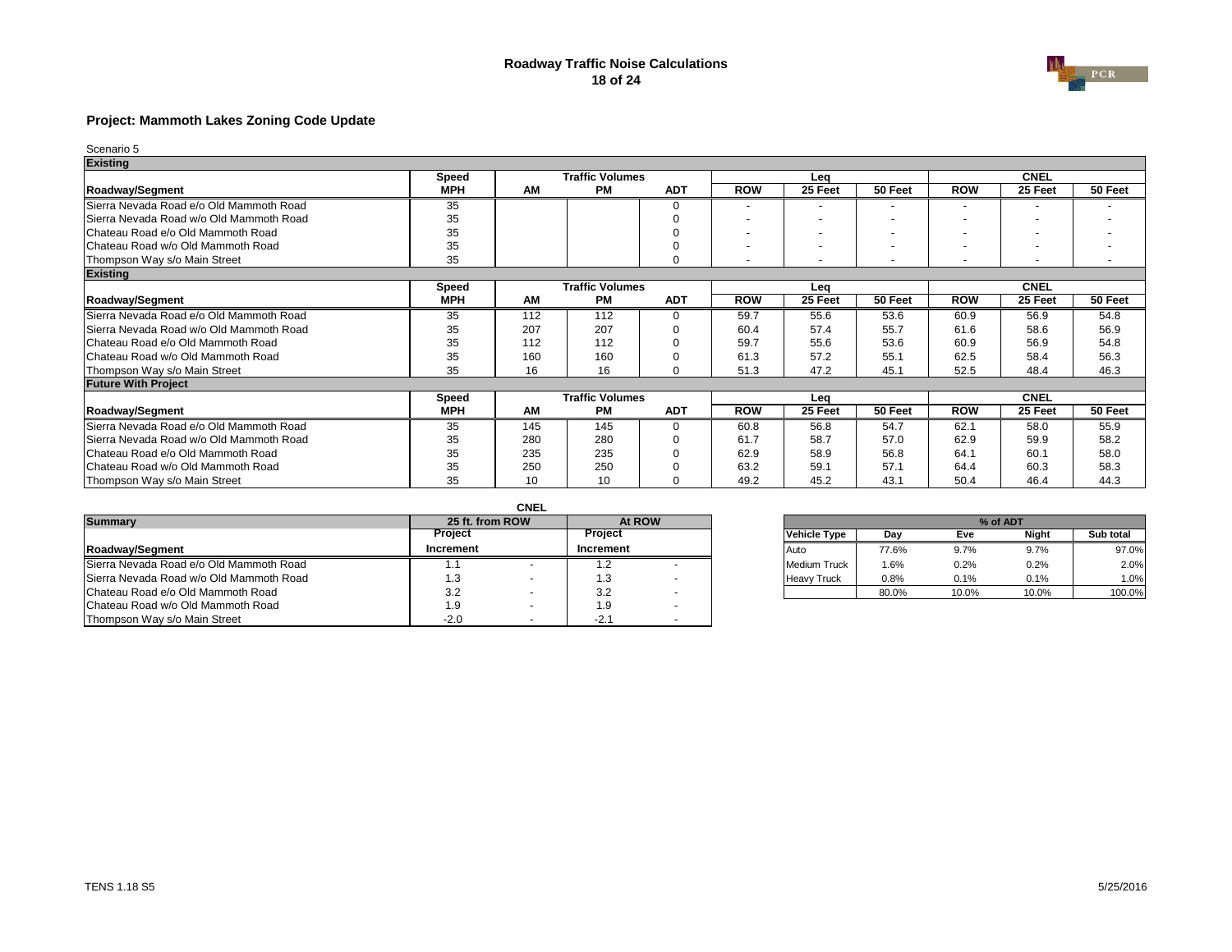## Roadway Traffic Noise Calculations

### Project: Mammoth Lakes Zoning Code Update

Scenario 5

| Existing | | | | | | | | | | |
|---|---|---|---|---|---|---|---|---|---|---|
| | Speed | Traffic Volumes | | | Leq | | | CNEL | | |
| Roadway/Segment | MPH | AM | PM | ADT | ROW | 25 Feet | 50 Feet | ROW | 25 Feet | 50 Feet |
| Sierra Nevada Road e/o Old Mammoth Road | 35 | | | 0 | - | - | - | - | - | - |
| Sierra Nevada Road w/o Old Mammoth Road | 35 | | | 0 | - | - | - | - | - | - |
| Chateau Road e/o Old Mammoth Road | 35 | | | 0 | - | - | - | - | - | - |
| Chateau Road w/o Old Mammoth Road | 35 | | | 0 | - | - | - | - | - | - |
| Thompson Way s/o Main Street | 35 | | | 0 | - | - | - | - | - | - |

| Existing | | | | | | | | | | |
|---|---|---|---|---|---|---|---|---|---|---|
| | Speed | Traffic Volumes | | | Leq | | | CNEL | | |
| Roadway/Segment | MPH | AM | PM | ADT | ROW | 25 Feet | 50 Feet | ROW | 25 Feet | 50 Feet |
| Sierra Nevada Road e/o Old Mammoth Road | 35 | 112 | 112 | 0 | 59.7 | 55.6 | 53.6 | 60.9 | 56.9 | 54.8 |
| Sierra Nevada Road w/o Old Mammoth Road | 35 | 207 | 207 | 0 | 60.4 | 57.4 | 55.7 | 61.6 | 58.6 | 56.9 |
| Chateau Road e/o Old Mammoth Road | 35 | 112 | 112 | 0 | 59.7 | 55.6 | 53.6 | 60.9 | 56.9 | 54.8 |
| Chateau Road w/o Old Mammoth Road | 35 | 160 | 160 | 0 | 61.3 | 57.2 | 55.1 | 62.5 | 58.4 | 56.3 |
| Thompson Way s/o Main Street | 35 | 16 | 16 | 0 | 51.3 | 47.2 | 45.1 | 52.5 | 48.4 | 46.3 |

| Future With Project | | | | | | | | | | |
|---|---|---|---|---|---|---|---|---|---|---|
| | Speed | Traffic Volumes | | | Leq | | | CNEL | | |
| Roadway/Segment | MPH | AM | PM | ADT | ROW | 25 Feet | 50 Feet | ROW | 25 Feet | 50 Feet |
| Sierra Nevada Road e/o Old Mammoth Road | 35 | 145 | 145 | 0 | 60.8 | 56.8 | 54.7 | 62.1 | 58.0 | 55.9 |
| Sierra Nevada Road w/o Old Mammoth Road | 35 | 280 | 280 | 0 | 61.7 | 58.7 | 57.0 | 62.9 | 59.9 | 58.2 |
| Chateau Road e/o Old Mammoth Road | 35 | 235 | 235 | 0 | 62.9 | 58.9 | 56.8 | 64.1 | 60.1 | 58.0 |
| Chateau Road w/o Old Mammoth Road | 35 | 250 | 250 | 0 | 63.2 | 59.1 | 57.1 | 64.4 | 60.3 | 58.3 |
| Thompson Way s/o Main Street | 35 | 10 | 10 | 0 | 49.2 | 45.2 | 43.1 | 50.4 | 46.4 | 44.3 |

| Summary | CNEL | | | |
|---|---|---|---|---|
| | 25 ft. from ROW | | At ROW | |
| Roadway/Segment | Project Increment | | Project Increment | |
| Sierra Nevada Road e/o Old Mammoth Road | 1.1 | - | 1.2 | - |
| Sierra Nevada Road w/o Old Mammoth Road | 1.3 | - | 1.3 | - |
| Chateau Road e/o Old Mammoth Road | 3.2 | - | 3.2 | - |
| Chateau Road w/o Old Mammoth Road | 1.9 | - | 1.9 | - |
| Thompson Way s/o Main Street | -2.0 | - | -2.1 | - |

| | % of ADT | | | |
|---|---|---|---|---|
| Vehicle Type | Day | Eve | Night | Sub total |
| Auto | 77.6% | 9.7% | 9.7% | 97.0% |
| Medium Truck | 1.6% | 0.2% | 0.2% | 2.0% |
| Heavy Truck | 0.8% | 0.1% | 0.1% | 1.0% |
| | 80.0% | 10.0% | 10.0% | 100.0% |

TENS 1.18 S5

5/25/2016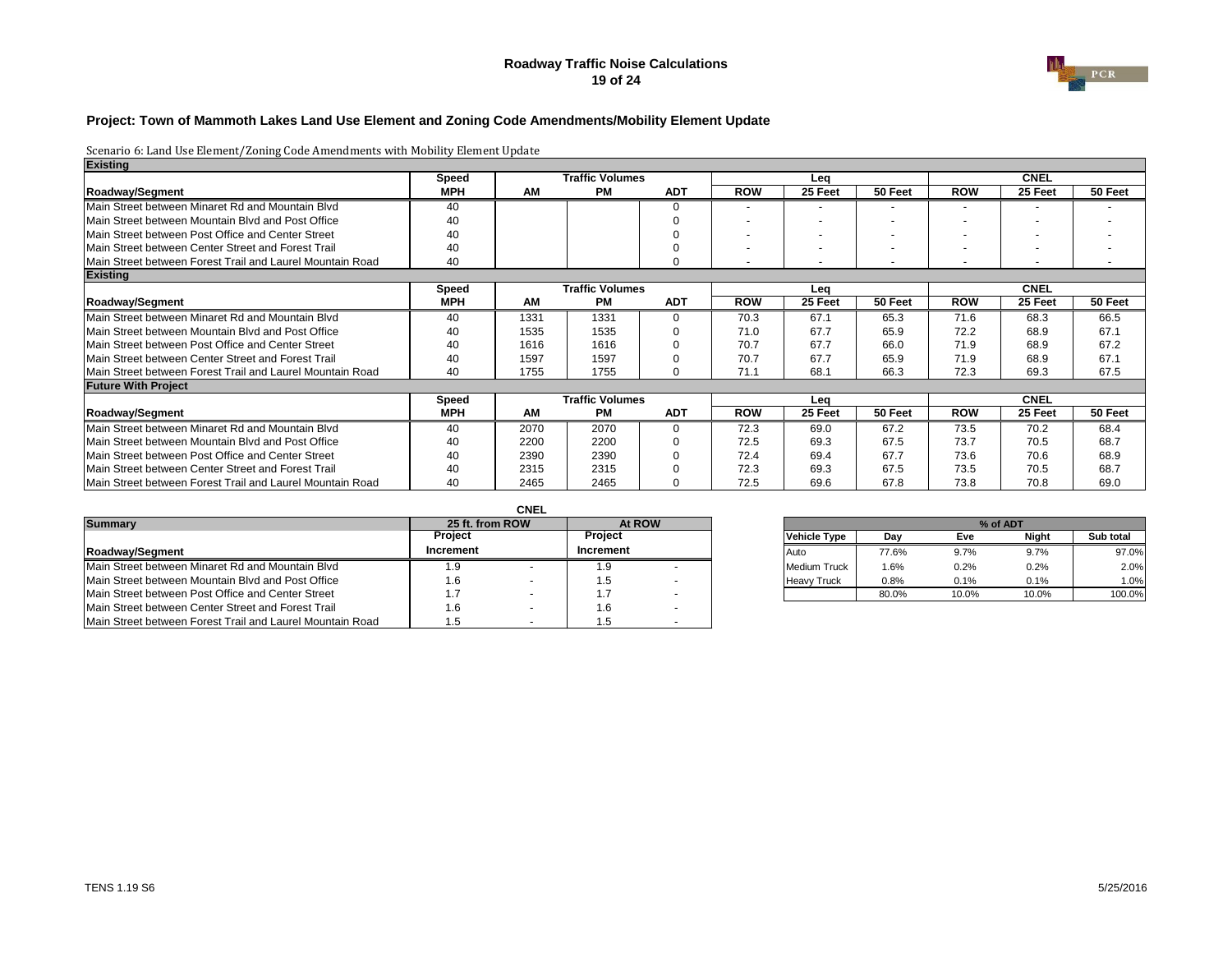## Roadway Traffic Noise Calculations

### Project: Town of Mammoth Lakes Land Use Element and Zoning Code Amendments/Mobility Element Update

Scenario 6: Land Use Element/Zoning Code Amendments with Mobility Element Update

**Existing**

| | Speed | Traffic Volumes | | | Leq | | | CNEL | | |
|---|---|---|---|---|---|---|---|---|---|---|
| Roadway/Segment | MPH | AM | PM | ADT | ROW | 25 Feet | 50 Feet | ROW | 25 Feet | 50 Feet |
| Main Street between Minaret Rd and Mountain Blvd | 40 | | | 0 | - | - | - | - | - | - |
| Main Street between Mountain Blvd and Post Office | 40 | | | 0 | - | - | - | - | - | - |
| Main Street between Post Office and Center Street | 40 | | | 0 | - | - | - | - | - | - |
| Main Street between Center Street and Forest Trail | 40 | | | 0 | - | - | - | - | - | - |
| Main Street between Forest Trail and Laurel Mountain Road | 40 | | | 0 | - | - | - | - | - | - |

**Existing**

| | Speed | Traffic Volumes | | | Leq | | | CNEL | | |
|---|---|---|---|---|---|---|---|---|---|---|
| Roadway/Segment | MPH | AM | PM | ADT | ROW | 25 Feet | 50 Feet | ROW | 25 Feet | 50 Feet |
| Main Street between Minaret Rd and Mountain Blvd | 40 | 1331 | 1331 | 0 | 70.3 | 67.1 | 65.3 | 71.6 | 68.3 | 66.5 |
| Main Street between Mountain Blvd and Post Office | 40 | 1535 | 1535 | 0 | 71.0 | 67.7 | 65.9 | 72.2 | 68.9 | 67.1 |
| Main Street between Post Office and Center Street | 40 | 1616 | 1616 | 0 | 70.7 | 67.7 | 66.0 | 71.9 | 68.9 | 67.2 |
| Main Street between Center Street and Forest Trail | 40 | 1597 | 1597 | 0 | 70.7 | 67.7 | 65.9 | 71.9 | 68.9 | 67.1 |
| Main Street between Forest Trail and Laurel Mountain Road | 40 | 1755 | 1755 | 0 | 71.1 | 68.1 | 66.3 | 72.3 | 69.3 | 67.5 |

**Future With Project**

| | Speed | Traffic Volumes | | | Leq | | | CNEL | | |
|---|---|---|---|---|---|---|---|---|---|---|
| Roadway/Segment | MPH | AM | PM | ADT | ROW | 25 Feet | 50 Feet | ROW | 25 Feet | 50 Feet |
| Main Street between Minaret Rd and Mountain Blvd | 40 | 2070 | 2070 | 0 | 72.3 | 69.0 | 67.2 | 73.5 | 70.2 | 68.4 |
| Main Street between Mountain Blvd and Post Office | 40 | 2200 | 2200 | 0 | 72.5 | 69.3 | 67.5 | 73.7 | 70.5 | 68.7 |
| Main Street between Post Office and Center Street | 40 | 2390 | 2390 | 0 | 72.4 | 69.4 | 67.7 | 73.6 | 70.6 | 68.9 |
| Main Street between Center Street and Forest Trail | 40 | 2315 | 2315 | 0 | 72.3 | 69.3 | 67.5 | 73.5 | 70.5 | 68.7 |
| Main Street between Forest Trail and Laurel Mountain Road | 40 | 2465 | 2465 | 0 | 72.5 | 69.6 | 67.8 | 73.8 | 70.8 | 69.0 |

**CNEL**

| Summary | 25 ft. from ROW | | At ROW | |
|---|---|---|---|---|
| Roadway/Segment | Project Increment | | Project Increment | |
| Main Street between Minaret Rd and Mountain Blvd | 1.9 | - | 1.9 | - |
| Main Street between Mountain Blvd and Post Office | 1.6 | - | 1.5 | - |
| Main Street between Post Office and Center Street | 1.7 | - | 1.7 | - |
| Main Street between Center Street and Forest Trail | 1.6 | - | 1.6 | - |
| Main Street between Forest Trail and Laurel Mountain Road | 1.5 | - | 1.5 | - |

| | % of ADT | | | |
|---|---|---|---|---|
| Vehicle Type | Day | Eve | Night | Sub total |
| Auto | 77.6% | 9.7% | 9.7% | 97.0% |
| Medium Truck | 1.6% | 0.2% | 0.2% | 2.0% |
| Heavy Truck | 0.8% | 0.1% | 0.1% | 1.0% |
| | 80.0% | 10.0% | 10.0% | 100.0% |

TENS 1.19 S6

5/25/2016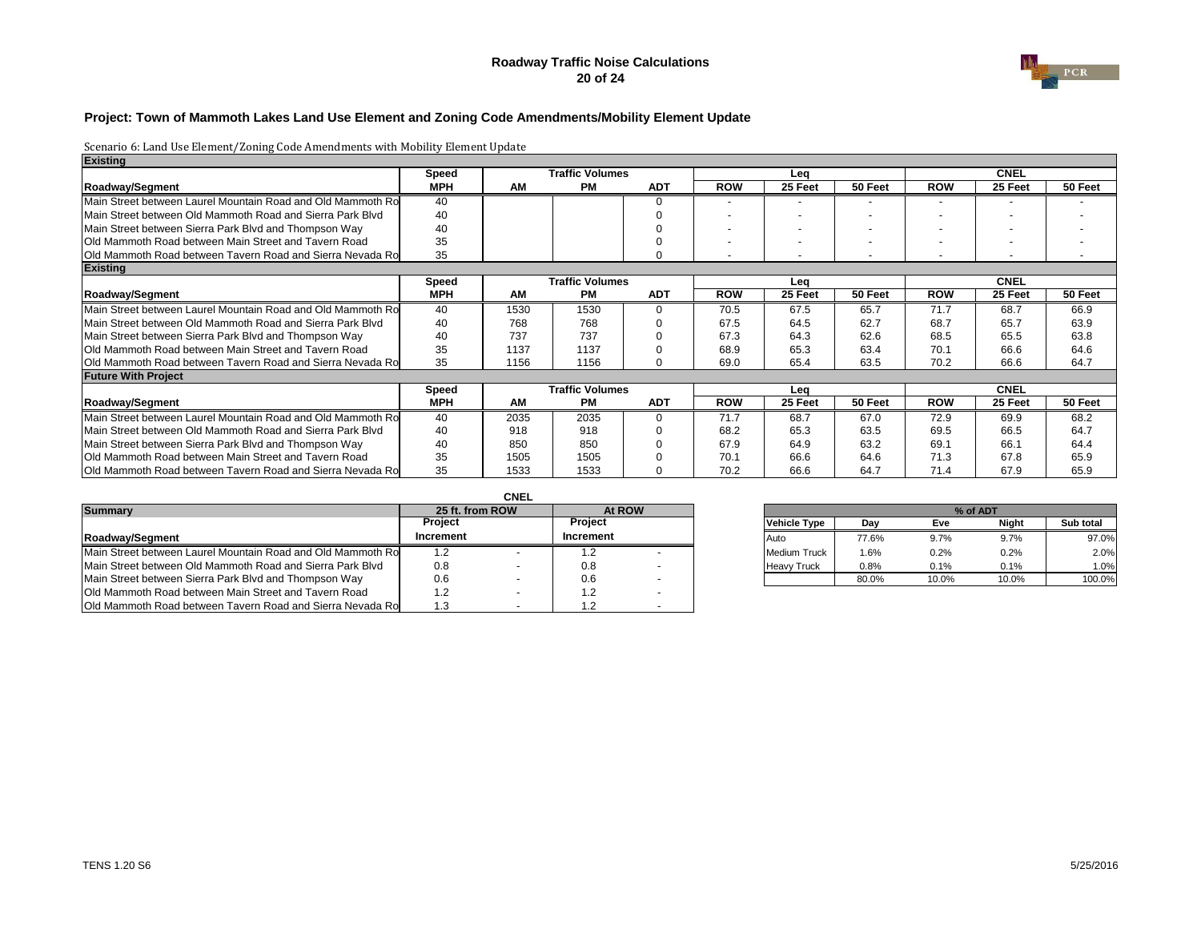# Roadway Traffic Noise Calculations

## Project: Town of Mammoth Lakes Land Use Element and Zoning Code Amendments/Mobility Element Update

Scenario 6: Land Use Element/Zoning Code Amendments with Mobility Element Update

**Existing**

| | Speed | Traffic Volumes | | | Leq | | | CNEL | | |
|---|---|---|---|---|---|---|---|---|---|---|
| **Roadway/Segment** | **MPH** | **AM** | **PM** | **ADT** | **ROW** | **25 Feet** | **50 Feet** | **ROW** | **25 Feet** | **50 Feet** |
| Main Street between Laurel Mountain Road and Old Mammoth Ro | 40 | | | 0 | - | - | - | - | - | - |
| Main Street between Old Mammoth Road and Sierra Park Blvd | 40 | | | 0 | - | - | - | - | - | - |
| Main Street between Sierra Park Blvd and Thompson Way | 40 | | | 0 | - | - | - | - | - | - |
| Old Mammoth Road between Main Street and Tavern Road | 35 | | | 0 | - | - | - | - | - | - |
| Old Mammoth Road between Tavern Road and Sierra Nevada Ro | 35 | | | 0 | - | - | - | - | - | - |

**Existing**

| | Speed | Traffic Volumes | | | Leq | | | CNEL | | |
|---|---|---|---|---|---|---|---|---|---|---|
| **Roadway/Segment** | **MPH** | **AM** | **PM** | **ADT** | **ROW** | **25 Feet** | **50 Feet** | **ROW** | **25 Feet** | **50 Feet** |
| Main Street between Laurel Mountain Road and Old Mammoth Ro | 40 | 1530 | 1530 | 0 | 70.5 | 67.5 | 65.7 | 71.7 | 68.7 | 66.9 |
| Main Street between Old Mammoth Road and Sierra Park Blvd | 40 | 768 | 768 | 0 | 67.5 | 64.5 | 62.7 | 68.7 | 65.7 | 63.9 |
| Main Street between Sierra Park Blvd and Thompson Way | 40 | 737 | 737 | 0 | 67.3 | 64.3 | 62.6 | 68.5 | 65.5 | 63.8 |
| Old Mammoth Road between Main Street and Tavern Road | 35 | 1137 | 1137 | 0 | 68.9 | 65.3 | 63.4 | 70.1 | 66.6 | 64.6 |
| Old Mammoth Road between Tavern Road and Sierra Nevada Ro | 35 | 1156 | 1156 | 0 | 69.0 | 65.4 | 63.5 | 70.2 | 66.6 | 64.7 |

**Future With Project**

| | Speed | Traffic Volumes | | | Leq | | | CNEL | | |
|---|---|---|---|---|---|---|---|---|---|---|
| **Roadway/Segment** | **MPH** | **AM** | **PM** | **ADT** | **ROW** | **25 Feet** | **50 Feet** | **ROW** | **25 Feet** | **50 Feet** |
| Main Street between Laurel Mountain Road and Old Mammoth Ro | 40 | 2035 | 2035 | 0 | 71.7 | 68.7 | 67.0 | 72.9 | 69.9 | 68.2 |
| Main Street between Old Mammoth Road and Sierra Park Blvd | 40 | 918 | 918 | 0 | 68.2 | 65.3 | 63.5 | 69.5 | 66.5 | 64.7 |
| Main Street between Sierra Park Blvd and Thompson Way | 40 | 850 | 850 | 0 | 67.9 | 64.9 | 63.2 | 69.1 | 66.1 | 64.4 |
| Old Mammoth Road between Main Street and Tavern Road | 35 | 1505 | 1505 | 0 | 70.1 | 66.6 | 64.6 | 71.3 | 67.8 | 65.9 |
| Old Mammoth Road between Tavern Road and Sierra Nevada Ro | 35 | 1533 | 1533 | 0 | 70.2 | 66.6 | 64.7 | 71.4 | 67.9 | 65.9 |

**CNEL**

| Summary | 25 ft. from ROW | | At ROW | |
|---|---|---|---|---|
| | Project | | Project | |
| **Roadway/Segment** | **Increment** | | **Increment** | |
| Main Street between Laurel Mountain Road and Old Mammoth Ro | 1.2 | - | 1.2 | - |
| Main Street between Old Mammoth Road and Sierra Park Blvd | 0.8 | - | 0.8 | - |
| Main Street between Sierra Park Blvd and Thompson Way | 0.6 | - | 0.6 | - |
| Old Mammoth Road between Main Street and Tavern Road | 1.2 | - | 1.2 | - |
| Old Mammoth Road between Tavern Road and Sierra Nevada Ro | 1.3 | - | 1.2 | - |

| | % of ADT | | | |
|---|---|---|---|---|
| **Vehicle Type** | **Day** | **Eve** | **Night** | **Sub total** |
| Auto | 77.6% | 9.7% | 9.7% | 97.0% |
| Medium Truck | 1.6% | 0.2% | 0.2% | 2.0% |
| Heavy Truck | 0.8% | 0.1% | 0.1% | 1.0% |
| | 80.0% | 10.0% | 10.0% | 100.0% |

TENS 1.20 S6 5/25/2016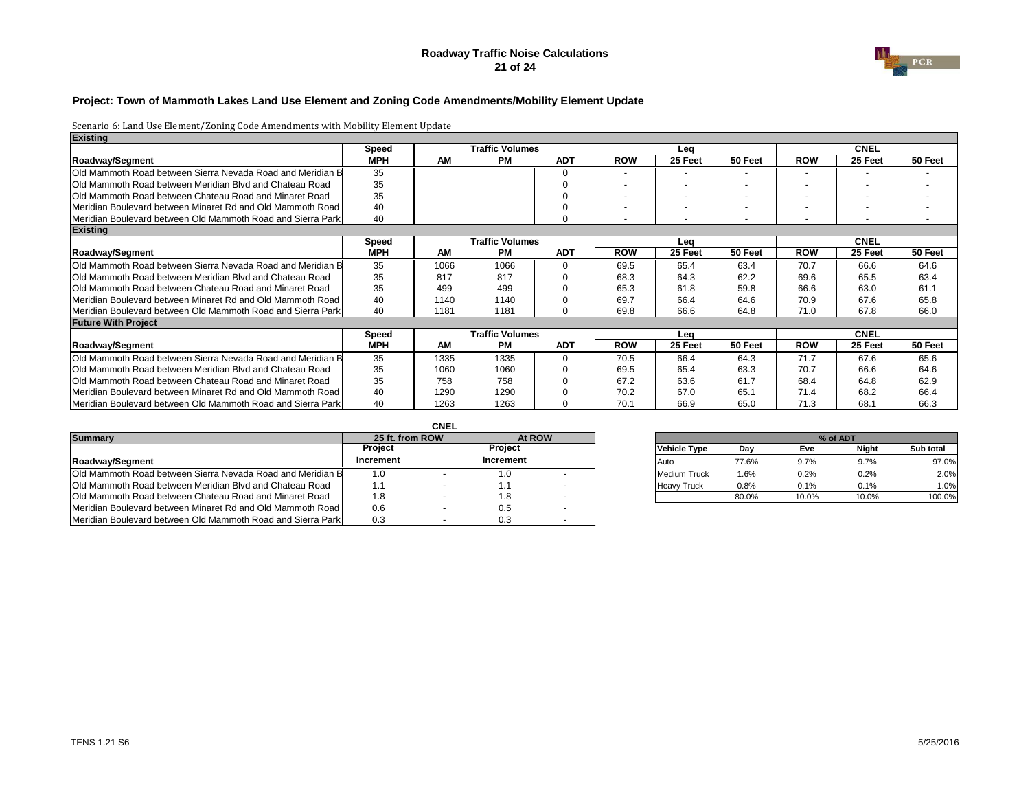# Roadway Traffic Noise Calculations

## Project: Town of Mammoth Lakes Land Use Element and Zoning Code Amendments/Mobility Element Update

Scenario 6: Land Use Element/Zoning Code Amendments with Mobility Element Update

**Existing**

| Roadway/Segment | Speed MPH | Traffic Volumes AM | Traffic Volumes PM | Traffic Volumes ADT | Leq ROW | Leq 25 Feet | Leq 50 Feet | CNEL ROW | CNEL 25 Feet | CNEL 50 Feet |
|---|---|---|---|---|---|---|---|---|---|---|
| Old Mammoth Road between Sierra Nevada Road and Meridian B | 35 | | | 0 | - | - | - | - | - | - |
| Old Mammoth Road between Meridian Blvd and Chateau Road | 35 | | | 0 | - | - | - | - | - | - |
| Old Mammoth Road between Chateau Road and Minaret Road | 35 | | | 0 | - | - | - | - | - | - |
| Meridian Boulevard between Minaret Rd and Old Mammoth Road | 40 | | | 0 | - | - | - | - | - | - |
| Meridian Boulevard between Old Mammoth Road and Sierra Park | 40 | | | 0 | - | - | - | - | - | - |

**Existing**

| Roadway/Segment | Speed MPH | Traffic Volumes AM | Traffic Volumes PM | Traffic Volumes ADT | Leq ROW | Leq 25 Feet | Leq 50 Feet | CNEL ROW | CNEL 25 Feet | CNEL 50 Feet |
|---|---|---|---|---|---|---|---|---|---|---|
| Old Mammoth Road between Sierra Nevada Road and Meridian B | 35 | 1066 | 1066 | 0 | 69.5 | 65.4 | 63.4 | 70.7 | 66.6 | 64.6 |
| Old Mammoth Road between Meridian Blvd and Chateau Road | 35 | 817 | 817 | 0 | 68.3 | 64.3 | 62.2 | 69.6 | 65.5 | 63.4 |
| Old Mammoth Road between Chateau Road and Minaret Road | 35 | 499 | 499 | 0 | 65.3 | 61.8 | 59.8 | 66.6 | 63.0 | 61.1 |
| Meridian Boulevard between Minaret Rd and Old Mammoth Road | 40 | 1140 | 1140 | 0 | 69.7 | 66.4 | 64.6 | 70.9 | 67.6 | 65.8 |
| Meridian Boulevard between Old Mammoth Road and Sierra Park | 40 | 1181 | 1181 | 0 | 69.8 | 66.6 | 64.8 | 71.0 | 67.8 | 66.0 |

**Future With Project**

| Roadway/Segment | Speed MPH | Traffic Volumes AM | Traffic Volumes PM | Traffic Volumes ADT | Leq ROW | Leq 25 Feet | Leq 50 Feet | CNEL ROW | CNEL 25 Feet | CNEL 50 Feet |
|---|---|---|---|---|---|---|---|---|---|---|
| Old Mammoth Road between Sierra Nevada Road and Meridian B | 35 | 1335 | 1335 | 0 | 70.5 | 66.4 | 64.3 | 71.7 | 67.6 | 65.6 |
| Old Mammoth Road between Meridian Blvd and Chateau Road | 35 | 1060 | 1060 | 0 | 69.5 | 65.4 | 63.3 | 70.7 | 66.6 | 64.6 |
| Old Mammoth Road between Chateau Road and Minaret Road | 35 | 758 | 758 | 0 | 67.2 | 63.6 | 61.7 | 68.4 | 64.8 | 62.9 |
| Meridian Boulevard between Minaret Rd and Old Mammoth Road | 40 | 1290 | 1290 | 0 | 70.2 | 67.0 | 65.1 | 71.4 | 68.2 | 66.4 |
| Meridian Boulevard between Old Mammoth Road and Sierra Park | 40 | 1263 | 1263 | 0 | 70.1 | 66.9 | 65.0 | 71.3 | 68.1 | 66.3 |

**CNEL**

| Summary Roadway/Segment | 25 ft. from ROW Project Increment | | At ROW Project Increment | |
|---|---|---|---|---|
| Old Mammoth Road between Sierra Nevada Road and Meridian B | 1.0 | - | 1.0 | - |
| Old Mammoth Road between Meridian Blvd and Chateau Road | 1.1 | - | 1.1 | - |
| Old Mammoth Road between Chateau Road and Minaret Road | 1.8 | - | 1.8 | - |
| Meridian Boulevard between Minaret Rd and Old Mammoth Road | 0.6 | - | 0.5 | - |
| Meridian Boulevard between Old Mammoth Road and Sierra Park | 0.3 | - | 0.3 | - |

| Vehicle Type | % of ADT Day | Eve | Night | Sub total |
|---|---|---|---|---|
| Auto | 77.6% | 9.7% | 9.7% | 97.0% |
| Medium Truck | 1.6% | 0.2% | 0.2% | 2.0% |
| Heavy Truck | 0.8% | 0.1% | 0.1% | 1.0% |
| | 80.0% | 10.0% | 10.0% | 100.0% |

TENS 1.21 S6

5/25/2016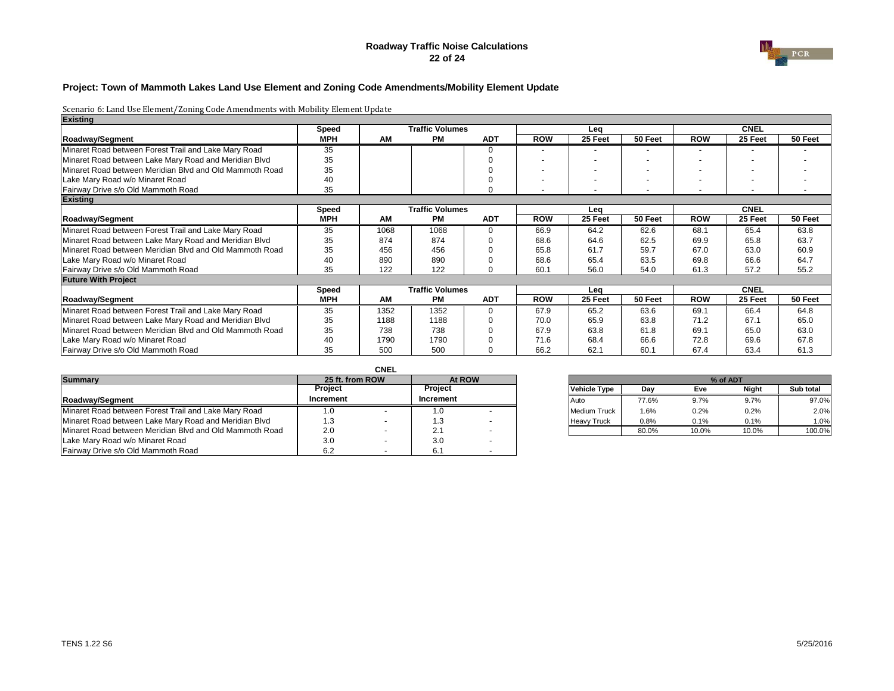**Roadway Traffic Noise Calculations**

## Project: Town of Mammoth Lakes Land Use Element and Zoning Code Amendments/Mobility Element Update

Scenario 6: Land Use Element/Zoning Code Amendments with Mobility Element Update

| Existing | | | | | | | | | | |
|---|---|---|---|---|---|---|---|---|---|---|
| | Speed | Traffic Volumes | | | Leq | | | CNEL | | |
| **Roadway/Segment** | **MPH** | **AM** | **PM** | **ADT** | **ROW** | **25 Feet** | **50 Feet** | **ROW** | **25 Feet** | **50 Feet** |
| Minaret Road between Forest Trail and Lake Mary Road | 35 | | | 0 | - | - | - | - | - | - |
| Minaret Road between Lake Mary Road and Meridian Blvd | 35 | | | 0 | - | - | - | - | - | - |
| Minaret Road between Meridian Blvd and Old Mammoth Road | 35 | | | 0 | - | - | - | - | - | - |
| Lake Mary Road w/o Minaret Road | 40 | | | 0 | - | - | - | - | - | - |
| Fairway Drive s/o Old Mammoth Road | 35 | | | 0 | - | - | - | - | - | - |

| Existing | | | | | | | | | | |
|---|---|---|---|---|---|---|---|---|---|---|
| | Speed | Traffic Volumes | | | Leq | | | CNEL | | |
| **Roadway/Segment** | **MPH** | **AM** | **PM** | **ADT** | **ROW** | **25 Feet** | **50 Feet** | **ROW** | **25 Feet** | **50 Feet** |
| Minaret Road between Forest Trail and Lake Mary Road | 35 | 1068 | 1068 | 0 | 66.9 | 64.2 | 62.6 | 68.1 | 65.4 | 63.8 |
| Minaret Road between Lake Mary Road and Meridian Blvd | 35 | 874 | 874 | 0 | 68.6 | 64.6 | 62.5 | 69.9 | 65.8 | 63.7 |
| Minaret Road between Meridian Blvd and Old Mammoth Road | 35 | 456 | 456 | 0 | 65.8 | 61.7 | 59.7 | 67.0 | 63.0 | 60.9 |
| Lake Mary Road w/o Minaret Road | 40 | 890 | 890 | 0 | 68.6 | 65.4 | 63.5 | 69.8 | 66.6 | 64.7 |
| Fairway Drive s/o Old Mammoth Road | 35 | 122 | 122 | 0 | 60.1 | 56.0 | 54.0 | 61.3 | 57.2 | 55.2 |

| Future With Project | | | | | | | | | | |
|---|---|---|---|---|---|---|---|---|---|---|
| | Speed | Traffic Volumes | | | Leq | | | CNEL | | |
| **Roadway/Segment** | **MPH** | **AM** | **PM** | **ADT** | **ROW** | **25 Feet** | **50 Feet** | **ROW** | **25 Feet** | **50 Feet** |
| Minaret Road between Forest Trail and Lake Mary Road | 35 | 1352 | 1352 | 0 | 67.9 | 65.2 | 63.6 | 69.1 | 66.4 | 64.8 |
| Minaret Road between Lake Mary Road and Meridian Blvd | 35 | 1188 | 1188 | 0 | 70.0 | 65.9 | 63.8 | 71.2 | 67.1 | 65.0 |
| Minaret Road between Meridian Blvd and Old Mammoth Road | 35 | 738 | 738 | 0 | 67.9 | 63.8 | 61.8 | 69.1 | 65.0 | 63.0 |
| Lake Mary Road w/o Minaret Road | 40 | 1790 | 1790 | 0 | 71.6 | 68.4 | 66.6 | 72.8 | 69.6 | 67.8 |
| Fairway Drive s/o Old Mammoth Road | 35 | 500 | 500 | 0 | 66.2 | 62.1 | 60.1 | 67.4 | 63.4 | 61.3 |

| Summary | CNEL | | | |
|---|---|---|---|---|
| | 25 ft. from ROW | | At ROW | |
| | Project | | Project | |
| **Roadway/Segment** | **Increment** | | **Increment** | |
| Minaret Road between Forest Trail and Lake Mary Road | 1.0 | - | 1.0 | - |
| Minaret Road between Lake Mary Road and Meridian Blvd | 1.3 | - | 1.3 | - |
| Minaret Road between Meridian Blvd and Old Mammoth Road | 2.0 | - | 2.1 | - |
| Lake Mary Road w/o Minaret Road | 3.0 | - | 3.0 | - |
| Fairway Drive s/o Old Mammoth Road | 6.2 | - | 6.1 | - |

| | % of ADT | | | |
|---|---|---|---|---|
| **Vehicle Type** | **Day** | **Eve** | **Night** | **Sub total** |
| Auto | 77.6% | 9.7% | 9.7% | 97.0% |
| Medium Truck | 1.6% | 0.2% | 0.2% | 2.0% |
| Heavy Truck | 0.8% | 0.1% | 0.1% | 1.0% |
| | 80.0% | 10.0% | 10.0% | 100.0% |

TENS 1.22 S6

5/25/2016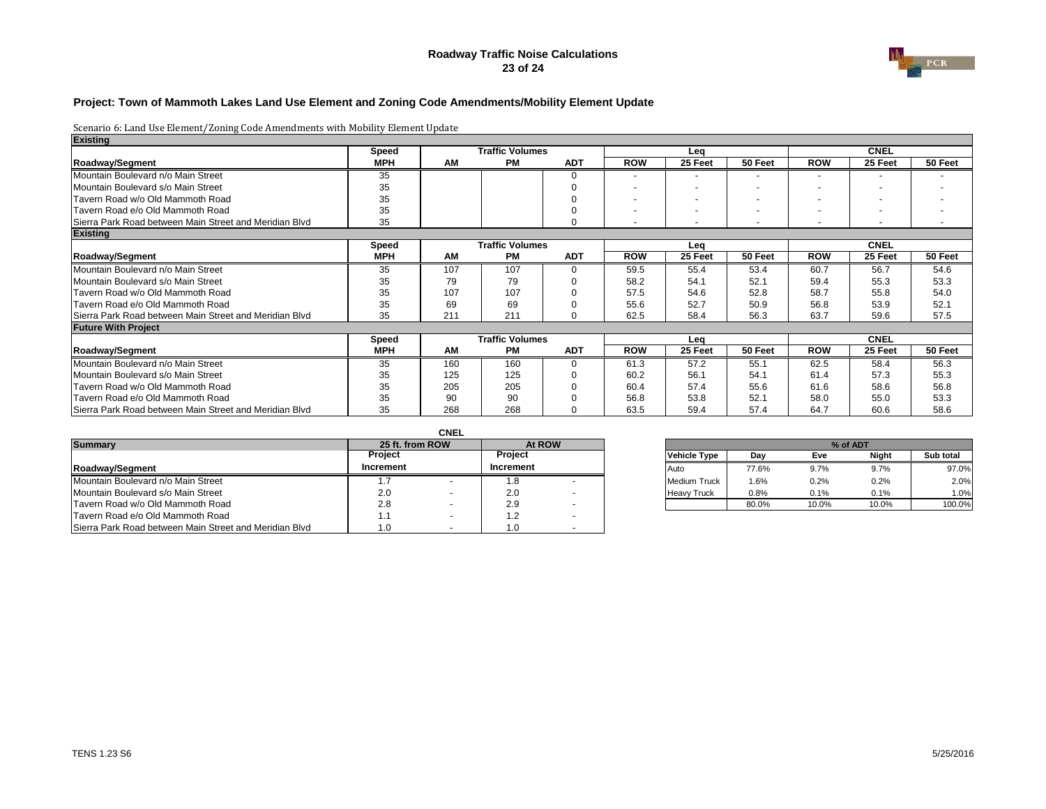## Roadway Traffic Noise Calculations

### Project: Town of Mammoth Lakes Land Use Element and Zoning Code Amendments/Mobility Element Update

Scenario 6: Land Use Element/Zoning Code Amendments with Mobility Element Update

**Existing**

| | Speed | Traffic Volumes | | | Leq | | | CNEL | | |
|---|---|---|---|---|---|---|---|---|---|---|
| **Roadway/Segment** | **MPH** | **AM** | **PM** | **ADT** | **ROW** | **25 Feet** | **50 Feet** | **ROW** | **25 Feet** | **50 Feet** |
| Mountain Boulevard n/o Main Street | 35 | | | 0 | - | - | - | - | - | - |
| Mountain Boulevard s/o Main Street | 35 | | | 0 | - | - | - | - | - | - |
| Tavern Road w/o Old Mammoth Road | 35 | | | 0 | - | - | - | - | - | - |
| Tavern Road e/o Old Mammoth Road | 35 | | | 0 | - | - | - | - | - | - |
| Sierra Park Road between Main Street and Meridian Blvd | 35 | | | 0 | - | - | - | - | - | - |

**Existing**

| | Speed | Traffic Volumes | | | Leq | | | CNEL | | |
|---|---|---|---|---|---|---|---|---|---|---|
| **Roadway/Segment** | **MPH** | **AM** | **PM** | **ADT** | **ROW** | **25 Feet** | **50 Feet** | **ROW** | **25 Feet** | **50 Feet** |
| Mountain Boulevard n/o Main Street | 35 | 107 | 107 | 0 | 59.5 | 55.4 | 53.4 | 60.7 | 56.7 | 54.6 |
| Mountain Boulevard s/o Main Street | 35 | 79 | 79 | 0 | 58.2 | 54.1 | 52.1 | 59.4 | 55.3 | 53.3 |
| Tavern Road w/o Old Mammoth Road | 35 | 107 | 107 | 0 | 57.5 | 54.6 | 52.8 | 58.7 | 55.8 | 54.0 |
| Tavern Road e/o Old Mammoth Road | 35 | 69 | 69 | 0 | 55.6 | 52.7 | 50.9 | 56.8 | 53.9 | 52.1 |
| Sierra Park Road between Main Street and Meridian Blvd | 35 | 211 | 211 | 0 | 62.5 | 58.4 | 56.3 | 63.7 | 59.6 | 57.5 |

**Future With Project**

| | Speed | Traffic Volumes | | | Leq | | | CNEL | | |
|---|---|---|---|---|---|---|---|---|---|---|
| **Roadway/Segment** | **MPH** | **AM** | **PM** | **ADT** | **ROW** | **25 Feet** | **50 Feet** | **ROW** | **25 Feet** | **50 Feet** |
| Mountain Boulevard n/o Main Street | 35 | 160 | 160 | 0 | 61.3 | 57.2 | 55.1 | 62.5 | 58.4 | 56.3 |
| Mountain Boulevard s/o Main Street | 35 | 125 | 125 | 0 | 60.2 | 56.1 | 54.1 | 61.4 | 57.3 | 55.3 |
| Tavern Road w/o Old Mammoth Road | 35 | 205 | 205 | 0 | 60.4 | 57.4 | 55.6 | 61.6 | 58.6 | 56.8 |
| Tavern Road e/o Old Mammoth Road | 35 | 90 | 90 | 0 | 56.8 | 53.8 | 52.1 | 58.0 | 55.0 | 53.3 |
| Sierra Park Road between Main Street and Meridian Blvd | 35 | 268 | 268 | 0 | 63.5 | 59.4 | 57.4 | 64.7 | 60.6 | 58.6 |

**CNEL**

| Summary | 25 ft. from ROW | | At ROW | |
|---|---|---|---|---|
| **Roadway/Segment** | **Project Increment** | | **Project Increment** | |
| Mountain Boulevard n/o Main Street | 1.7 | - | 1.8 | - |
| Mountain Boulevard s/o Main Street | 2.0 | - | 2.0 | - |
| Tavern Road w/o Old Mammoth Road | 2.8 | - | 2.9 | - |
| Tavern Road e/o Old Mammoth Road | 1.1 | - | 1.2 | - |
| Sierra Park Road between Main Street and Meridian Blvd | 1.0 | - | 1.0 | - |

| | % of ADT | | | |
|---|---|---|---|---|
| **Vehicle Type** | **Day** | **Eve** | **Night** | **Sub total** |
| Auto | 77.6% | 9.7% | 9.7% | 97.0% |
| Medium Truck | 1.6% | 0.2% | 0.2% | 2.0% |
| Heavy Truck | 0.8% | 0.1% | 0.1% | 1.0% |
| | 80.0% | 10.0% | 10.0% | 100.0% |

TENS 1.23 S6 5/25/2016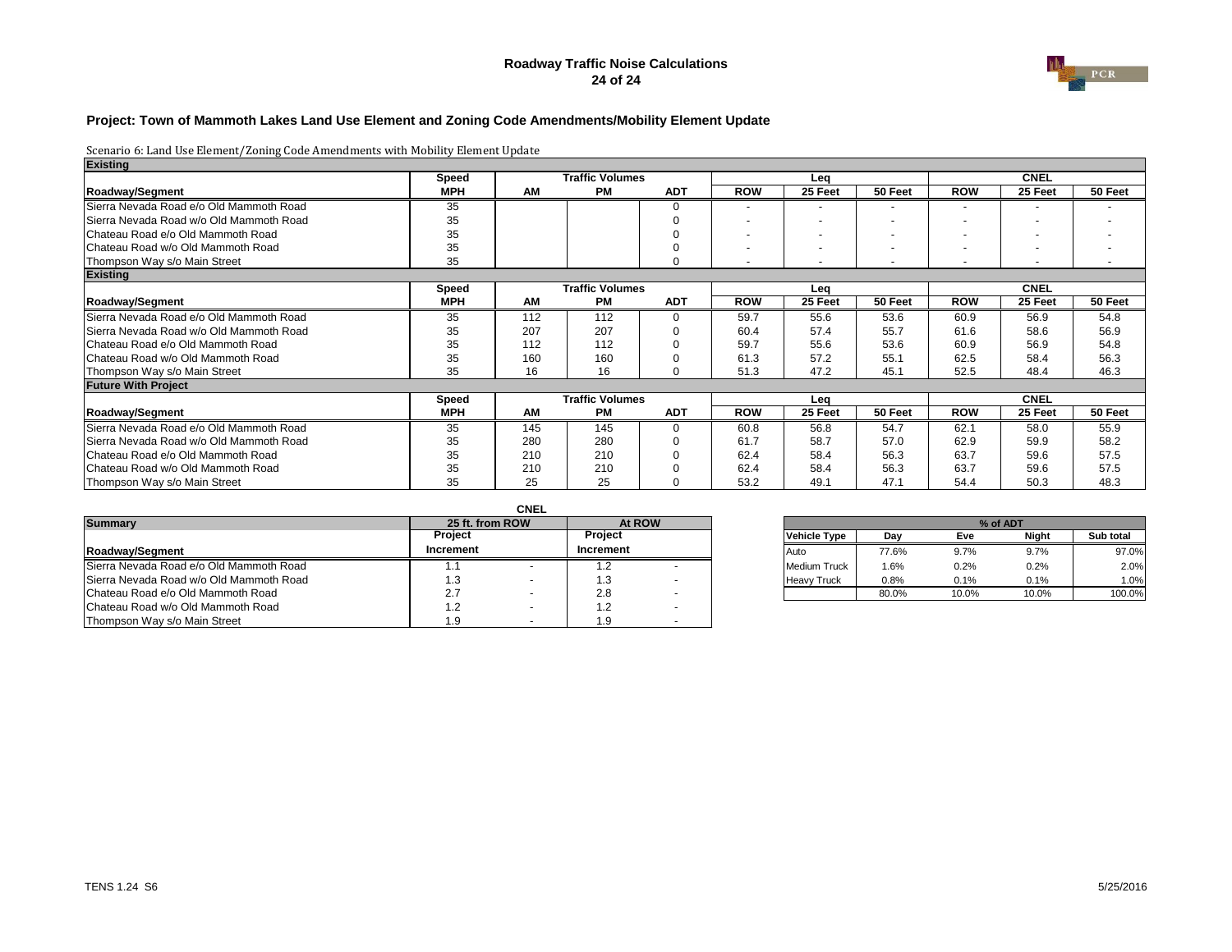# Roadway Traffic Noise Calculations

## Project: Town of Mammoth Lakes Land Use Element and Zoning Code Amendments/Mobility Element Update

Scenario 6: Land Use Element/Zoning Code Amendments with Mobility Element Update

**Existing**

| | Speed | Traffic Volumes | | | Leq | | | CNEL | | |
|---|---|---|---|---|---|---|---|---|---|---|
| Roadway/Segment | MPH | AM | PM | ADT | ROW | 25 Feet | 50 Feet | ROW | 25 Feet | 50 Feet |
| Sierra Nevada Road e/o Old Mammoth Road | 35 | | | 0 | - | - | - | - | - | - |
| Sierra Nevada Road w/o Old Mammoth Road | 35 | | | 0 | - | - | - | - | - | - |
| Chateau Road e/o Old Mammoth Road | 35 | | | 0 | - | - | - | - | - | - |
| Chateau Road w/o Old Mammoth Road | 35 | | | 0 | - | - | - | - | - | - |
| Thompson Way s/o Main Street | 35 | | | 0 | - | - | - | - | - | - |

**Existing**

| | Speed | Traffic Volumes | | | Leq | | | CNEL | | |
|---|---|---|---|---|---|---|---|---|---|---|
| Roadway/Segment | MPH | AM | PM | ADT | ROW | 25 Feet | 50 Feet | ROW | 25 Feet | 50 Feet |
| Sierra Nevada Road e/o Old Mammoth Road | 35 | 112 | 112 | 0 | 59.7 | 55.6 | 53.6 | 60.9 | 56.9 | 54.8 |
| Sierra Nevada Road w/o Old Mammoth Road | 35 | 207 | 207 | 0 | 60.4 | 57.4 | 55.7 | 61.6 | 58.6 | 56.9 |
| Chateau Road e/o Old Mammoth Road | 35 | 112 | 112 | 0 | 59.7 | 55.6 | 53.6 | 60.9 | 56.9 | 54.8 |
| Chateau Road w/o Old Mammoth Road | 35 | 160 | 160 | 0 | 61.3 | 57.2 | 55.1 | 62.5 | 58.4 | 56.3 |
| Thompson Way s/o Main Street | 35 | 16 | 16 | 0 | 51.3 | 47.2 | 45.1 | 52.5 | 48.4 | 46.3 |

**Future With Project**

| | Speed | Traffic Volumes | | | Leq | | | CNEL | | |
|---|---|---|---|---|---|---|---|---|---|---|
| Roadway/Segment | MPH | AM | PM | ADT | ROW | 25 Feet | 50 Feet | ROW | 25 Feet | 50 Feet |
| Sierra Nevada Road e/o Old Mammoth Road | 35 | 145 | 145 | 0 | 60.8 | 56.8 | 54.7 | 62.1 | 58.0 | 55.9 |
| Sierra Nevada Road w/o Old Mammoth Road | 35 | 280 | 280 | 0 | 61.7 | 58.7 | 57.0 | 62.9 | 59.9 | 58.2 |
| Chateau Road e/o Old Mammoth Road | 35 | 210 | 210 | 0 | 62.4 | 58.4 | 56.3 | 63.7 | 59.6 | 57.5 |
| Chateau Road w/o Old Mammoth Road | 35 | 210 | 210 | 0 | 62.4 | 58.4 | 56.3 | 63.7 | 59.6 | 57.5 |
| Thompson Way s/o Main Street | 35 | 25 | 25 | 0 | 53.2 | 49.1 | 47.1 | 54.4 | 50.3 | 48.3 |

**CNEL**

| Summary | 25 ft. from ROW | | At ROW | |
|---|---|---|---|---|
| Roadway/Segment | Project Increment | | Project Increment | |
| Sierra Nevada Road e/o Old Mammoth Road | 1.1 | - | 1.2 | - |
| Sierra Nevada Road w/o Old Mammoth Road | 1.3 | - | 1.3 | - |
| Chateau Road e/o Old Mammoth Road | 2.7 | - | 2.8 | - |
| Chateau Road w/o Old Mammoth Road | 1.2 | - | 1.2 | - |
| Thompson Way s/o Main Street | 1.9 | - | 1.9 | - |

| | % of ADT | | | |
|---|---|---|---|---|
| Vehicle Type | Day | Eve | Night | Sub total |
| Auto | 77.6% | 9.7% | 9.7% | 97.0% |
| Medium Truck | 1.6% | 0.2% | 0.2% | 2.0% |
| Heavy Truck | 0.8% | 0.1% | 0.1% | 1.0% |
| | 80.0% | 10.0% | 10.0% | 100.0% |

TENS 1.24 S6

5/25/2016